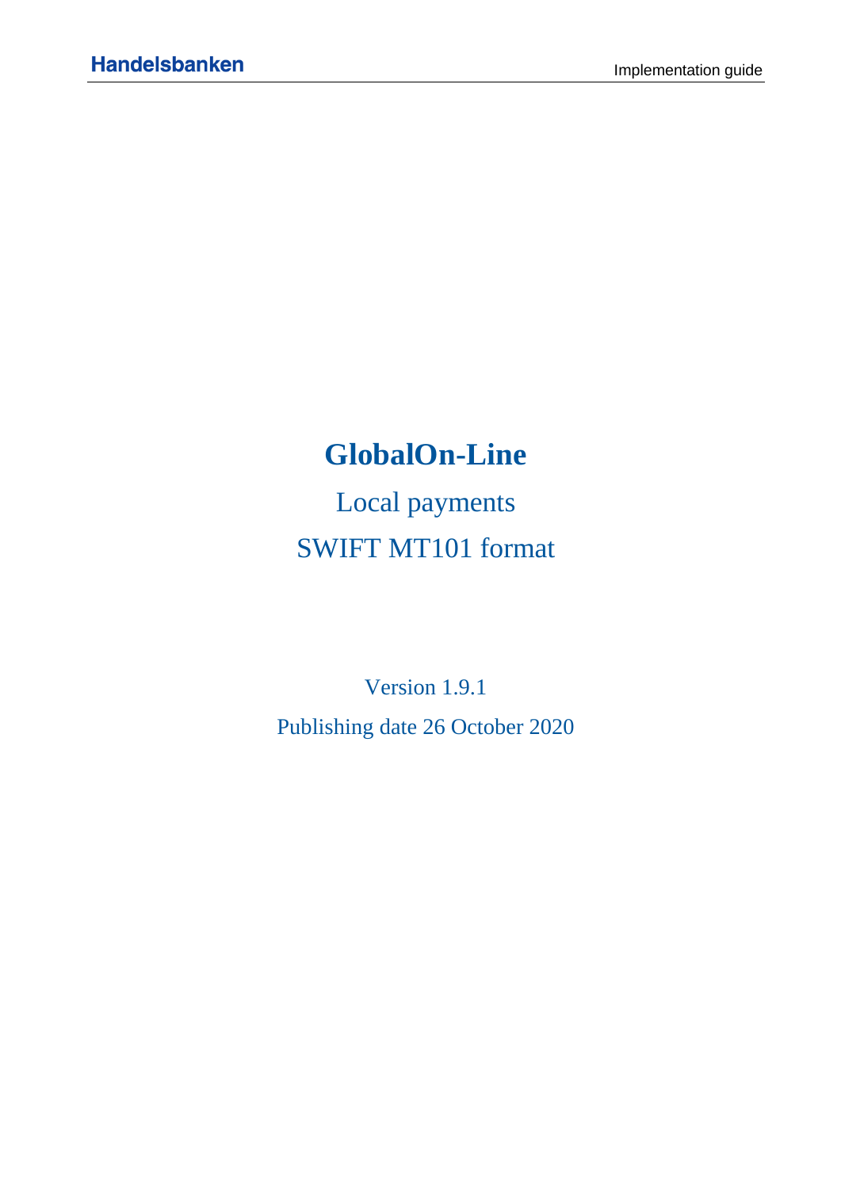# GlobalOn-Line

Local payments

SWIFT MT101 format

Version 1.9.1

Publishing date 26 October 2020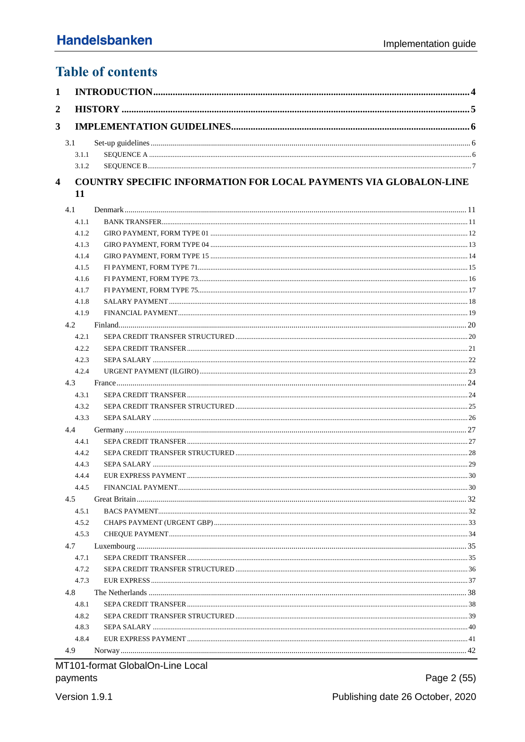# Table of contents

1 INTRODUCTION .......... 4

2 HISTORY .......... 5

3 IMPLEMENTATION GUIDELINES .......... 6

- 3.1 Set-up guidelines .......... 6
  - 3.1.1 SEQUENCE A .......... 6
  - 3.1.2 SEQUENCE B .......... 7

4 COUNTRY SPECIFIC INFORMATION FOR LOCAL PAYMENTS VIA GLOBALON-LINE .......... 11

- 4.1 Denmark .......... 11
  - 4.1.1 BANK TRANSFER .......... 11
  - 4.1.2 GIRO PAYMENT, FORM TYPE 01 .......... 12
  - 4.1.3 GIRO PAYMENT, FORM TYPE 04 .......... 13
  - 4.1.4 GIRO PAYMENT, FORM TYPE 15 .......... 14
  - 4.1.5 FI PAYMENT, FORM TYPE 71 .......... 15
  - 4.1.6 FI PAYMENT, FORM TYPE 73 .......... 16
  - 4.1.7 FI PAYMENT, FORM TYPE 75 .......... 17
  - 4.1.8 SALARY PAYMENT .......... 18
  - 4.1.9 FINANCIAL PAYMENT .......... 19
- 4.2 Finland .......... 20
  - 4.2.1 SEPA CREDIT TRANSFER STRUCTURED .......... 20
  - 4.2.2 SEPA CREDIT TRANSFER .......... 21
  - 4.2.3 SEPA SALARY .......... 22
  - 4.2.4 URGENT PAYMENT (ILGIRO) .......... 23
- 4.3 France .......... 24
  - 4.3.1 SEPA CREDIT TRANSFER .......... 24
  - 4.3.2 SEPA CREDIT TRANSFER STRUCTURED .......... 25
  - 4.3.3 SEPA SALARY .......... 26
- 4.4 Germany .......... 27
  - 4.4.1 SEPA CREDIT TRANSFER .......... 27
  - 4.4.2 SEPA CREDIT TRANSFER STRUCTURED .......... 28
  - 4.4.3 SEPA SALARY .......... 29
  - 4.4.4 EUR EXPRESS PAYMENT .......... 30
  - 4.4.5 FINANCIAL PAYMENT .......... 30
- 4.5 Great Britain .......... 32
  - 4.5.1 BACS PAYMENT .......... 32
  - 4.5.2 CHAPS PAYMENT (URGENT GBP) .......... 33
  - 4.5.3 CHEQUE PAYMENT .......... 34
- 4.7 Luxembourg .......... 35
  - 4.7.1 SEPA CREDIT TRANSFER .......... 35
  - 4.7.2 SEPA CREDIT TRANSFER STRUCTURED .......... 36
  - 4.7.3 EUR EXPRESS .......... 37
- 4.8 The Netherlands .......... 38
  - 4.8.1 SEPA CREDIT TRANSFER .......... 38
  - 4.8.2 SEPA CREDIT TRANSFER STRUCTURED .......... 39
  - 4.8.3 SEPA SALARY .......... 40
  - 4.8.4 EUR EXPRESS PAYMENT .......... 41
- 4.9 Norway .......... 42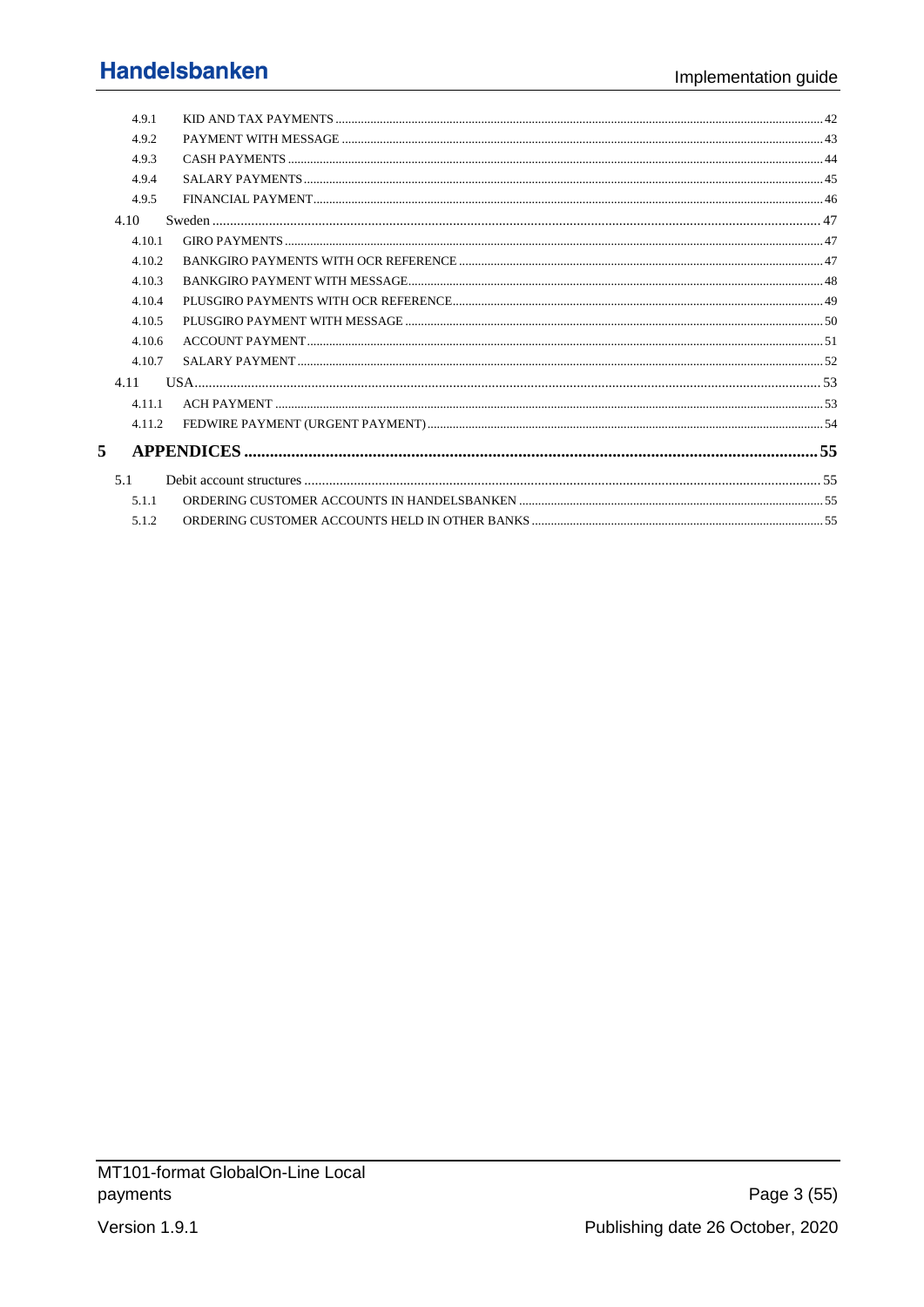- 4.9.1 KID AND TAX PAYMENTS ..... 42
- 4.9.2 PAYMENT WITH MESSAGE ..... 43
- 4.9.3 CASH PAYMENTS ..... 44
- 4.9.4 SALARY PAYMENTS ..... 45
- 4.9.5 FINANCIAL PAYMENT ..... 46
- 4.10 Sweden ..... 47
  - 4.10.1 GIRO PAYMENTS ..... 47
  - 4.10.2 BANKGIRO PAYMENTS WITH OCR REFERENCE ..... 47
  - 4.10.3 BANKGIRO PAYMENT WITH MESSAGE ..... 48
  - 4.10.4 PLUSGIRO PAYMENTS WITH OCR REFERENCE ..... 49
  - 4.10.5 PLUSGIRO PAYMENT WITH MESSAGE ..... 50
  - 4.10.6 ACCOUNT PAYMENT ..... 51
  - 4.10.7 SALARY PAYMENT ..... 52
- 4.11 USA ..... 53
  - 4.11.1 ACH PAYMENT ..... 53
  - 4.11.2 FEDWIRE PAYMENT (URGENT PAYMENT) ..... 54

**5 APPENDICES ..... 55**

- 5.1 Debit account structures ..... 55
  - 5.1.1 ORDERING CUSTOMER ACCOUNTS IN HANDELSBANKEN ..... 55
  - 5.1.2 ORDERING CUSTOMER ACCOUNTS HELD IN OTHER BANKS ..... 55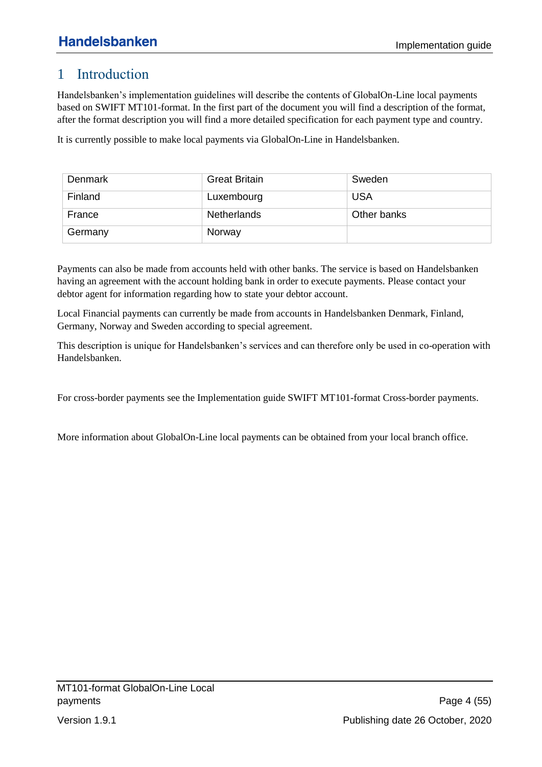# 1 Introduction

Handelsbanken's implementation guidelines will describe the contents of GlobalOn-Line local payments based on SWIFT MT101-format. In the first part of the document you will find a description of the format, after the format description you will find a more detailed specification for each payment type and country.

It is currently possible to make local payments via GlobalOn-Line in Handelsbanken.

| | | |
|---|---|---|
| Denmark | Great Britain | Sweden |
| Finland | Luxembourg | USA |
| France | Netherlands | Other banks |
| Germany | Norway | |

Payments can also be made from accounts held with other banks. The service is based on Handelsbanken having an agreement with the account holding bank in order to execute payments. Please contact your debtor agent for information regarding how to state your debtor account.

Local Financial payments can currently be made from accounts in Handelsbanken Denmark, Finland, Germany, Norway and Sweden according to special agreement.

This description is unique for Handelsbanken's services and can therefore only be used in co-operation with Handelsbanken.

For cross-border payments see the Implementation guide SWIFT MT101-format Cross-border payments.

More information about GlobalOn-Line local payments can be obtained from your local branch office.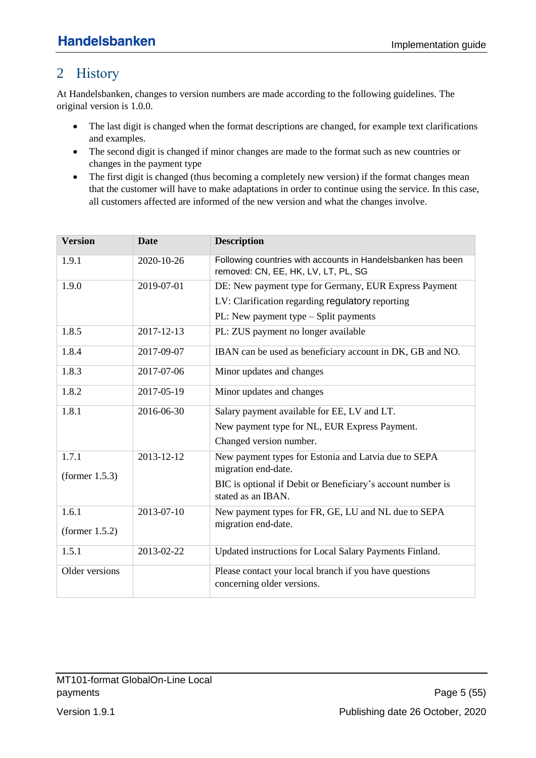# 2 History

At Handelsbanken, changes to version numbers are made according to the following guidelines. The original version is 1.0.0.

- The last digit is changed when the format descriptions are changed, for example text clarifications and examples.
- The second digit is changed if minor changes are made to the format such as new countries or changes in the payment type
- The first digit is changed (thus becoming a completely new version) if the format changes mean that the customer will have to make adaptations in order to continue using the service. In this case, all customers affected are informed of the new version and what the changes involve.

| Version | Date | Description |
|---|---|---|
| 1.9.1 | 2020-10-26 | Following countries with accounts in Handelsbanken has been removed: CN, EE, HK, LV, LT, PL, SG |
| 1.9.0 | 2019-07-01 | DE: New payment type for Germany, EUR Express Payment<br>LV: Clarification regarding regulatory reporting<br>PL: New payment type – Split payments |
| 1.8.5 | 2017-12-13 | PL: ZUS payment no longer available |
| 1.8.4 | 2017-09-07 | IBAN can be used as beneficiary account in DK, GB and NO. |
| 1.8.3 | 2017-07-06 | Minor updates and changes |
| 1.8.2 | 2017-05-19 | Minor updates and changes |
| 1.8.1 | 2016-06-30 | Salary payment available for EE, LV and LT.<br>New payment type for NL, EUR Express Payment.<br>Changed version number. |
| 1.7.1<br>(former 1.5.3) | 2013-12-12 | New payment types for Estonia and Latvia due to SEPA migration end-date.<br>BIC is optional if Debit or Beneficiary's account number is stated as an IBAN. |
| 1.6.1<br>(former 1.5.2) | 2013-07-10 | New payment types for FR, GE, LU and NL due to SEPA migration end-date. |
| 1.5.1 | 2013-02-22 | Updated instructions for Local Salary Payments Finland. |
| Older versions | | Please contact your local branch if you have questions concerning older versions. |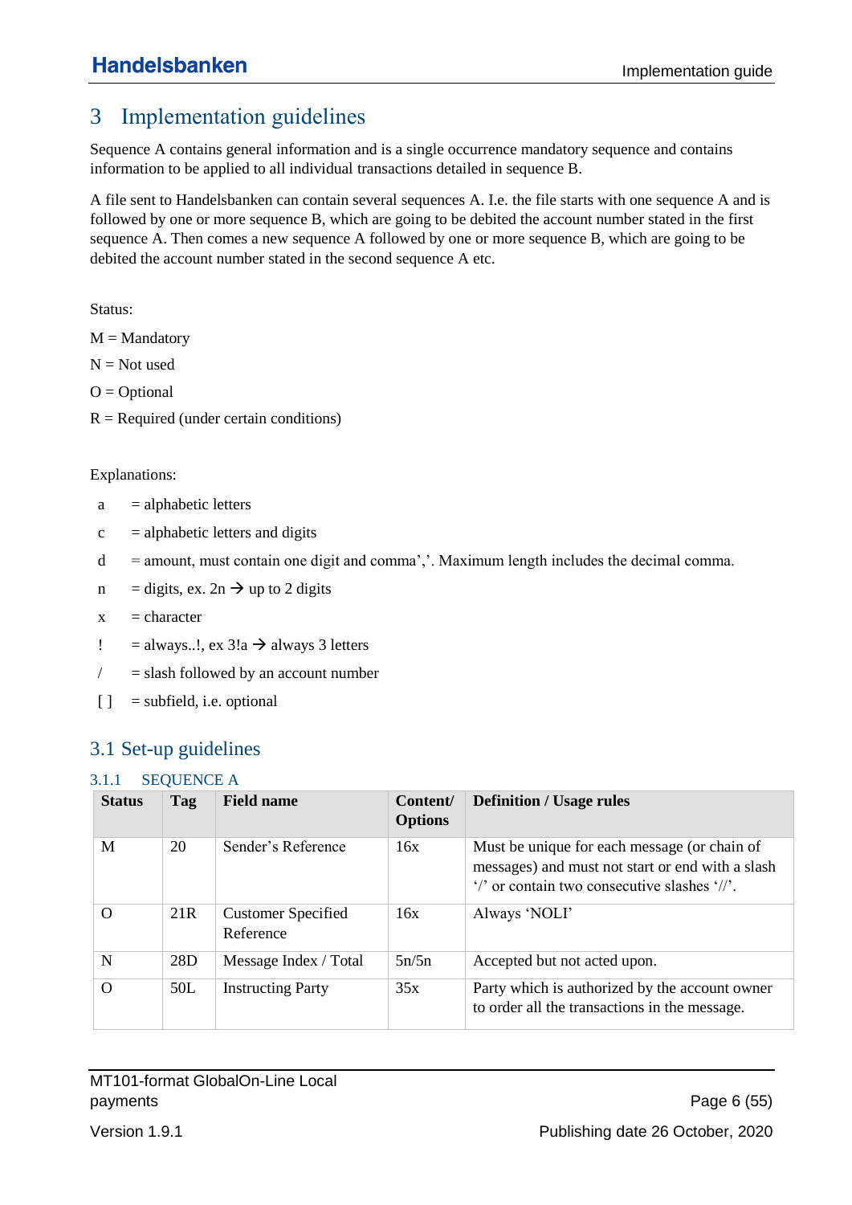# 3 Implementation guidelines

Sequence A contains general information and is a single occurrence mandatory sequence and contains information to be applied to all individual transactions detailed in sequence B.

A file sent to Handelsbanken can contain several sequences A. I.e. the file starts with one sequence A and is followed by one or more sequence B, which are going to be debited the account number stated in the first sequence A. Then comes a new sequence A followed by one or more sequence B, which are going to be debited the account number stated in the second sequence A etc.

Status:

M = Mandatory

N = Not used

O = Optional

R = Required (under certain conditions)

Explanations:

- a = alphabetic letters
- c = alphabetic letters and digits
- d = amount, must contain one digit and comma','. Maximum length includes the decimal comma.
- n = digits, ex. 2n → up to 2 digits
- x = character
- ! = always..!, ex 3!a → always 3 letters
- / = slash followed by an account number
- [ ] = subfield, i.e. optional

## 3.1 Set-up guidelines

### 3.1.1 SEQUENCE A

| Status | Tag | Field name | Content/ Options | Definition / Usage rules |
|---|---|---|---|---|
| M | 20 | Sender's Reference | 16x | Must be unique for each message (or chain of messages) and must not start or end with a slash '/' or contain two consecutive slashes '//'. |
| O | 21R | Customer Specified Reference | 16x | Always 'NOLI' |
| N | 28D | Message Index / Total | 5n/5n | Accepted but not acted upon. |
| O | 50L | Instructing Party | 35x | Party which is authorized by the account owner to order all the transactions in the message. |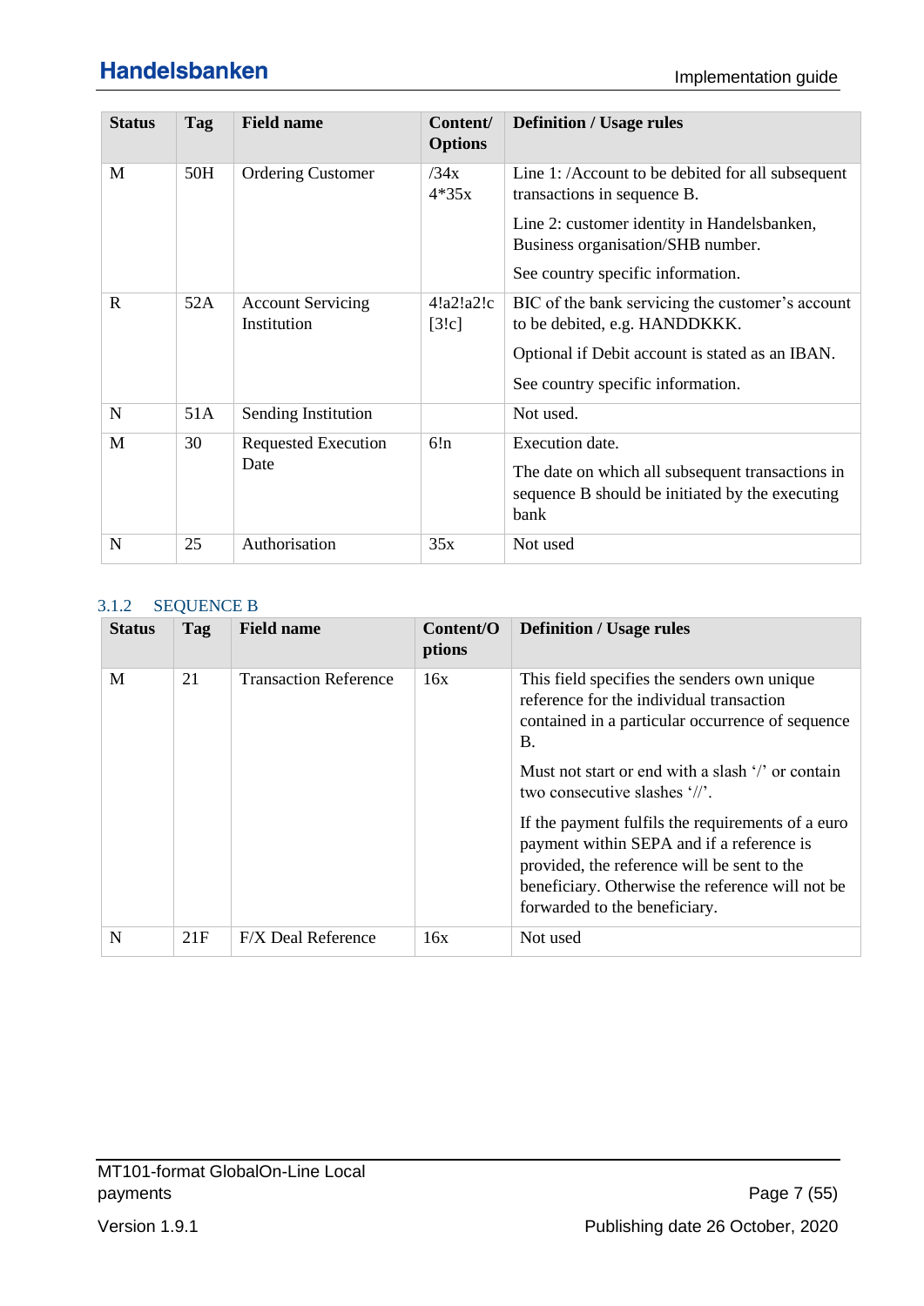| Status | Tag | Field name | Content/ Options | Definition / Usage rules |
|---|---|---|---|---|
| M | 50H | Ordering Customer | /34x 4*35x | Line 1: /Account to be debited for all subsequent transactions in sequence B.<br><br>Line 2: customer identity in Handelsbanken, Business organisation/SHB number.<br><br>See country specific information. |
| R | 52A | Account Servicing Institution | 4!a2!a2!c [3!c] | BIC of the bank servicing the customer's account to be debited, e.g. HANDDKKK.<br><br>Optional if Debit account is stated as an IBAN.<br><br>See country specific information. |
| N | 51A | Sending Institution | | Not used. |
| M | 30 | Requested Execution Date | 6!n | Execution date.<br><br>The date on which all subsequent transactions in sequence B should be initiated by the executing bank |
| N | 25 | Authorisation | 35x | Not used |

### 3.1.2 SEQUENCE B

| Status | Tag | Field name | Content/Options | Definition / Usage rules |
|---|---|---|---|---|
| M | 21 | Transaction Reference | 16x | This field specifies the senders own unique reference for the individual transaction contained in a particular occurrence of sequence B.<br><br>Must not start or end with a slash '/' or contain two consecutive slashes '//'.<br><br>If the payment fulfils the requirements of a euro payment within SEPA and if a reference is provided, the reference will be sent to the beneficiary. Otherwise the reference will not be forwarded to the beneficiary. |
| N | 21F | F/X Deal Reference | 16x | Not used |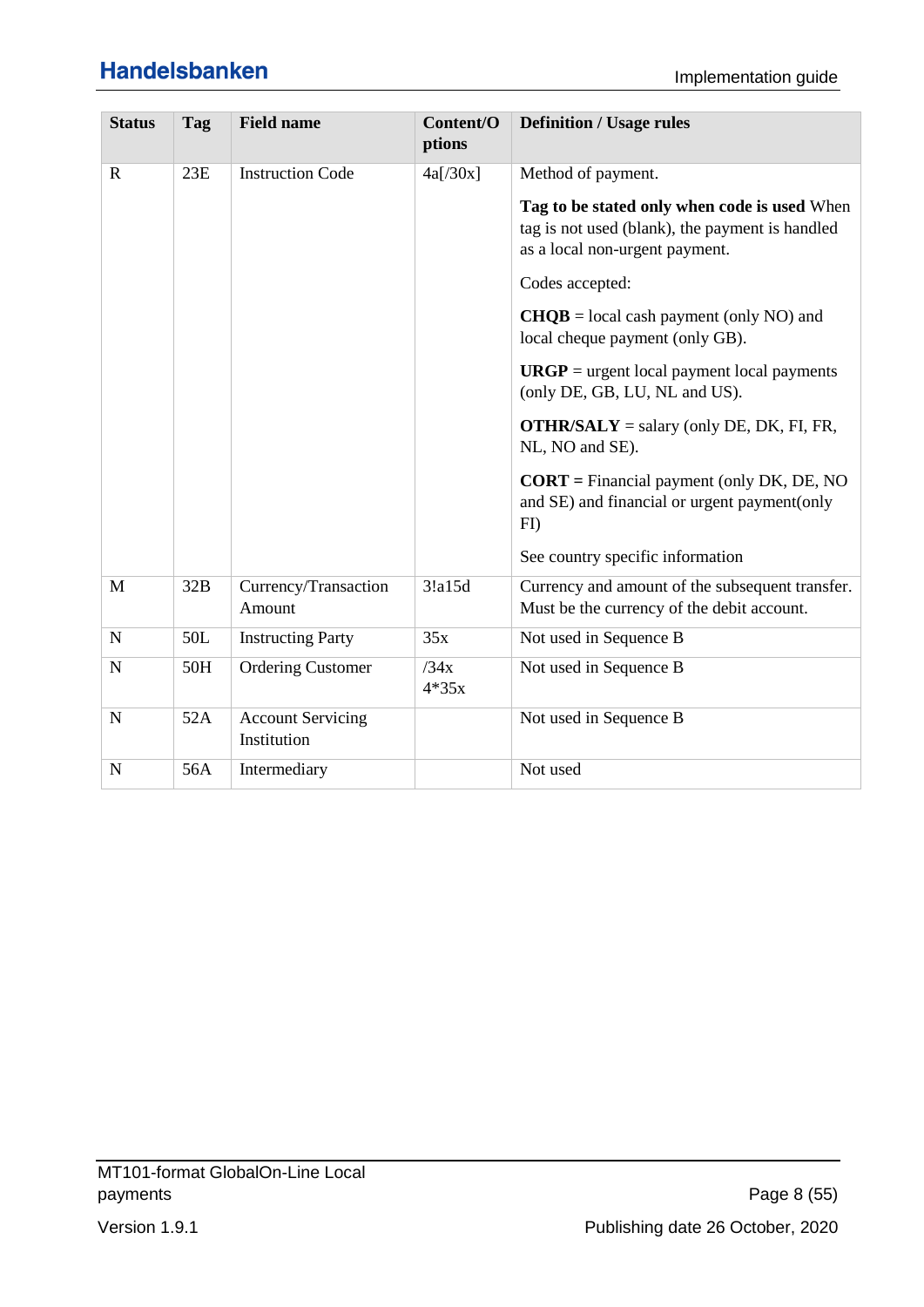| Status | Tag | Field name | Content/Options | Definition / Usage rules |
|---|---|---|---|---|
| R | 23E | Instruction Code | 4a[/30x] | Method of payment.<br><br>**Tag to be stated only when code is used** When tag is not used (blank), the payment is handled as a local non-urgent payment.<br><br>Codes accepted:<br><br>**CHQB** = local cash payment (only NO) and local cheque payment (only GB).<br><br>**URGP** = urgent local payment local payments (only DE, GB, LU, NL and US).<br><br>**OTHR/SALY** = salary (only DE, DK, FI, FR, NL, NO and SE).<br><br>**CORT =** Financial payment (only DK, DE, NO and SE) and financial or urgent payment(only FI)<br><br>See country specific information |
| M | 32B | Currency/Transaction Amount | 3!a15d | Currency and amount of the subsequent transfer. Must be the currency of the debit account. |
| N | 50L | Instructing Party | 35x | Not used in Sequence B |
| N | 50H | Ordering Customer | /34x<br>4*35x | Not used in Sequence B |
| N | 52A | Account Servicing Institution | | Not used in Sequence B |
| N | 56A | Intermediary | | Not used |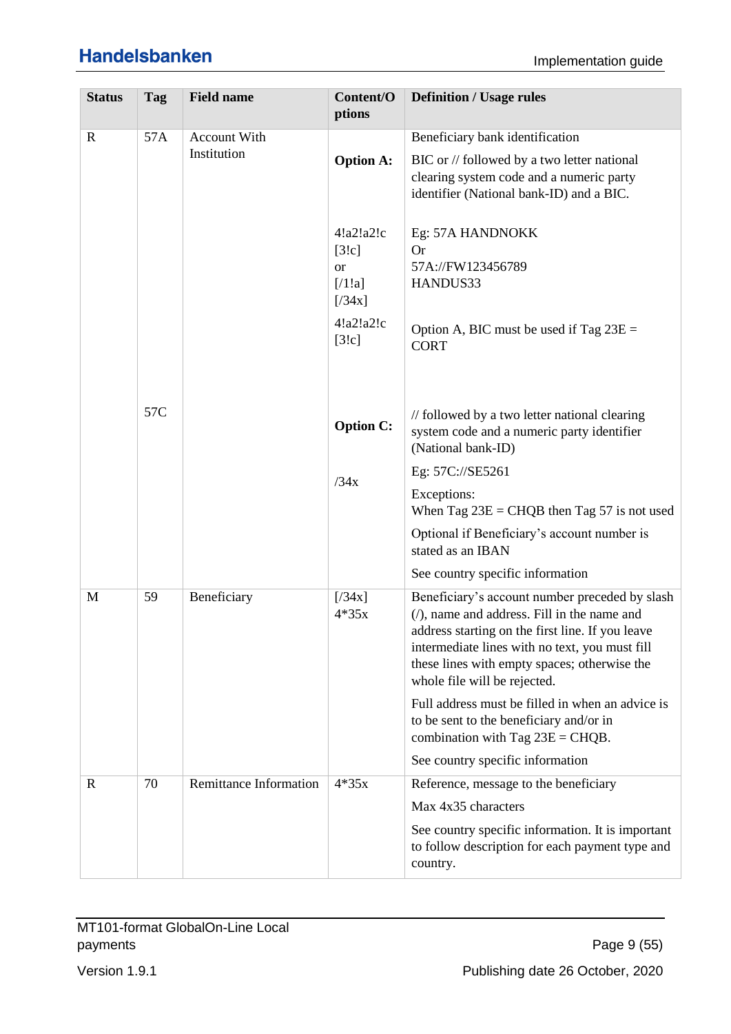| Status | Tag | Field name | Content/Options | Definition / Usage rules |
|---|---|---|---|---|
| R | 57A | Account With Institution | **Option A:** | Beneficiary bank identification<br>BIC or // followed by a two letter national clearing system code and a numeric party identifier (National bank-ID) and a BIC. |
| | | | 4!a2!a2!c [3!c] or [/1!a] [/34x] | Eg: 57A HANDNOKK Or 57A://FW123456789 HANDUS33 |
| | | | 4!a2!a2!c [3!c] | Option A, BIC must be used if Tag 23E = CORT |
| | 57C | | **Option C:** | // followed by a two letter national clearing system code and a numeric party identifier (National bank-ID) |
| | | | /34x | Eg: 57C://SE5261<br>Exceptions:<br>When Tag 23E = CHQB then Tag 57 is not used<br>Optional if Beneficiary's account number is stated as an IBAN<br>See country specific information |
| M | 59 | Beneficiary | [/34x] 4*35x | Beneficiary's account number preceded by slash (/), name and address. Fill in the name and address starting on the first line. If you leave intermediate lines with no text, you must fill these lines with empty spaces; otherwise the whole file will be rejected.<br>Full address must be filled in when an advice is to be sent to the beneficiary and/or in combination with Tag 23E = CHQB.<br>See country specific information |
| R | 70 | Remittance Information | 4*35x | Reference, message to the beneficiary<br>Max 4x35 characters<br>See country specific information. It is important to follow description for each payment type and country. |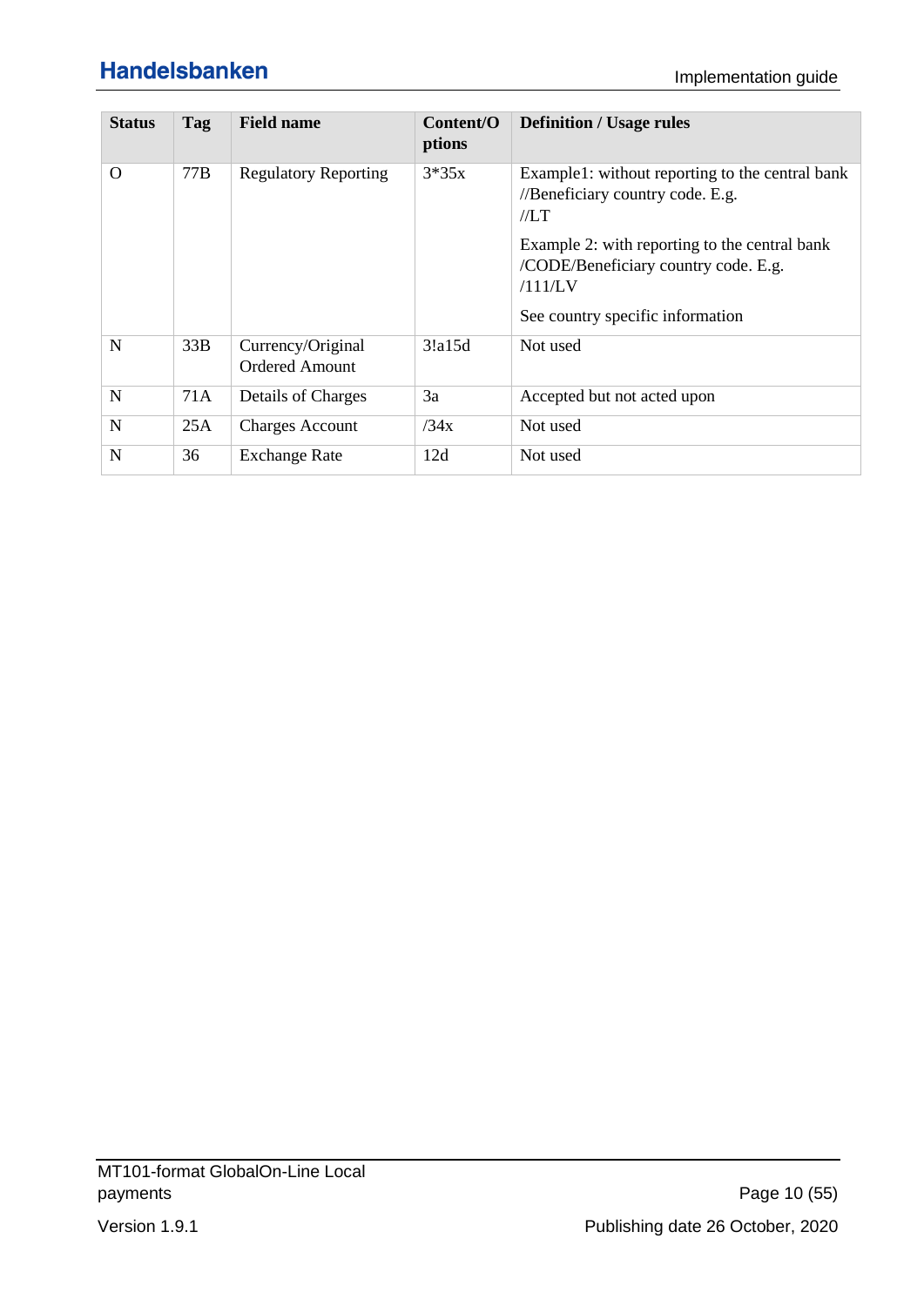| Status | Tag | Field name | Content/Options | Definition / Usage rules |
|---|---|---|---|---|
| O | 77B | Regulatory Reporting | 3*35x | Example1: without reporting to the central bank //Beneficiary country code. E.g. //LT<br><br>Example 2: with reporting to the central bank /CODE/Beneficiary country code. E.g. /111/LV<br><br>See country specific information |
| N | 33B | Currency/Original Ordered Amount | 3!a15d | Not used |
| N | 71A | Details of Charges | 3a | Accepted but not acted upon |
| N | 25A | Charges Account | /34x | Not used |
| N | 36 | Exchange Rate | 12d | Not used |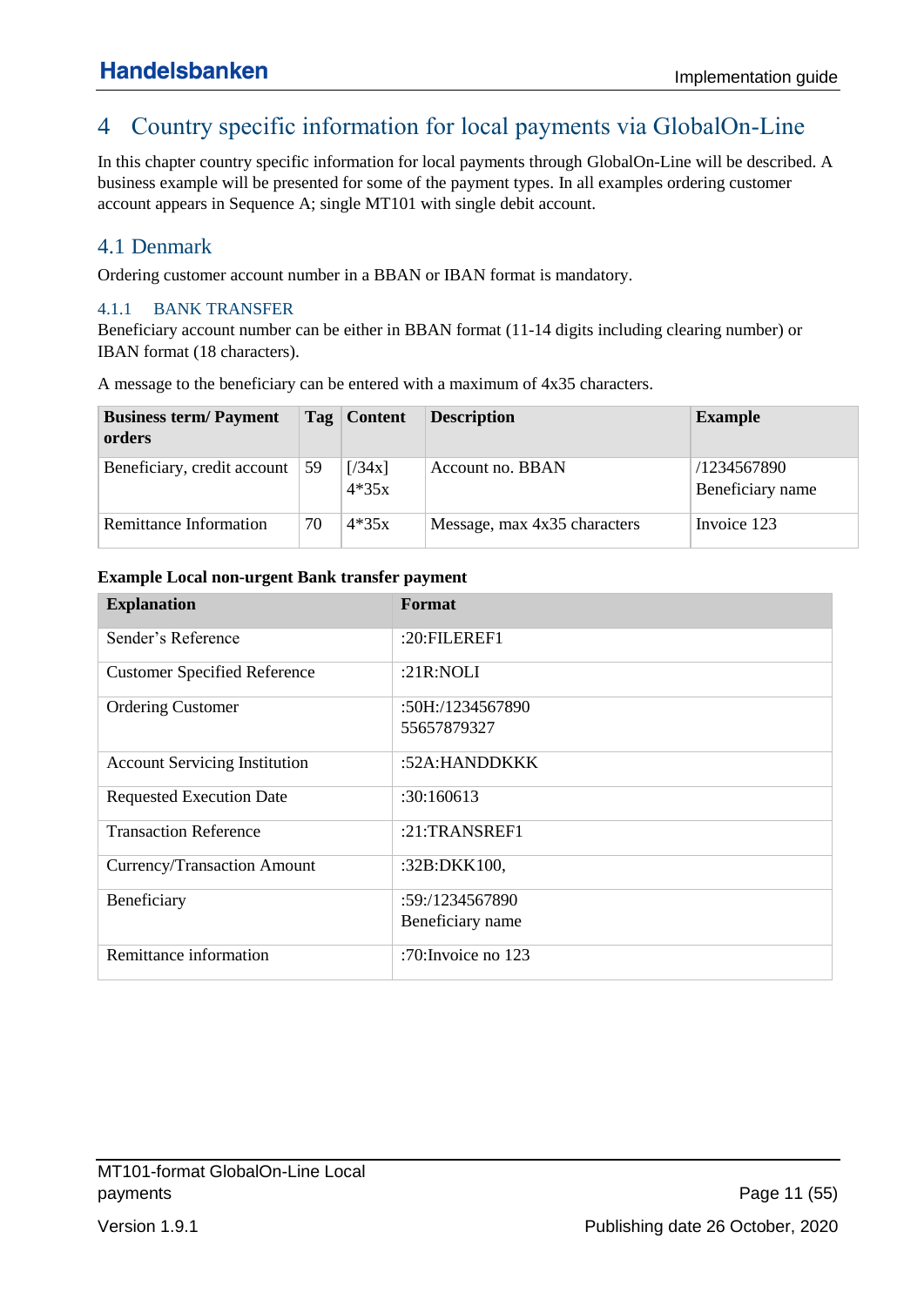# 4 Country specific information for local payments via GlobalOn-Line

In this chapter country specific information for local payments through GlobalOn-Line will be described. A business example will be presented for some of the payment types. In all examples ordering customer account appears in Sequence A; single MT101 with single debit account.

## 4.1 Denmark

Ordering customer account number in a BBAN or IBAN format is mandatory.

### 4.1.1 BANK TRANSFER

Beneficiary account number can be either in BBAN format (11-14 digits including clearing number) or IBAN format (18 characters).

A message to the beneficiary can be entered with a maximum of 4x35 characters.

| Business term/ Payment orders | Tag | Content | Description | Example |
|---|---|---|---|---|
| Beneficiary, credit account | 59 | [/34x]<br>4*35x | Account no. BBAN | /1234567890<br>Beneficiary name |
| Remittance Information | 70 | 4*35x | Message, max 4x35 characters | Invoice 123 |

**Example Local non-urgent Bank transfer payment**

| Explanation | Format |
|---|---|
| Sender's Reference | :20:FILEREF1 |
| Customer Specified Reference | :21R:NOLI |
| Ordering Customer | :50H:/1234567890<br>55657879327 |
| Account Servicing Institution | :52A:HANDDKKK |
| Requested Execution Date | :30:160613 |
| Transaction Reference | :21:TRANSREF1 |
| Currency/Transaction Amount | :32B:DKK100, |
| Beneficiary | :59:/1234567890<br>Beneficiary name |
| Remittance information | :70:Invoice no 123 |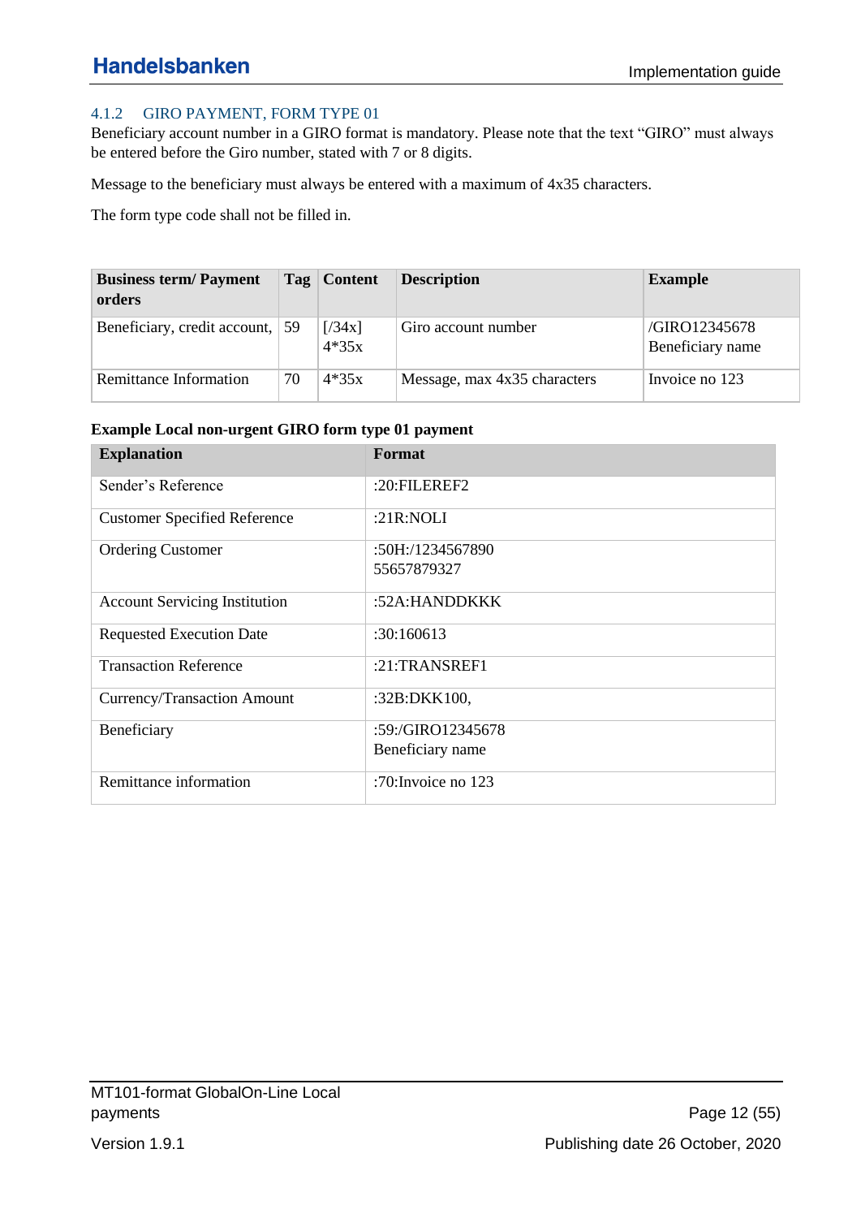### 4.1.2 GIRO PAYMENT, FORM TYPE 01

Beneficiary account number in a GIRO format is mandatory. Please note that the text “GIRO” must always be entered before the Giro number, stated with 7 or 8 digits.

Message to the beneficiary must always be entered with a maximum of 4x35 characters.

The form type code shall not be filled in.

| Business term/ Payment orders | Tag | Content | Description | Example |
|---|---|---|---|---|
| Beneficiary, credit account, | 59 | [/34x]<br>4*35x | Giro account number | /GIRO12345678<br>Beneficiary name |
| Remittance Information | 70 | 4*35x | Message, max 4x35 characters | Invoice no 123 |

**Example Local non-urgent GIRO form type 01 payment**

| Explanation | Format |
|---|---|
| Sender’s Reference | :20:FILEREF2 |
| Customer Specified Reference | :21R:NOLI |
| Ordering Customer | :50H:/1234567890<br>55657879327 |
| Account Servicing Institution | :52A:HANDDKKK |
| Requested Execution Date | :30:160613 |
| Transaction Reference | :21:TRANSREF1 |
| Currency/Transaction Amount | :32B:DKK100, |
| Beneficiary | :59:/GIRO12345678<br>Beneficiary name |
| Remittance information | :70:Invoice no 123 |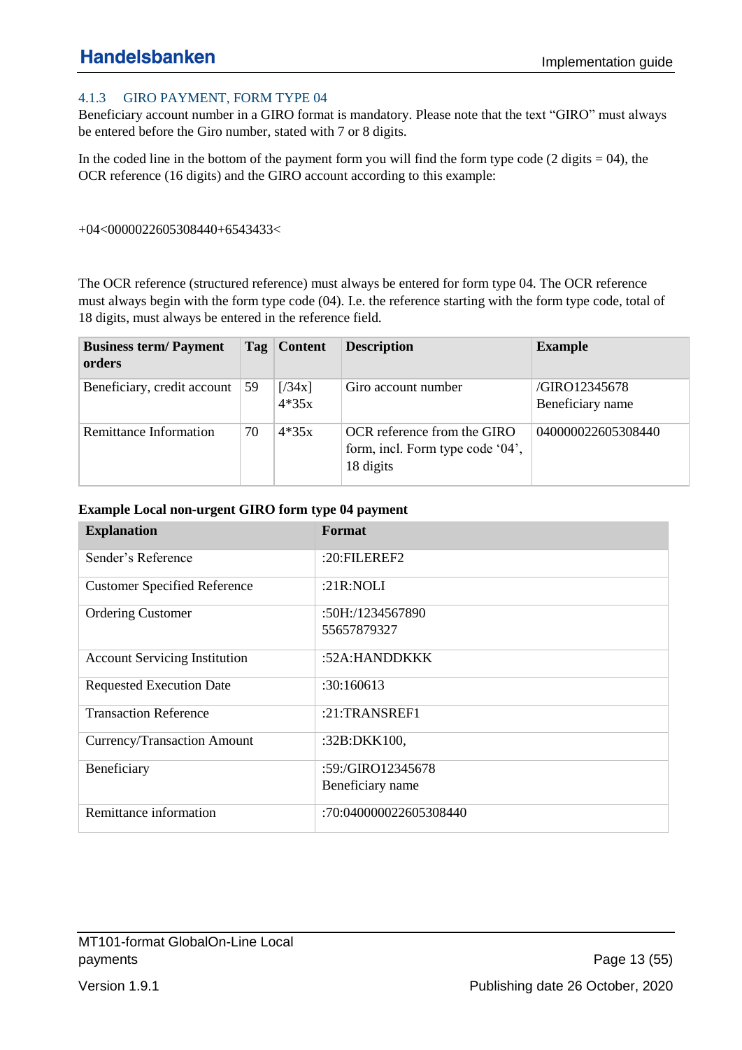### 4.1.3 GIRO PAYMENT, FORM TYPE 04

Beneficiary account number in a GIRO format is mandatory. Please note that the text "GIRO" must always be entered before the Giro number, stated with 7 or 8 digits.

In the coded line in the bottom of the payment form you will find the form type code (2 digits = 04), the OCR reference (16 digits) and the GIRO account according to this example:

+04<0000022605308440+6543433<

The OCR reference (structured reference) must always be entered for form type 04. The OCR reference must always begin with the form type code (04). I.e. the reference starting with the form type code, total of 18 digits, must always be entered in the reference field.

| Business term/ Payment orders | Tag | Content | Description | Example |
|---|---|---|---|---|
| Beneficiary, credit account | 59 | [/34x]<br>4*35x | Giro account number | /GIRO12345678<br>Beneficiary name |
| Remittance Information | 70 | 4*35x | OCR reference from the GIRO form, incl. Form type code '04', 18 digits | 040000022605308440 |

**Example Local non-urgent GIRO form type 04 payment**

| Explanation | Format |
|---|---|
| Sender's Reference | :20:FILEREF2 |
| Customer Specified Reference | :21R:NOLI |
| Ordering Customer | :50H:/1234567890<br>55657879327 |
| Account Servicing Institution | :52A:HANDDKKK |
| Requested Execution Date | :30:160613 |
| Transaction Reference | :21:TRANSREF1 |
| Currency/Transaction Amount | :32B:DKK100, |
| Beneficiary | :59:/GIRO12345678<br>Beneficiary name |
| Remittance information | :70:040000022605308440 |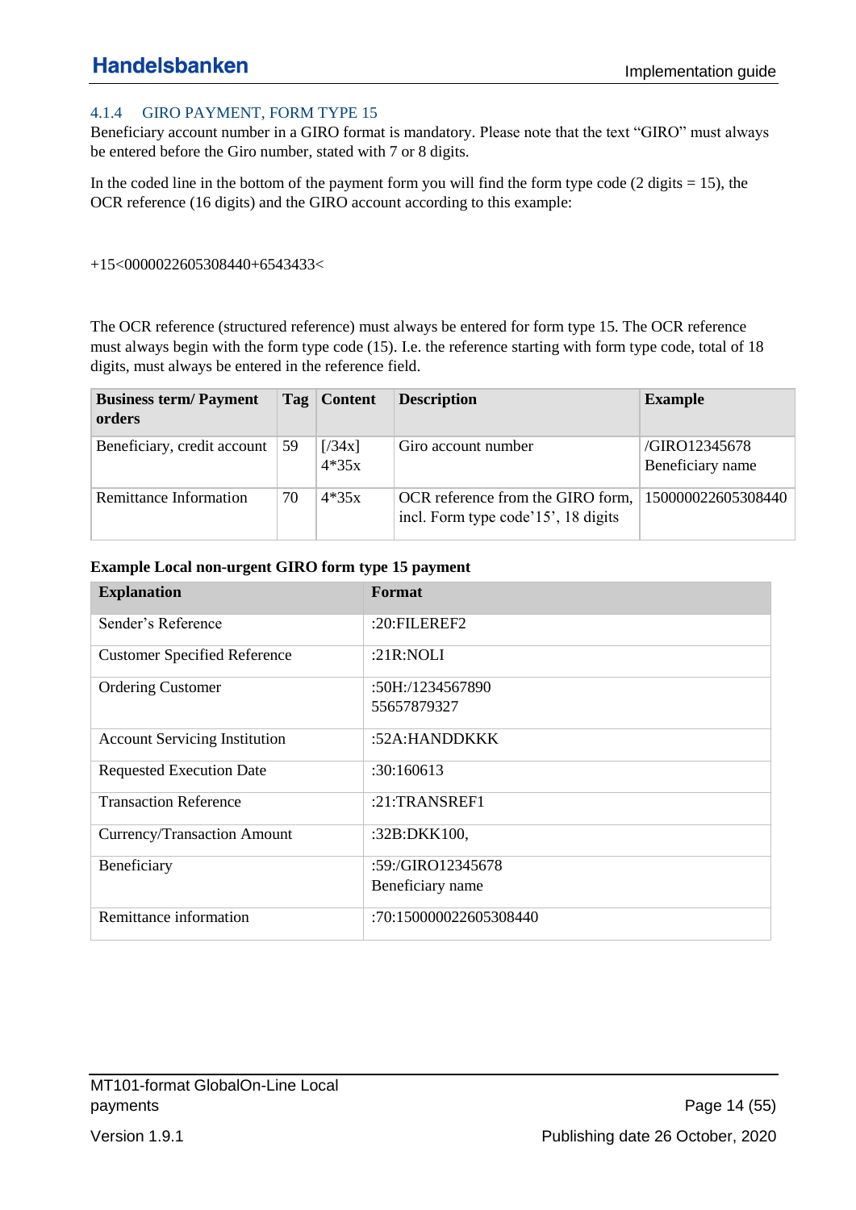### 4.1.4 GIRO PAYMENT, FORM TYPE 15

Beneficiary account number in a GIRO format is mandatory. Please note that the text "GIRO" must always be entered before the Giro number, stated with 7 or 8 digits.

In the coded line in the bottom of the payment form you will find the form type code (2 digits = 15), the OCR reference (16 digits) and the GIRO account according to this example:

+15<0000022605308440+6543433<

The OCR reference (structured reference) must always be entered for form type 15. The OCR reference must always begin with the form type code (15). I.e. the reference starting with form type code, total of 18 digits, must always be entered in the reference field.

| Business term/ Payment orders | Tag | Content | Description | Example |
|---|---|---|---|---|
| Beneficiary, credit account | 59 | [/34x]<br>4*35x | Giro account number | /GIRO12345678<br>Beneficiary name |
| Remittance Information | 70 | 4*35x | OCR reference from the GIRO form, incl. Form type code'15', 18 digits | 150000022605308440 |

**Example Local non-urgent GIRO form type 15 payment**

| Explanation | Format |
|---|---|
| Sender's Reference | :20:FILEREF2 |
| Customer Specified Reference | :21R:NOLI |
| Ordering Customer | :50H:/1234567890<br>55657879327 |
| Account Servicing Institution | :52A:HANDDKKK |
| Requested Execution Date | :30:160613 |
| Transaction Reference | :21:TRANSREF1 |
| Currency/Transaction Amount | :32B:DKK100, |
| Beneficiary | :59:/GIRO12345678<br>Beneficiary name |
| Remittance information | :70:150000022605308440 |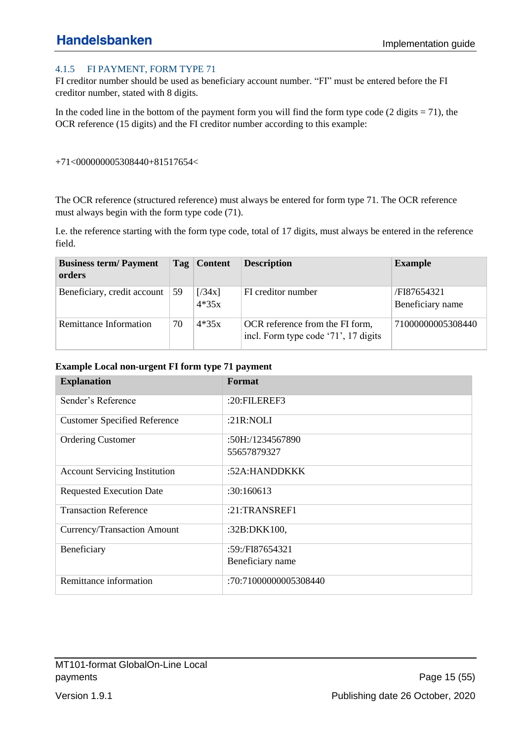### 4.1.5 FI PAYMENT, FORM TYPE 71

FI creditor number should be used as beneficiary account number. "FI" must be entered before the FI creditor number, stated with 8 digits.

In the coded line in the bottom of the payment form you will find the form type code (2 digits = 71), the OCR reference (15 digits) and the FI creditor number according to this example:

+71<000000005308440+81517654<

The OCR reference (structured reference) must always be entered for form type 71. The OCR reference must always begin with the form type code (71).

I.e. the reference starting with the form type code, total of 17 digits, must always be entered in the reference field.

| Business term/ Payment orders | Tag | Content | Description | Example |
|---|---|---|---|---|
| Beneficiary, credit account | 59 | [/34x]<br>4*35x | FI creditor number | /FI87654321<br>Beneficiary name |
| Remittance Information | 70 | 4*35x | OCR reference from the FI form, incl. Form type code '71', 17 digits | 71000000005308440 |

**Example Local non-urgent FI form type 71 payment**

| Explanation | Format |
|---|---|
| Sender's Reference | :20:FILEREF3 |
| Customer Specified Reference | :21R:NOLI |
| Ordering Customer | :50H:/1234567890<br>55657879327 |
| Account Servicing Institution | :52A:HANDDKKK |
| Requested Execution Date | :30:160613 |
| Transaction Reference | :21:TRANSREF1 |
| Currency/Transaction Amount | :32B:DKK100, |
| Beneficiary | :59:/FI87654321<br>Beneficiary name |
| Remittance information | :70:71000000005308440 |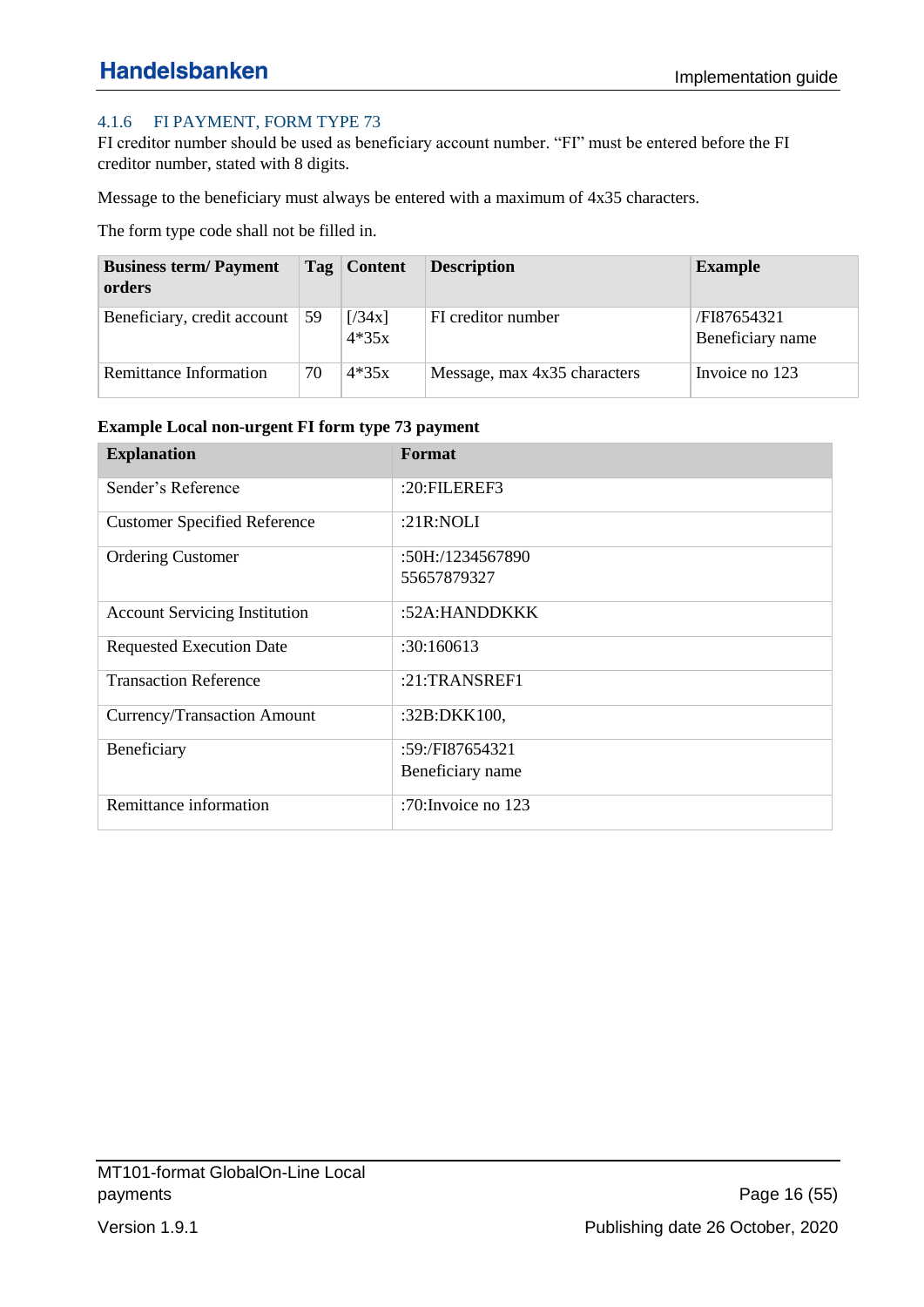### 4.1.6 FI PAYMENT, FORM TYPE 73

FI creditor number should be used as beneficiary account number. "FI" must be entered before the FI creditor number, stated with 8 digits.

Message to the beneficiary must always be entered with a maximum of 4x35 characters.

The form type code shall not be filled in.

| Business term/ Payment orders | Tag | Content | Description | Example |
|---|---|---|---|---|
| Beneficiary, credit account | 59 | [/34x]<br>4*35x | FI creditor number | /FI87654321<br>Beneficiary name |
| Remittance Information | 70 | 4*35x | Message, max 4x35 characters | Invoice no 123 |

**Example Local non-urgent FI form type 73 payment**

| Explanation | Format |
|---|---|
| Sender's Reference | :20:FILEREF3 |
| Customer Specified Reference | :21R:NOLI |
| Ordering Customer | :50H:/1234567890<br>55657879327 |
| Account Servicing Institution | :52A:HANDDKKK |
| Requested Execution Date | :30:160613 |
| Transaction Reference | :21:TRANSREF1 |
| Currency/Transaction Amount | :32B:DKK100, |
| Beneficiary | :59:/FI87654321<br>Beneficiary name |
| Remittance information | :70:Invoice no 123 |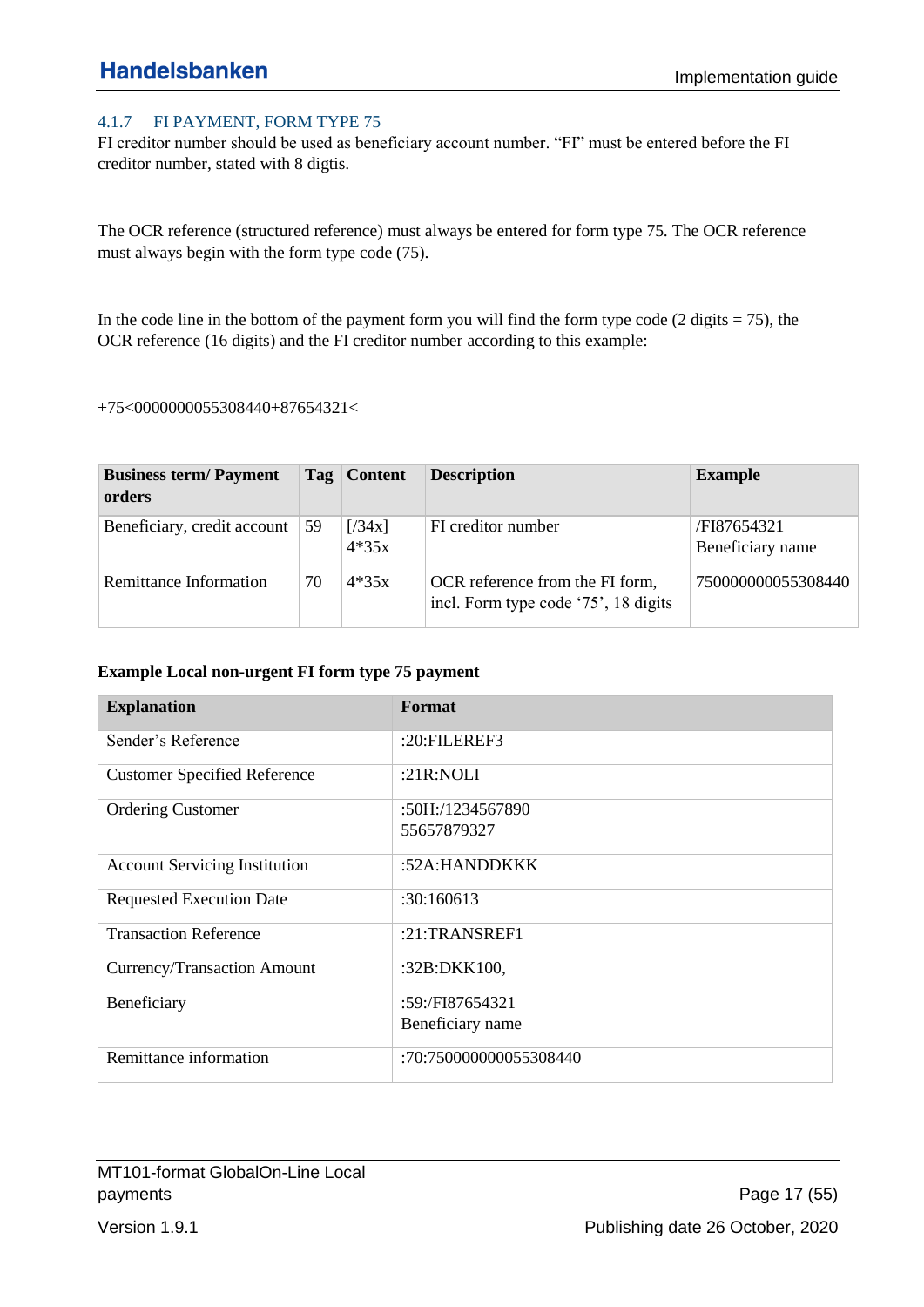### 4.1.7 FI PAYMENT, FORM TYPE 75

FI creditor number should be used as beneficiary account number. “FI” must be entered before the FI creditor number, stated with 8 digtis.

The OCR reference (structured reference) must always be entered for form type 75. The OCR reference must always begin with the form type code (75).

In the code line in the bottom of the payment form you will find the form type code (2 digits = 75), the OCR reference (16 digits) and the FI creditor number according to this example:

+75<0000000055308440+87654321<

| Business term/ Payment orders | Tag | Content | Description | Example |
|---|---|---|---|---|
| Beneficiary, credit account | 59 | [/34x]<br>4*35x | FI creditor number | /FI87654321<br>Beneficiary name |
| Remittance Information | 70 | 4*35x | OCR reference from the FI form, incl. Form type code ‘75’, 18 digits | 750000000055308440 |

**Example Local non-urgent FI form type 75 payment**

| Explanation | Format |
|---|---|
| Sender’s Reference | :20:FILEREF3 |
| Customer Specified Reference | :21R:NOLI |
| Ordering Customer | :50H:/1234567890<br>55657879327 |
| Account Servicing Institution | :52A:HANDDKKK |
| Requested Execution Date | :30:160613 |
| Transaction Reference | :21:TRANSREF1 |
| Currency/Transaction Amount | :32B:DKK100, |
| Beneficiary | :59:/FI87654321<br>Beneficiary name |
| Remittance information | :70:750000000055308440 |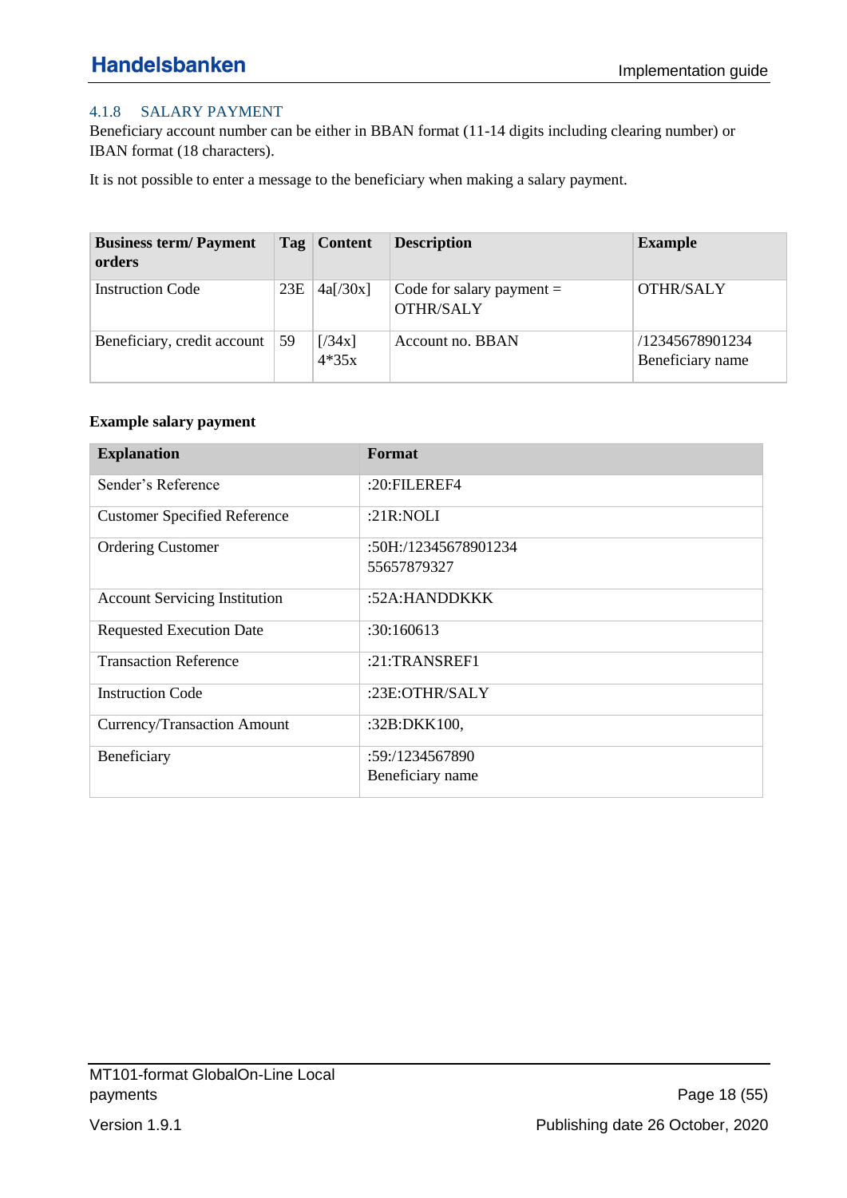### 4.1.8 SALARY PAYMENT

Beneficiary account number can be either in BBAN format (11-14 digits including clearing number) or IBAN format (18 characters).

It is not possible to enter a message to the beneficiary when making a salary payment.

| Business term/ Payment orders | Tag | Content | Description | Example |
|---|---|---|---|---|
| Instruction Code | 23E | 4a[/30x] | Code for salary payment = OTHR/SALY | OTHR/SALY |
| Beneficiary, credit account | 59 | [/34x] 4*35x | Account no. BBAN | /12345678901234 Beneficiary name |

**Example salary payment**

| Explanation | Format |
|---|---|
| Sender's Reference | :20:FILEREF4 |
| Customer Specified Reference | :21R:NOLI |
| Ordering Customer | :50H:/12345678901234 55657879327 |
| Account Servicing Institution | :52A:HANDDKKK |
| Requested Execution Date | :30:160613 |
| Transaction Reference | :21:TRANSREF1 |
| Instruction Code | :23E:OTHR/SALY |
| Currency/Transaction Amount | :32B:DKK100, |
| Beneficiary | :59:/1234567890 Beneficiary name |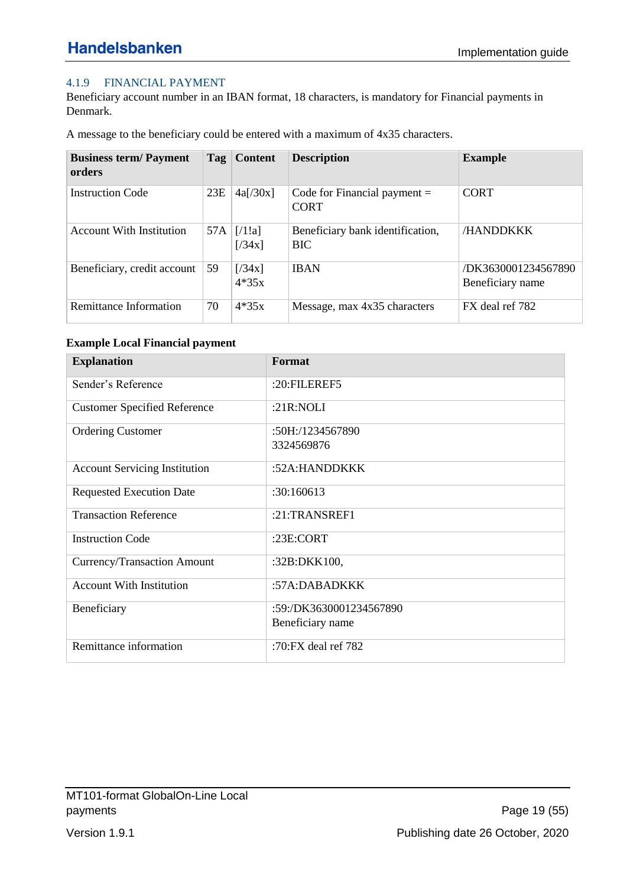### 4.1.9 FINANCIAL PAYMENT

Beneficiary account number in an IBAN format, 18 characters, is mandatory for Financial payments in Denmark.

A message to the beneficiary could be entered with a maximum of 4x35 characters.

| Business term/ Payment orders | Tag | Content | Description | Example |
|---|---|---|---|---|
| Instruction Code | 23E | 4a[/30x] | Code for Financial payment = CORT | CORT |
| Account With Institution | 57A | [/1!a]<br>[/34x] | Beneficiary bank identification, BIC | /HANDDKKK |
| Beneficiary, credit account | 59 | [/34x]<br>4*35x | IBAN | /DK3630001234567890<br>Beneficiary name |
| Remittance Information | 70 | 4*35x | Message, max 4x35 characters | FX deal ref 782 |

**Example Local Financial payment**

| Explanation | Format |
|---|---|
| Sender's Reference | :20:FILEREF5 |
| Customer Specified Reference | :21R:NOLI |
| Ordering Customer | :50H:/1234567890<br>3324569876 |
| Account Servicing Institution | :52A:HANDDKKK |
| Requested Execution Date | :30:160613 |
| Transaction Reference | :21:TRANSREF1 |
| Instruction Code | :23E:CORT |
| Currency/Transaction Amount | :32B:DKK100, |
| Account With Institution | :57A:DABADKKK |
| Beneficiary | :59:/DK3630001234567890<br>Beneficiary name |
| Remittance information | :70:FX deal ref 782 |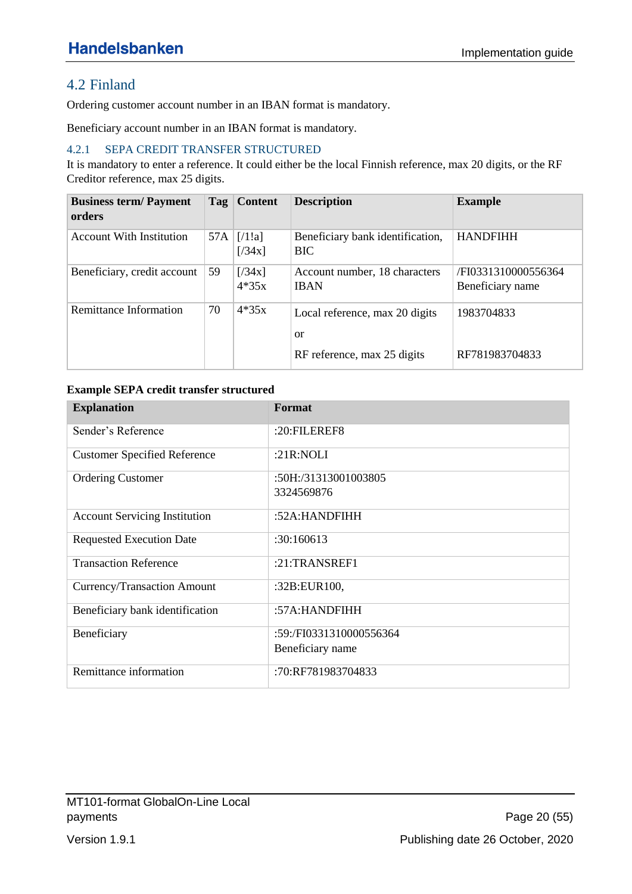## 4.2 Finland

Ordering customer account number in an IBAN format is mandatory.

Beneficiary account number in an IBAN format is mandatory.

### 4.2.1 SEPA CREDIT TRANSFER STRUCTURED

It is mandatory to enter a reference. It could either be the local Finnish reference, max 20 digits, or the RF Creditor reference, max 25 digits.

| Business term/ Payment orders | Tag | Content | Description | Example |
|---|---|---|---|---|
| Account With Institution | 57A | [/1!a]<br>[/34x] | Beneficiary bank identification, BIC | HANDFIHH |
| Beneficiary, credit account | 59 | [/34x]<br>4*35x | Account number, 18 characters IBAN | /FI0331310000556364<br>Beneficiary name |
| Remittance Information | 70 | 4*35x | Local reference, max 20 digits<br><br>or<br><br>RF reference, max 25 digits | 1983704833<br><br><br><br>RF781983704833 |

**Example SEPA credit transfer structured**

| Explanation | Format |
|---|---|
| Sender's Reference | :20:FILEREF8 |
| Customer Specified Reference | :21R:NOLI |
| Ordering Customer | :50H:/31313001003805<br>3324569876 |
| Account Servicing Institution | :52A:HANDFIHH |
| Requested Execution Date | :30:160613 |
| Transaction Reference | :21:TRANSREF1 |
| Currency/Transaction Amount | :32B:EUR100, |
| Beneficiary bank identification | :57A:HANDFIHH |
| Beneficiary | :59:/FI0331310000556364<br>Beneficiary name |
| Remittance information | :70:RF781983704833 |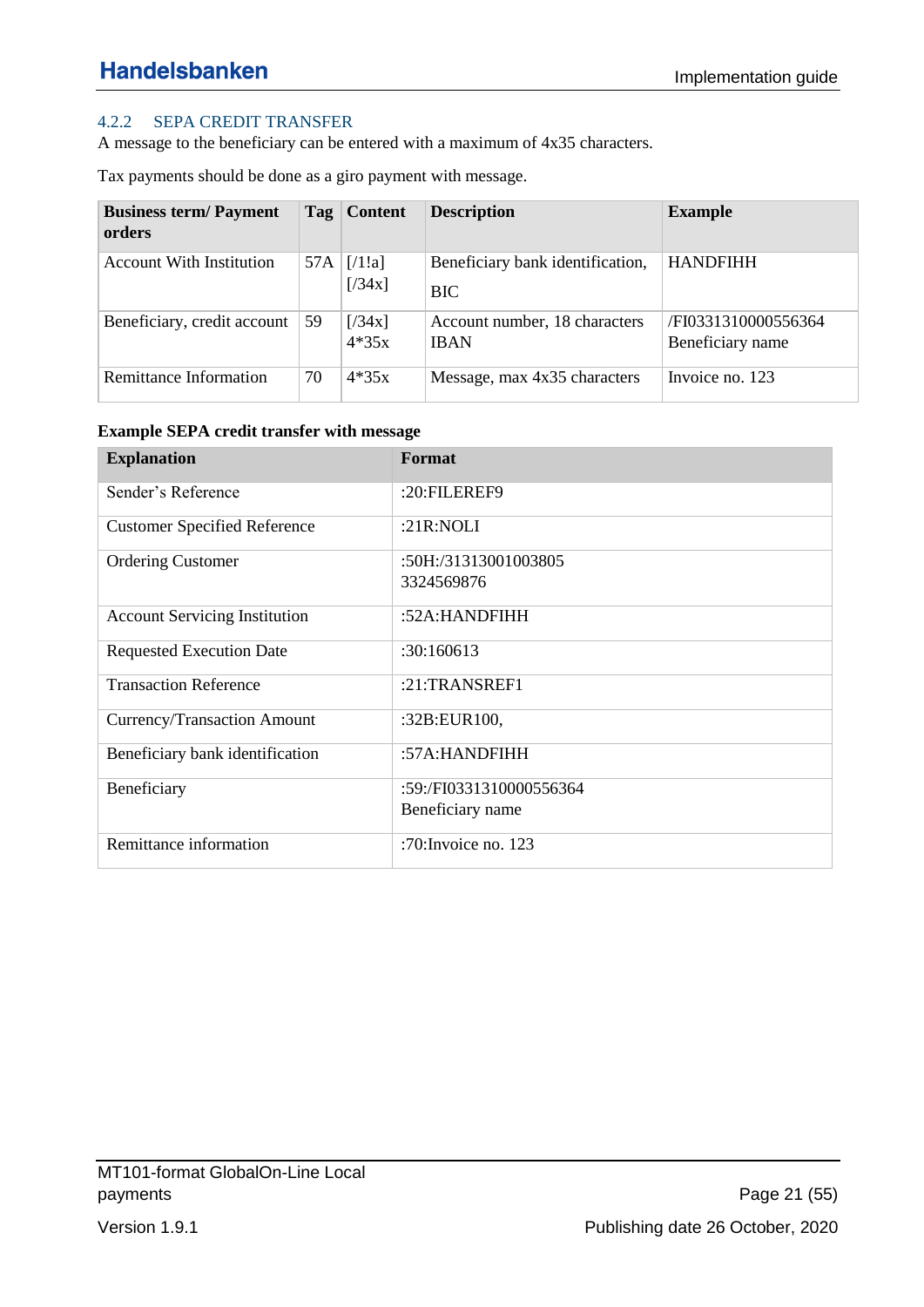### 4.2.2 SEPA CREDIT TRANSFER

A message to the beneficiary can be entered with a maximum of 4x35 characters.

Tax payments should be done as a giro payment with message.

| Business term/ Payment orders | Tag | Content | Description | Example |
|---|---|---|---|---|
| Account With Institution | 57A | [/1!a] [/34x] | Beneficiary bank identification, BIC | HANDFIHH |
| Beneficiary, credit account | 59 | [/34x] 4*35x | Account number, 18 characters IBAN | /FI0331310000556364 Beneficiary name |
| Remittance Information | 70 | 4*35x | Message, max 4x35 characters | Invoice no. 123 |

**Example SEPA credit transfer with message**

| Explanation | Format |
|---|---|
| Sender's Reference | :20:FILEREF9 |
| Customer Specified Reference | :21R:NOLI |
| Ordering Customer | :50H:/31313001003805 3324569876 |
| Account Servicing Institution | :52A:HANDFIHH |
| Requested Execution Date | :30:160613 |
| Transaction Reference | :21:TRANSREF1 |
| Currency/Transaction Amount | :32B:EUR100, |
| Beneficiary bank identification | :57A:HANDFIHH |
| Beneficiary | :59:/FI0331310000556364 Beneficiary name |
| Remittance information | :70:Invoice no. 123 |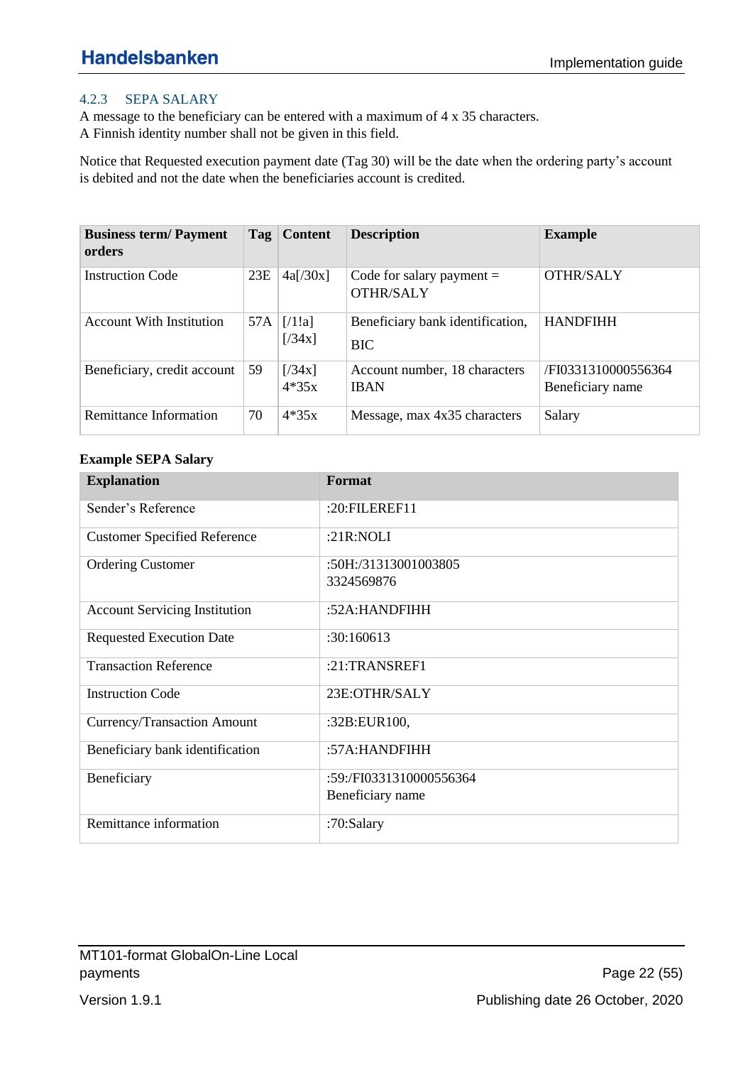### 4.2.3 SEPA SALARY

A message to the beneficiary can be entered with a maximum of 4 x 35 characters.
A Finnish identity number shall not be given in this field.

Notice that Requested execution payment date (Tag 30) will be the date when the ordering party's account is debited and not the date when the beneficiaries account is credited.

| Business term/ Payment orders | Tag | Content | Description | Example |
|---|---|---|---|---|
| Instruction Code | 23E | 4a[/30x] | Code for salary payment = OTHR/SALY | OTHR/SALY |
| Account With Institution | 57A | [/1!a]<br>[/34x] | Beneficiary bank identification, BIC | HANDFIHH |
| Beneficiary, credit account | 59 | [/34x]<br>4*35x | Account number, 18 characters IBAN | /FI0331310000556364<br>Beneficiary name |
| Remittance Information | 70 | 4*35x | Message, max 4x35 characters | Salary |

**Example SEPA Salary**

| Explanation | Format |
|---|---|
| Sender's Reference | :20:FILEREF11 |
| Customer Specified Reference | :21R:NOLI |
| Ordering Customer | :50H:/31313001003805<br>3324569876 |
| Account Servicing Institution | :52A:HANDFIHH |
| Requested Execution Date | :30:160613 |
| Transaction Reference | :21:TRANSREF1 |
| Instruction Code | 23E:OTHR/SALY |
| Currency/Transaction Amount | :32B:EUR100, |
| Beneficiary bank identification | :57A:HANDFIHH |
| Beneficiary | :59:/FI0331310000556364<br>Beneficiary name |
| Remittance information | :70:Salary |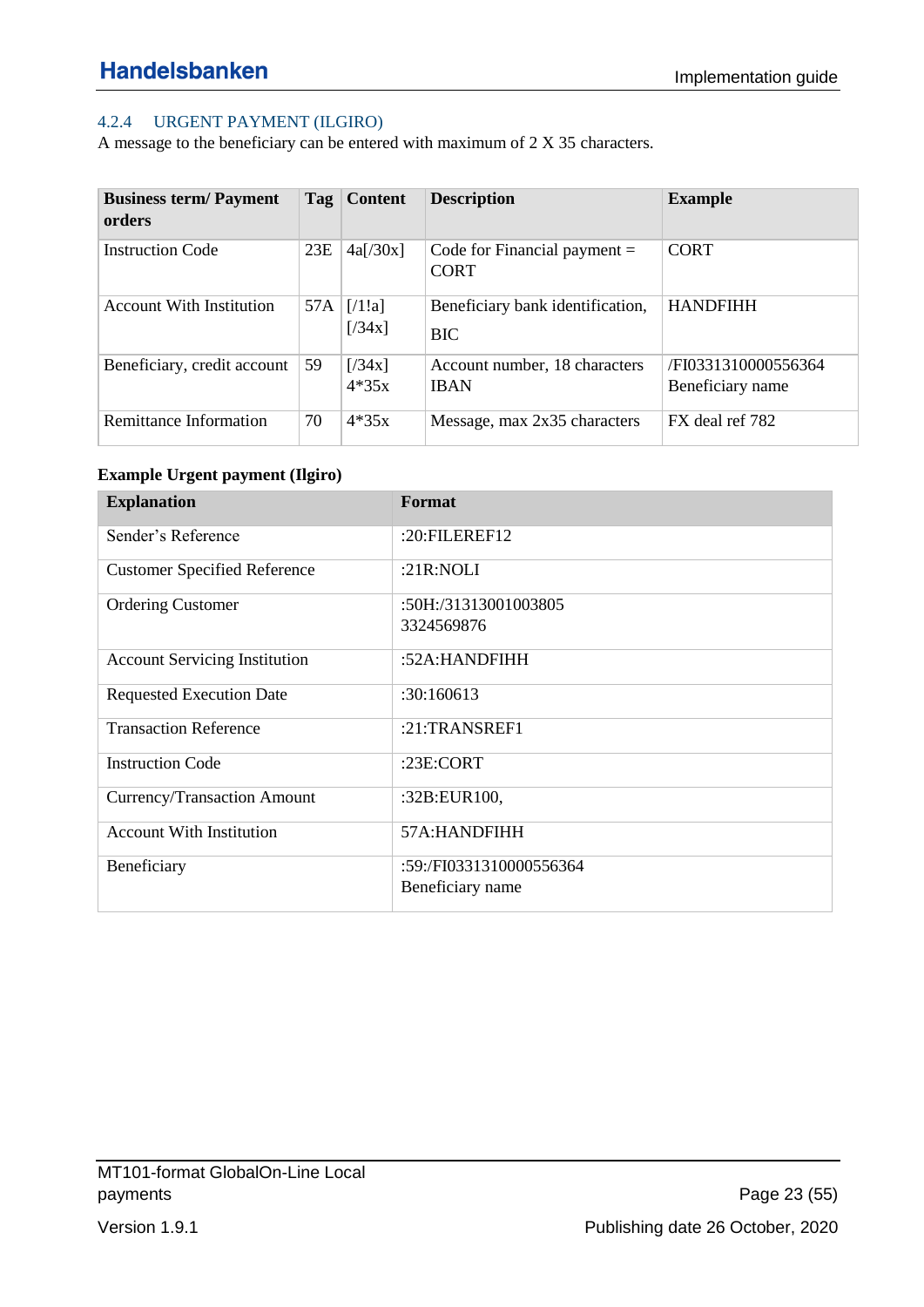### 4.2.4 URGENT PAYMENT (ILGIRO)

A message to the beneficiary can be entered with maximum of 2 X 35 characters.

| Business term/ Payment orders | Tag | Content | Description | Example |
|---|---|---|---|---|
| Instruction Code | 23E | 4a[/30x] | Code for Financial payment = CORT | CORT |
| Account With Institution | 57A | [/1!a] [/34x] | Beneficiary bank identification, BIC | HANDFIHH |
| Beneficiary, credit account | 59 | [/34x] 4*35x | Account number, 18 characters IBAN | /FI0331310000556364 Beneficiary name |
| Remittance Information | 70 | 4*35x | Message, max 2x35 characters | FX deal ref 782 |

**Example Urgent payment (Ilgiro)**

| Explanation | Format |
|---|---|
| Sender's Reference | :20:FILEREF12 |
| Customer Specified Reference | :21R:NOLI |
| Ordering Customer | :50H:/31313001003805 3324569876 |
| Account Servicing Institution | :52A:HANDFIHH |
| Requested Execution Date | :30:160613 |
| Transaction Reference | :21:TRANSREF1 |
| Instruction Code | :23E:CORT |
| Currency/Transaction Amount | :32B:EUR100, |
| Account With Institution | 57A:HANDFIHH |
| Beneficiary | :59:/FI0331310000556364 Beneficiary name |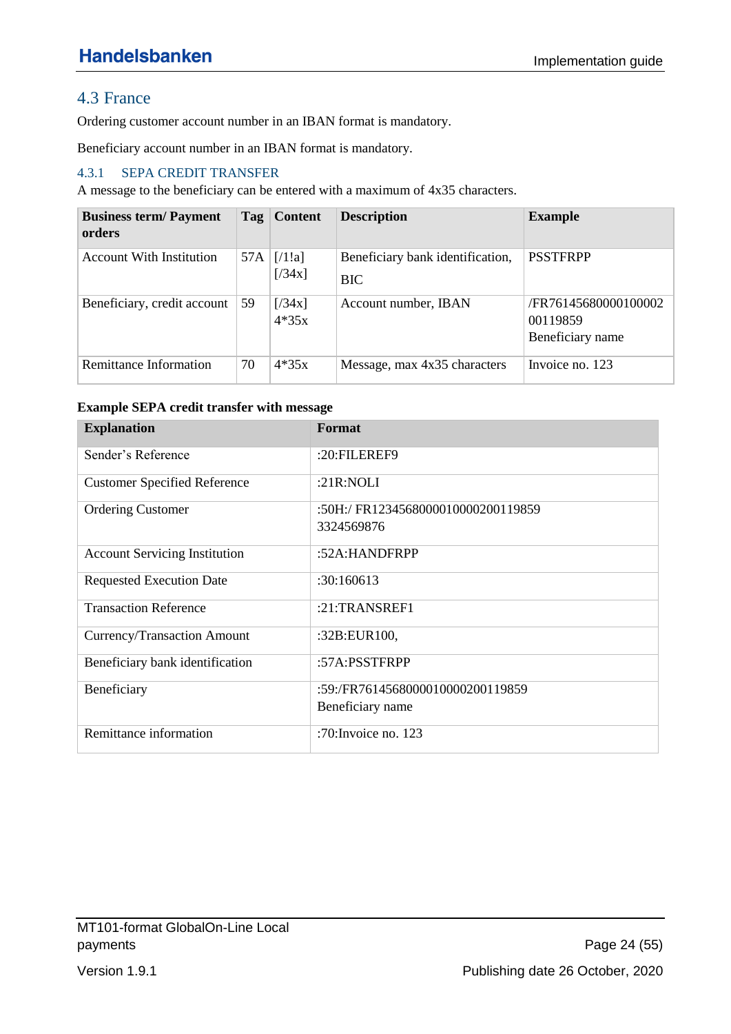## 4.3 France

Ordering customer account number in an IBAN format is mandatory.

Beneficiary account number in an IBAN format is mandatory.

### 4.3.1 SEPA CREDIT TRANSFER

A message to the beneficiary can be entered with a maximum of 4x35 characters.

| Business term/ Payment orders | Tag | Content | Description | Example |
|---|---|---|---|---|
| Account With Institution | 57A | [/1!a]<br>[/34x] | Beneficiary bank identification, BIC | PSSTFRPP |
| Beneficiary, credit account | 59 | [/34x]<br>4*35x | Account number, IBAN | /FR76145680000100002 00119859<br>Beneficiary name |
| Remittance Information | 70 | 4*35x | Message, max 4x35 characters | Invoice no. 123 |

**Example SEPA credit transfer with message**

| Explanation | Format |
|---|---|
| Sender's Reference | :20:FILEREF9 |
| Customer Specified Reference | :21R:NOLI |
| Ordering Customer | :50H:/ FR1234568000010000200119859<br>3324569876 |
| Account Servicing Institution | :52A:HANDFRPP |
| Requested Execution Date | :30:160613 |
| Transaction Reference | :21:TRANSREF1 |
| Currency/Transaction Amount | :32B:EUR100, |
| Beneficiary bank identification | :57A:PSSTFRPP |
| Beneficiary | :59:/FR7614568000010000200119859<br>Beneficiary name |
| Remittance information | :70:Invoice no. 123 |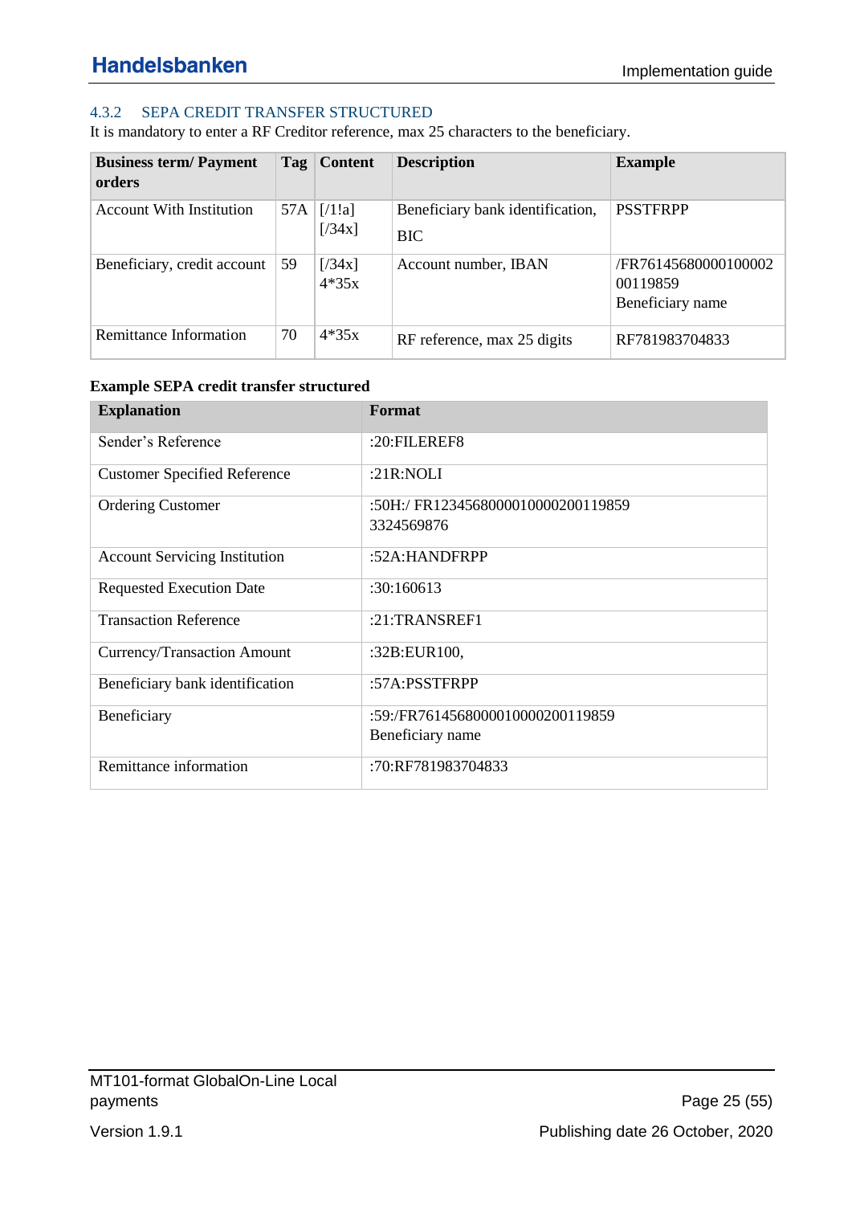### 4.3.2 SEPA CREDIT TRANSFER STRUCTURED

It is mandatory to enter a RF Creditor reference, max 25 characters to the beneficiary.

| Business term/ Payment orders | Tag | Content | Description | Example |
|---|---|---|---|---|
| Account With Institution | 57A | [/1!a] [/34x] | Beneficiary bank identification, BIC | PSSTFRPP |
| Beneficiary, credit account | 59 | [/34x] 4*35x | Account number, IBAN | /FR76145680000100002 00119859 Beneficiary name |
| Remittance Information | 70 | 4*35x | RF reference, max 25 digits | RF781983704833 |

**Example SEPA credit transfer structured**

| Explanation | Format |
|---|---|
| Sender's Reference | :20:FILEREF8 |
| Customer Specified Reference | :21R:NOLI |
| Ordering Customer | :50H:/ FR1234568000010000200119859 3324569876 |
| Account Servicing Institution | :52A:HANDFRPP |
| Requested Execution Date | :30:160613 |
| Transaction Reference | :21:TRANSREF1 |
| Currency/Transaction Amount | :32B:EUR100, |
| Beneficiary bank identification | :57A:PSSTFRPP |
| Beneficiary | :59:/FR7614568000010000200119859 Beneficiary name |
| Remittance information | :70:RF781983704833 |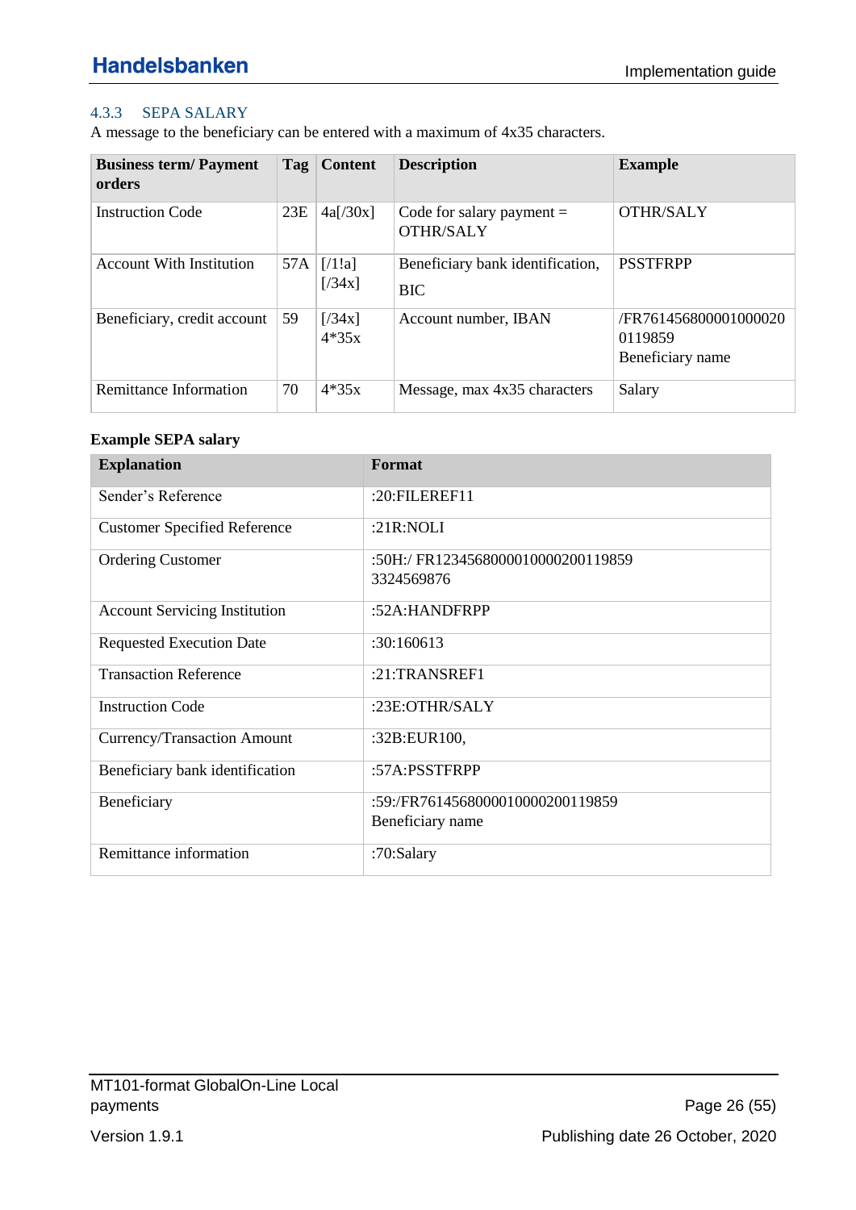### 4.3.3 SEPA SALARY

A message to the beneficiary can be entered with a maximum of 4x35 characters.

| Business term/ Payment orders | Tag | Content | Description | Example |
|---|---|---|---|---|
| Instruction Code | 23E | 4a[/30x] | Code for salary payment = OTHR/SALY | OTHR/SALY |
| Account With Institution | 57A | [/1!a] [/34x] | Beneficiary bank identification, BIC | PSSTFRPP |
| Beneficiary, credit account | 59 | [/34x] 4*35x | Account number, IBAN | /FR7614568000010000200119859 Beneficiary name |
| Remittance Information | 70 | 4*35x | Message, max 4x35 characters | Salary |

**Example SEPA salary**

| Explanation | Format |
|---|---|
| Sender's Reference | :20:FILEREF11 |
| Customer Specified Reference | :21R:NOLI |
| Ordering Customer | :50H:/ FR1234568000010000200119859 3324569876 |
| Account Servicing Institution | :52A:HANDFRPP |
| Requested Execution Date | :30:160613 |
| Transaction Reference | :21:TRANSREF1 |
| Instruction Code | :23E:OTHR/SALY |
| Currency/Transaction Amount | :32B:EUR100, |
| Beneficiary bank identification | :57A:PSSTFRPP |
| Beneficiary | :59:/FR7614568000010000200119859 Beneficiary name |
| Remittance information | :70:Salary |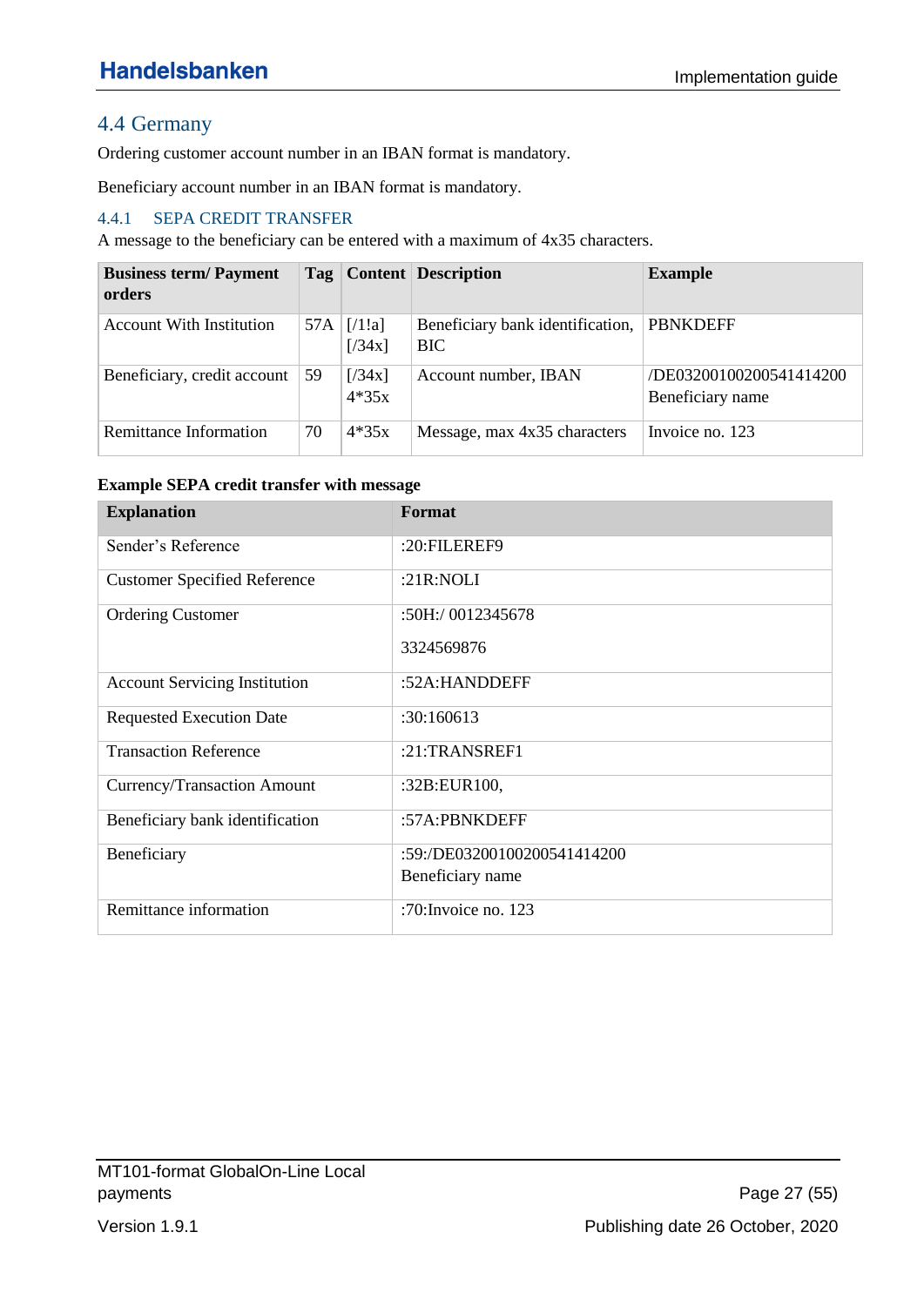## 4.4 Germany

Ordering customer account number in an IBAN format is mandatory.

Beneficiary account number in an IBAN format is mandatory.

### 4.4.1 SEPA CREDIT TRANSFER

A message to the beneficiary can be entered with a maximum of 4x35 characters.

| Business term/ Payment orders | Tag | Content | Description | Example |
|---|---|---|---|---|
| Account With Institution | 57A | [/1!a] [/34x] | Beneficiary bank identification, BIC | PBNKDEFF |
| Beneficiary, credit account | 59 | [/34x] 4*35x | Account number, IBAN | /DE03200100200541414200 Beneficiary name |
| Remittance Information | 70 | 4*35x | Message, max 4x35 characters | Invoice no. 123 |

**Example SEPA credit transfer with message**

| Explanation | Format |
|---|---|
| Sender's Reference | :20:FILEREF9 |
| Customer Specified Reference | :21R:NOLI |
| Ordering Customer | :50H:/ 0012345678<br>3324569876 |
| Account Servicing Institution | :52A:HANDDEFF |
| Requested Execution Date | :30:160613 |
| Transaction Reference | :21:TRANSREF1 |
| Currency/Transaction Amount | :32B:EUR100, |
| Beneficiary bank identification | :57A:PBNKDEFF |
| Beneficiary | :59:/DE03200100200541414200<br>Beneficiary name |
| Remittance information | :70:Invoice no. 123 |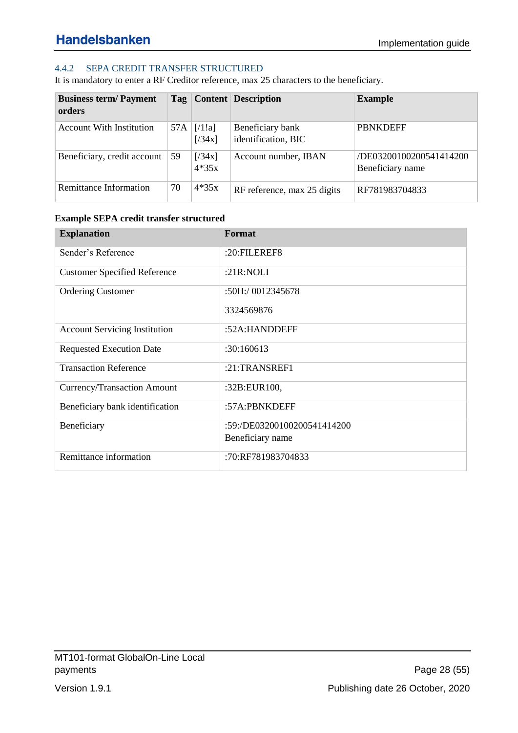### 4.4.2 SEPA CREDIT TRANSFER STRUCTURED

It is mandatory to enter a RF Creditor reference, max 25 characters to the beneficiary.

| Business term/ Payment orders | Tag | Content | Description | Example |
|---|---|---|---|---|
| Account With Institution | 57A | [/1!a] [/34x] | Beneficiary bank identification, BIC | PBNKDEFF |
| Beneficiary, credit account | 59 | [/34x] 4*35x | Account number, IBAN | /DE03200100200541414200 Beneficiary name |
| Remittance Information | 70 | 4*35x | RF reference, max 25 digits | RF781983704833 |

**Example SEPA credit transfer structured**

| Explanation | Format |
|---|---|
| Sender's Reference | :20:FILEREF8 |
| Customer Specified Reference | :21R:NOLI |
| Ordering Customer | :50H:/ 0012345678<br>3324569876 |
| Account Servicing Institution | :52A:HANDDEFF |
| Requested Execution Date | :30:160613 |
| Transaction Reference | :21:TRANSREF1 |
| Currency/Transaction Amount | :32B:EUR100, |
| Beneficiary bank identification | :57A:PBNKDEFF |
| Beneficiary | :59:/DE03200100200541414200<br>Beneficiary name |
| Remittance information | :70:RF781983704833 |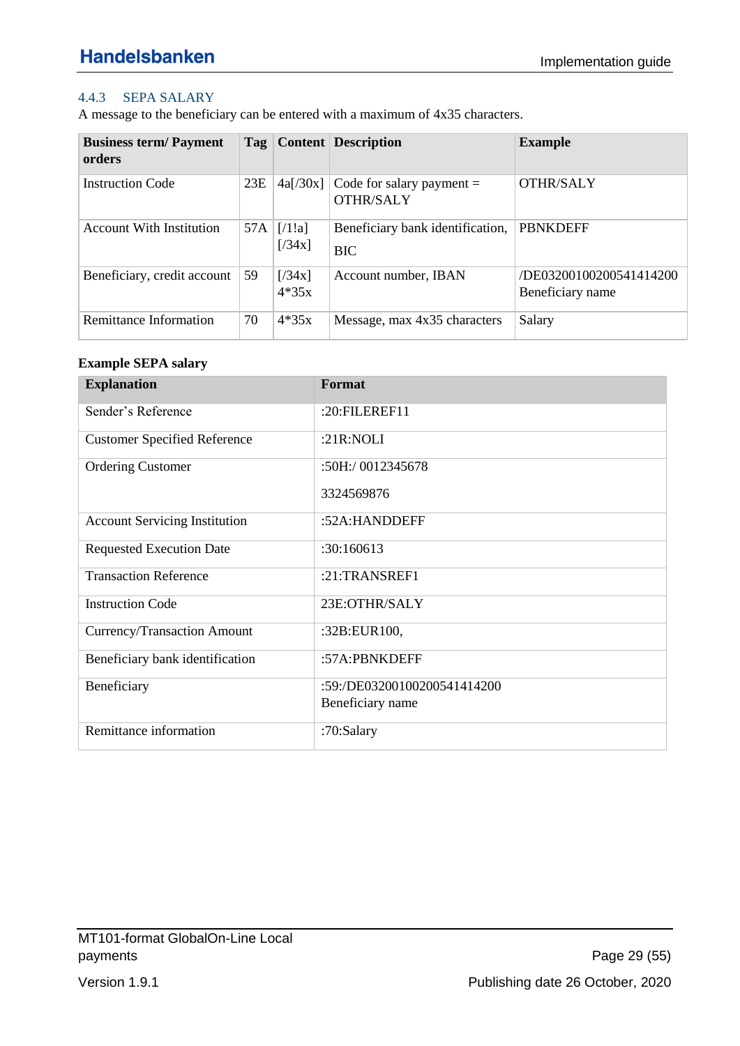### 4.4.3 SEPA SALARY

A message to the beneficiary can be entered with a maximum of 4x35 characters.

| Business term/ Payment orders | Tag | Content | Description | Example |
|---|---|---|---|---|
| Instruction Code | 23E | 4a[/30x] | Code for salary payment = OTHR/SALY | OTHR/SALY |
| Account With Institution | 57A | [/1!a] [/34x] | Beneficiary bank identification, BIC | PBNKDEFF |
| Beneficiary, credit account | 59 | [/34x] 4*35x | Account number, IBAN | /DE03200100200541414200 Beneficiary name |
| Remittance Information | 70 | 4*35x | Message, max 4x35 characters | Salary |

**Example SEPA salary**

| Explanation | Format |
|---|---|
| Sender's Reference | :20:FILEREF11 |
| Customer Specified Reference | :21R:NOLI |
| Ordering Customer | :50H:/ 0012345678<br>3324569876 |
| Account Servicing Institution | :52A:HANDDEFF |
| Requested Execution Date | :30:160613 |
| Transaction Reference | :21:TRANSREF1 |
| Instruction Code | 23E:OTHR/SALY |
| Currency/Transaction Amount | :32B:EUR100, |
| Beneficiary bank identification | :57A:PBNKDEFF |
| Beneficiary | :59:/DE03200100200541414200<br>Beneficiary name |
| Remittance information | :70:Salary |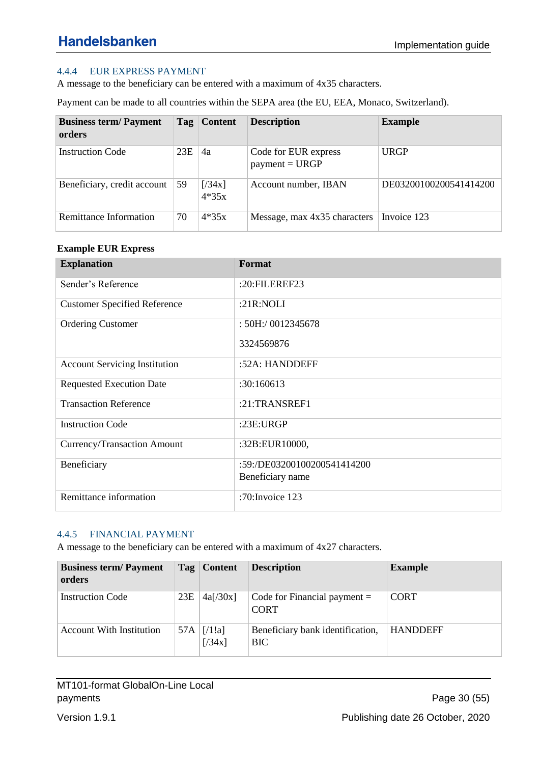### 4.4.4 EUR EXPRESS PAYMENT

A message to the beneficiary can be entered with a maximum of 4x35 characters.

Payment can be made to all countries within the SEPA area (the EU, EEA, Monaco, Switzerland).

| Business term/ Payment orders | Tag | Content | Description | Example |
|---|---|---|---|---|
| Instruction Code | 23E | 4a | Code for EUR express payment = URGP | URGP |
| Beneficiary, credit account | 59 | [/34x] 4*35x | Account number, IBAN | DE03200100200541414200 |
| Remittance Information | 70 | 4*35x | Message, max 4x35 characters | Invoice 123 |

**Example EUR Express**

| Explanation | Format |
|---|---|
| Sender's Reference | :20:FILEREF23 |
| Customer Specified Reference | :21R:NOLI |
| Ordering Customer | : 50H:/ 0012345678<br>3324569876 |
| Account Servicing Institution | :52A: HANDDEFF |
| Requested Execution Date | :30:160613 |
| Transaction Reference | :21:TRANSREF1 |
| Instruction Code | :23E:URGP |
| Currency/Transaction Amount | :32B:EUR10000, |
| Beneficiary | :59:/DE03200100200541414200<br>Beneficiary name |
| Remittance information | :70:Invoice 123 |

### 4.4.5 FINANCIAL PAYMENT

A message to the beneficiary can be entered with a maximum of 4x27 characters.

| Business term/ Payment orders | Tag | Content | Description | Example |
|---|---|---|---|---|
| Instruction Code | 23E | 4a[/30x] | Code for Financial payment = CORT | CORT |
| Account With Institution | 57A | [/1!a] [/34x] | Beneficiary bank identification, BIC | HANDDEFF |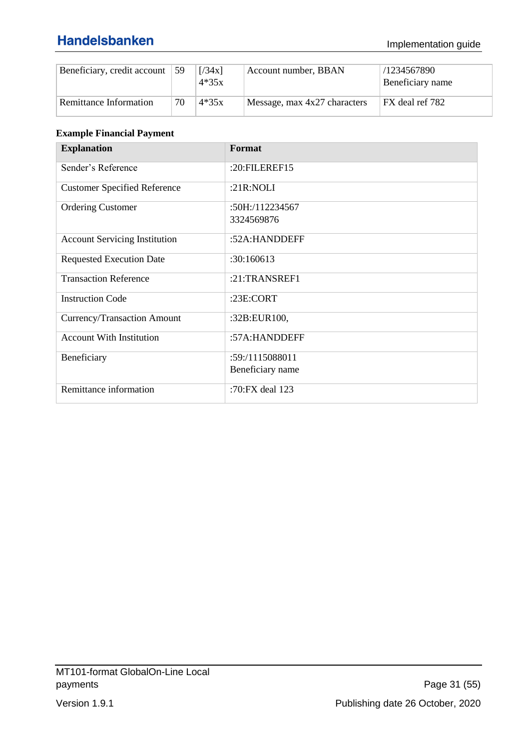| Beneficiary, credit account | 59 | [/34x] 4*35x | Account number, BBAN | /1234567890 Beneficiary name |
|---|---|---|---|---|
| Remittance Information | 70 | 4*35x | Message, max 4x27 characters | FX deal ref 782 |

**Example Financial Payment**

| Explanation | Format |
|---|---|
| Sender's Reference | :20:FILEREF15 |
| Customer Specified Reference | :21R:NOLI |
| Ordering Customer | :50H:/112234567<br>3324569876 |
| Account Servicing Institution | :52A:HANDDEFF |
| Requested Execution Date | :30:160613 |
| Transaction Reference | :21:TRANSREF1 |
| Instruction Code | :23E:CORT |
| Currency/Transaction Amount | :32B:EUR100, |
| Account With Institution | :57A:HANDDEFF |
| Beneficiary | :59:/1115088011<br>Beneficiary name |
| Remittance information | :70:FX deal 123 |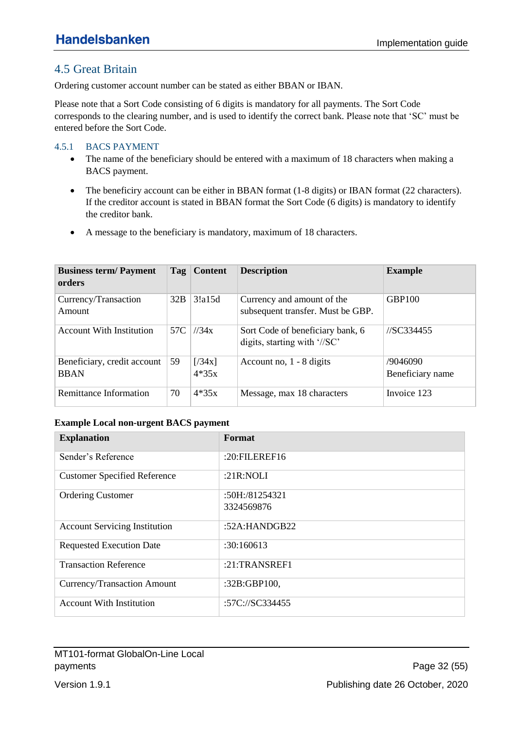## 4.5 Great Britain

Ordering customer account number can be stated as either BBAN or IBAN.

Please note that a Sort Code consisting of 6 digits is mandatory for all payments. The Sort Code corresponds to the clearing number, and is used to identify the correct bank. Please note that 'SC' must be entered before the Sort Code.

### 4.5.1 BACS PAYMENT

- The name of the beneficiary should be entered with a maximum of 18 characters when making a BACS payment.
- The beneficiry account can be either in BBAN format (1-8 digits) or IBAN format (22 characters). If the creditor account is stated in BBAN format the Sort Code (6 digits) is mandatory to identify the creditor bank.
- A message to the beneficiary is mandatory, maximum of 18 characters.

| Business term/ Payment orders | Tag | Content | Description | Example |
|---|---|---|---|---|
| Currency/Transaction Amount | 32B | 3!a15d | Currency and amount of the subsequent transfer. Must be GBP. | GBP100 |
| Account With Institution | 57C | //34x | Sort Code of beneficiary bank, 6 digits, starting with '//SC' | //SC334455 |
| Beneficiary, credit account BBAN | 59 | [/34x] 4*35x | Account no, 1 - 8 digits | /9046090 Beneficiary name |
| Remittance Information | 70 | 4*35x | Message, max 18 characters | Invoice 123 |

**Example Local non-urgent BACS payment**

| Explanation | Format |
|---|---|
| Sender's Reference | :20:FILEREF16 |
| Customer Specified Reference | :21R:NOLI |
| Ordering Customer | :50H:/81254321 3324569876 |
| Account Servicing Institution | :52A:HANDGB22 |
| Requested Execution Date | :30:160613 |
| Transaction Reference | :21:TRANSREF1 |
| Currency/Transaction Amount | :32B:GBP100, |
| Account With Institution | :57C://SC334455 |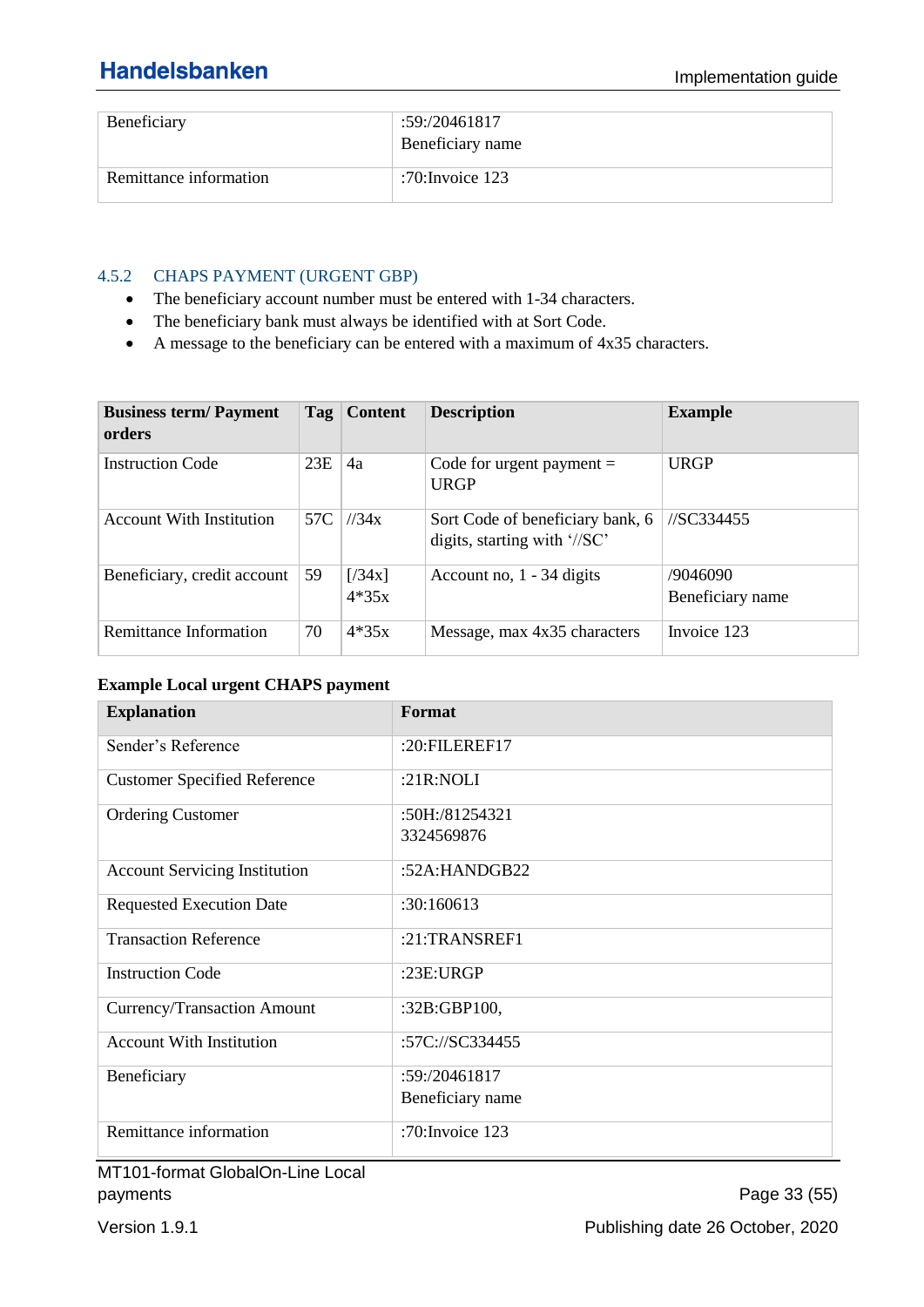| Beneficiary | :59:/20461817<br>Beneficiary name |
|---|---|
| Remittance information | :70:Invoice 123 |

### 4.5.2 CHAPS PAYMENT (URGENT GBP)

- The beneficiary account number must be entered with 1-34 characters.
- The beneficiary bank must always be identified with at Sort Code.
- A message to the beneficiary can be entered with a maximum of 4x35 characters.

| Business term/ Payment orders | Tag | Content | Description | Example |
|---|---|---|---|---|
| Instruction Code | 23E | 4a | Code for urgent payment = URGP | URGP |
| Account With Institution | 57C | //34x | Sort Code of beneficiary bank, 6 digits, starting with '//SC' | //SC334455 |
| Beneficiary, credit account | 59 | [/34x]<br>4*35x | Account no, 1 - 34 digits | /9046090<br>Beneficiary name |
| Remittance Information | 70 | 4*35x | Message, max 4x35 characters | Invoice 123 |

**Example Local urgent CHAPS payment**

| Explanation | Format |
|---|---|
| Sender's Reference | :20:FILEREF17 |
| Customer Specified Reference | :21R:NOLI |
| Ordering Customer | :50H:/81254321<br>3324569876 |
| Account Servicing Institution | :52A:HANDGB22 |
| Requested Execution Date | :30:160613 |
| Transaction Reference | :21:TRANSREF1 |
| Instruction Code | :23E:URGP |
| Currency/Transaction Amount | :32B:GBP100, |
| Account With Institution | :57C://SC334455 |
| Beneficiary | :59:/20461817<br>Beneficiary name |
| Remittance information | :70:Invoice 123 |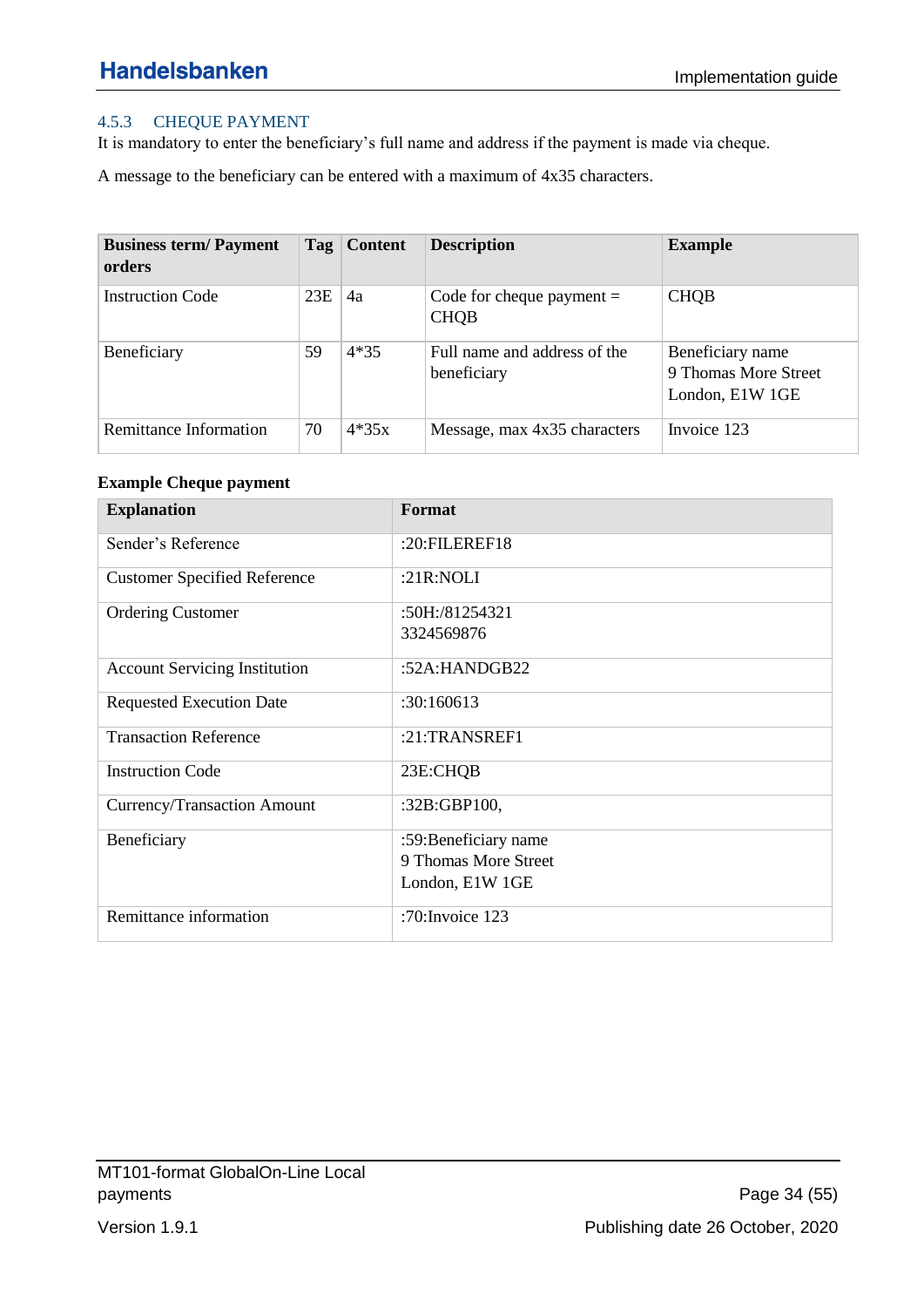### 4.5.3 CHEQUE PAYMENT

It is mandatory to enter the beneficiary's full name and address if the payment is made via cheque.

A message to the beneficiary can be entered with a maximum of 4x35 characters.

| Business term/ Payment orders | Tag | Content | Description | Example |
|---|---|---|---|---|
| Instruction Code | 23E | 4a | Code for cheque payment = CHQB | CHQB |
| Beneficiary | 59 | 4*35 | Full name and address of the beneficiary | Beneficiary name<br>9 Thomas More Street<br>London, E1W 1GE |
| Remittance Information | 70 | 4*35x | Message, max 4x35 characters | Invoice 123 |

**Example Cheque payment**

| Explanation | Format |
|---|---|
| Sender's Reference | :20:FILEREF18 |
| Customer Specified Reference | :21R:NOLI |
| Ordering Customer | :50H:/81254321<br>3324569876 |
| Account Servicing Institution | :52A:HANDGB22 |
| Requested Execution Date | :30:160613 |
| Transaction Reference | :21:TRANSREF1 |
| Instruction Code | 23E:CHQB |
| Currency/Transaction Amount | :32B:GBP100, |
| Beneficiary | :59:Beneficiary name<br>9 Thomas More Street<br>London, E1W 1GE |
| Remittance information | :70:Invoice 123 |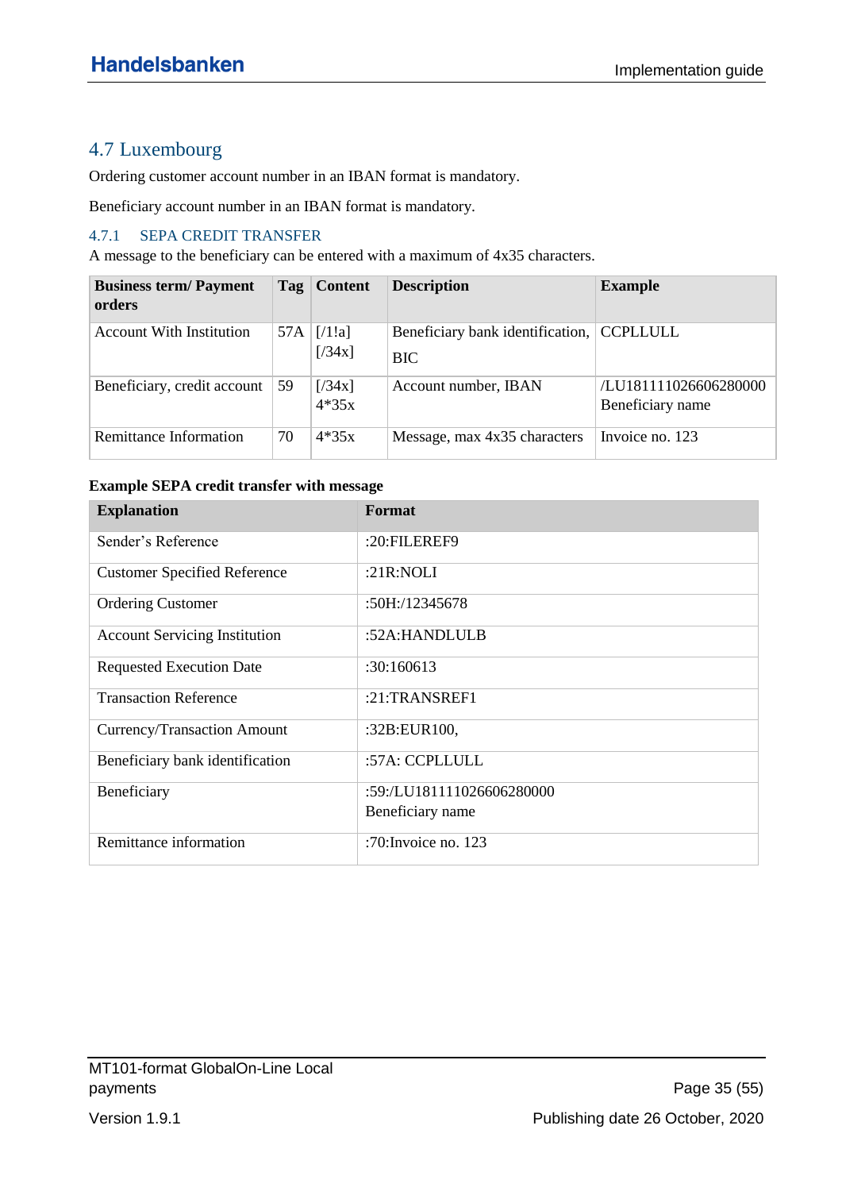## 4.7 Luxembourg

Ordering customer account number in an IBAN format is mandatory.

Beneficiary account number in an IBAN format is mandatory.

### 4.7.1 SEPA CREDIT TRANSFER

A message to the beneficiary can be entered with a maximum of 4x35 characters.

| Business term/ Payment orders | Tag | Content | Description | Example |
|---|---|---|---|---|
| Account With Institution | 57A | [/1!a] [/34x] | Beneficiary bank identification, BIC | CCPLLULL |
| Beneficiary, credit account | 59 | [/34x] 4*35x | Account number, IBAN | /LU181111026606280000 Beneficiary name |
| Remittance Information | 70 | 4*35x | Message, max 4x35 characters | Invoice no. 123 |

**Example SEPA credit transfer with message**

| Explanation | Format |
|---|---|
| Sender's Reference | :20:FILEREF9 |
| Customer Specified Reference | :21R:NOLI |
| Ordering Customer | :50H:/12345678 |
| Account Servicing Institution | :52A:HANDLULB |
| Requested Execution Date | :30:160613 |
| Transaction Reference | :21:TRANSREF1 |
| Currency/Transaction Amount | :32B:EUR100, |
| Beneficiary bank identification | :57A: CCPLLULL |
| Beneficiary | :59:/LU181111026606280000 Beneficiary name |
| Remittance information | :70:Invoice no. 123 |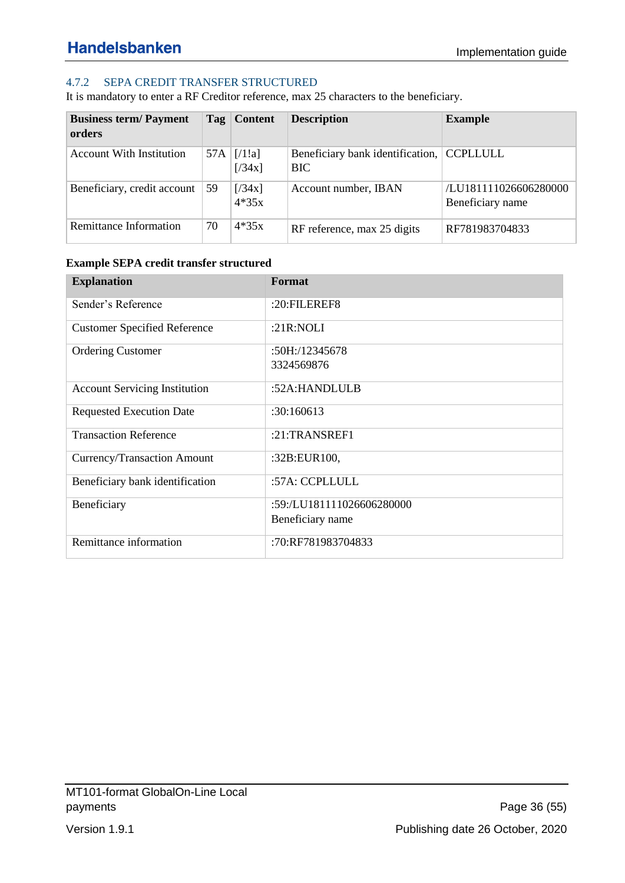### 4.7.2 SEPA CREDIT TRANSFER STRUCTURED

It is mandatory to enter a RF Creditor reference, max 25 characters to the beneficiary.

| Business term/ Payment orders | Tag | Content | Description | Example |
|---|---|---|---|---|
| Account With Institution | 57A | [/1!a] [/34x] | Beneficiary bank identification, BIC | CCPLLULL |
| Beneficiary, credit account | 59 | [/34x] 4*35x | Account number, IBAN | /LU181111026606280000 Beneficiary name |
| Remittance Information | 70 | 4*35x | RF reference, max 25 digits | RF781983704833 |

**Example SEPA credit transfer structured**

| Explanation | Format |
|---|---|
| Sender's Reference | :20:FILEREF8 |
| Customer Specified Reference | :21R:NOLI |
| Ordering Customer | :50H:/12345678<br>3324569876 |
| Account Servicing Institution | :52A:HANDLULB |
| Requested Execution Date | :30:160613 |
| Transaction Reference | :21:TRANSREF1 |
| Currency/Transaction Amount | :32B:EUR100, |
| Beneficiary bank identification | :57A: CCPLLULL |
| Beneficiary | :59:/LU181111026606280000<br>Beneficiary name |
| Remittance information | :70:RF781983704833 |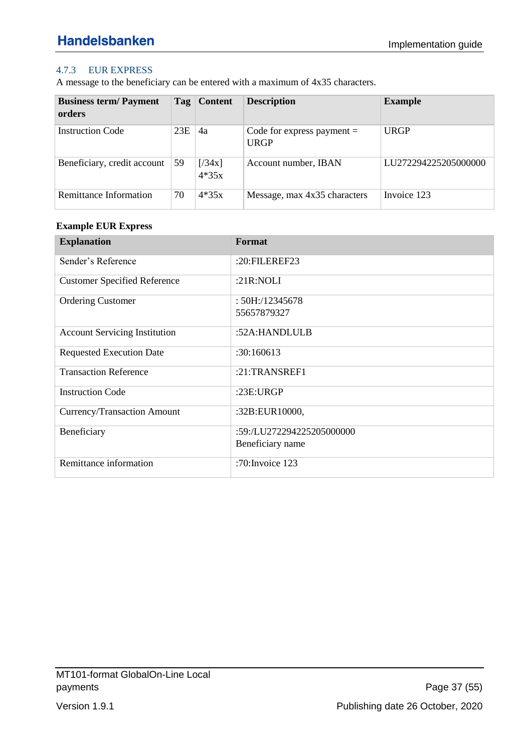### 4.7.3 EUR EXPRESS

A message to the beneficiary can be entered with a maximum of 4x35 characters.

| Business term/ Payment orders | Tag | Content | Description | Example |
|---|---|---|---|---|
| Instruction Code | 23E | 4a | Code for express payment = URGP | URGP |
| Beneficiary, credit account | 59 | [/34x] 4*35x | Account number, IBAN | LU272294225205000000 |
| Remittance Information | 70 | 4*35x | Message, max 4x35 characters | Invoice 123 |

**Example EUR Express**

| Explanation | Format |
|---|---|
| Sender's Reference | :20:FILEREF23 |
| Customer Specified Reference | :21R:NOLI |
| Ordering Customer | : 50H:/12345678<br>55657879327 |
| Account Servicing Institution | :52A:HANDLULB |
| Requested Execution Date | :30:160613 |
| Transaction Reference | :21:TRANSREF1 |
| Instruction Code | :23E:URGP |
| Currency/Transaction Amount | :32B:EUR10000, |
| Beneficiary | :59:/LU272294225205000000<br>Beneficiary name |
| Remittance information | :70:Invoice 123 |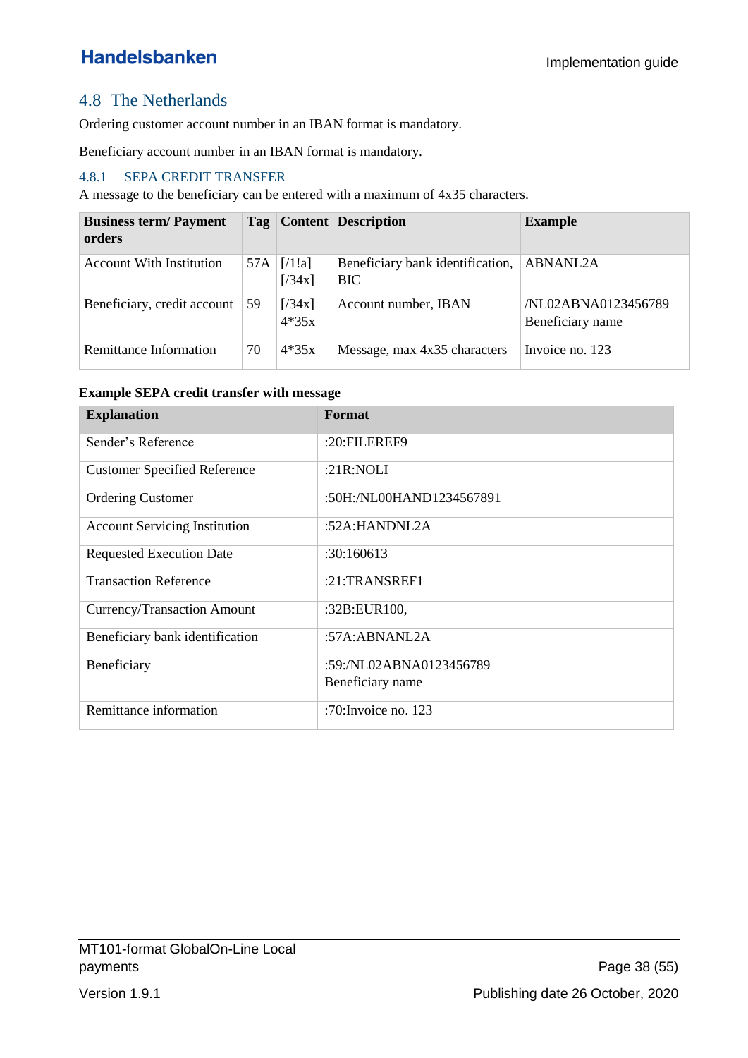## 4.8 The Netherlands

Ordering customer account number in an IBAN format is mandatory.

Beneficiary account number in an IBAN format is mandatory.

### 4.8.1 SEPA CREDIT TRANSFER

A message to the beneficiary can be entered with a maximum of 4x35 characters.

| Business term/ Payment orders | Tag | Content | Description | Example |
|---|---|---|---|---|
| Account With Institution | 57A | [/1!a] [/34x] | Beneficiary bank identification, BIC | ABNANL2A |
| Beneficiary, credit account | 59 | [/34x] 4*35x | Account number, IBAN | /NL02ABNA0123456789 Beneficiary name |
| Remittance Information | 70 | 4*35x | Message, max 4x35 characters | Invoice no. 123 |

**Example SEPA credit transfer with message**

| Explanation | Format |
|---|---|
| Sender's Reference | :20:FILEREF9 |
| Customer Specified Reference | :21R:NOLI |
| Ordering Customer | :50H:/NL00HAND1234567891 |
| Account Servicing Institution | :52A:HANDNL2A |
| Requested Execution Date | :30:160613 |
| Transaction Reference | :21:TRANSREF1 |
| Currency/Transaction Amount | :32B:EUR100, |
| Beneficiary bank identification | :57A:ABNANL2A |
| Beneficiary | :59:/NL02ABNA0123456789 Beneficiary name |
| Remittance information | :70:Invoice no. 123 |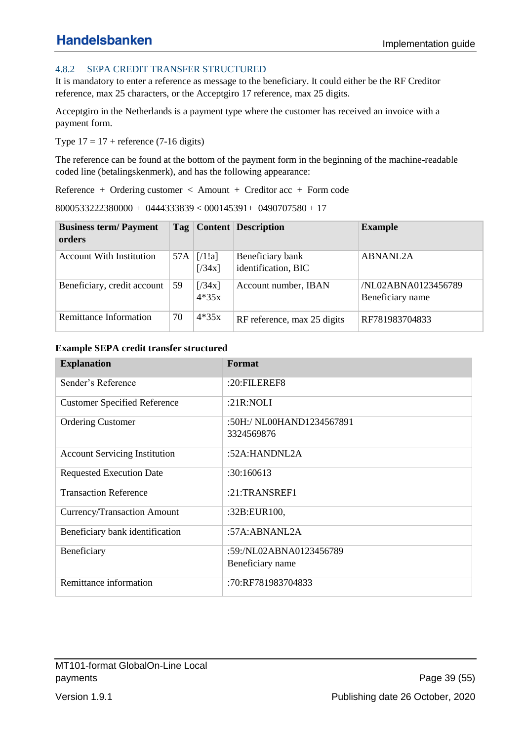### 4.8.2 SEPA CREDIT TRANSFER STRUCTURED

It is mandatory to enter a reference as message to the beneficiary. It could either be the RF Creditor reference, max 25 characters, or the Acceptgiro 17 reference, max 25 digits.

Acceptgiro in the Netherlands is a payment type where the customer has received an invoice with a payment form.

Type 17 = 17 + reference (7-16 digits)

The reference can be found at the bottom of the payment form in the beginning of the machine-readable coded line (betalingskenmerk), and has the following appearance:

Reference + Ordering customer < Amount + Creditor acc + Form code

8000533222380000 + 0444333839 < 000145391+ 0490707580 + 17

| Business term/ Payment orders | Tag | Content | Description | Example |
|---|---|---|---|---|
| Account With Institution | 57A | [/1!a] [/34x] | Beneficiary bank identification, BIC | ABNANL2A |
| Beneficiary, credit account | 59 | [/34x] 4*35x | Account number, IBAN | /NL02ABNA0123456789 Beneficiary name |
| Remittance Information | 70 | 4*35x | RF reference, max 25 digits | RF781983704833 |

**Example SEPA credit transfer structured**

| Explanation | Format |
|---|---|
| Sender's Reference | :20:FILEREF8 |
| Customer Specified Reference | :21R:NOLI |
| Ordering Customer | :50H:/ NL00HAND1234567891 3324569876 |
| Account Servicing Institution | :52A:HANDNL2A |
| Requested Execution Date | :30:160613 |
| Transaction Reference | :21:TRANSREF1 |
| Currency/Transaction Amount | :32B:EUR100, |
| Beneficiary bank identification | :57A:ABNANL2A |
| Beneficiary | :59:/NL02ABNA0123456789 Beneficiary name |
| Remittance information | :70:RF781983704833 |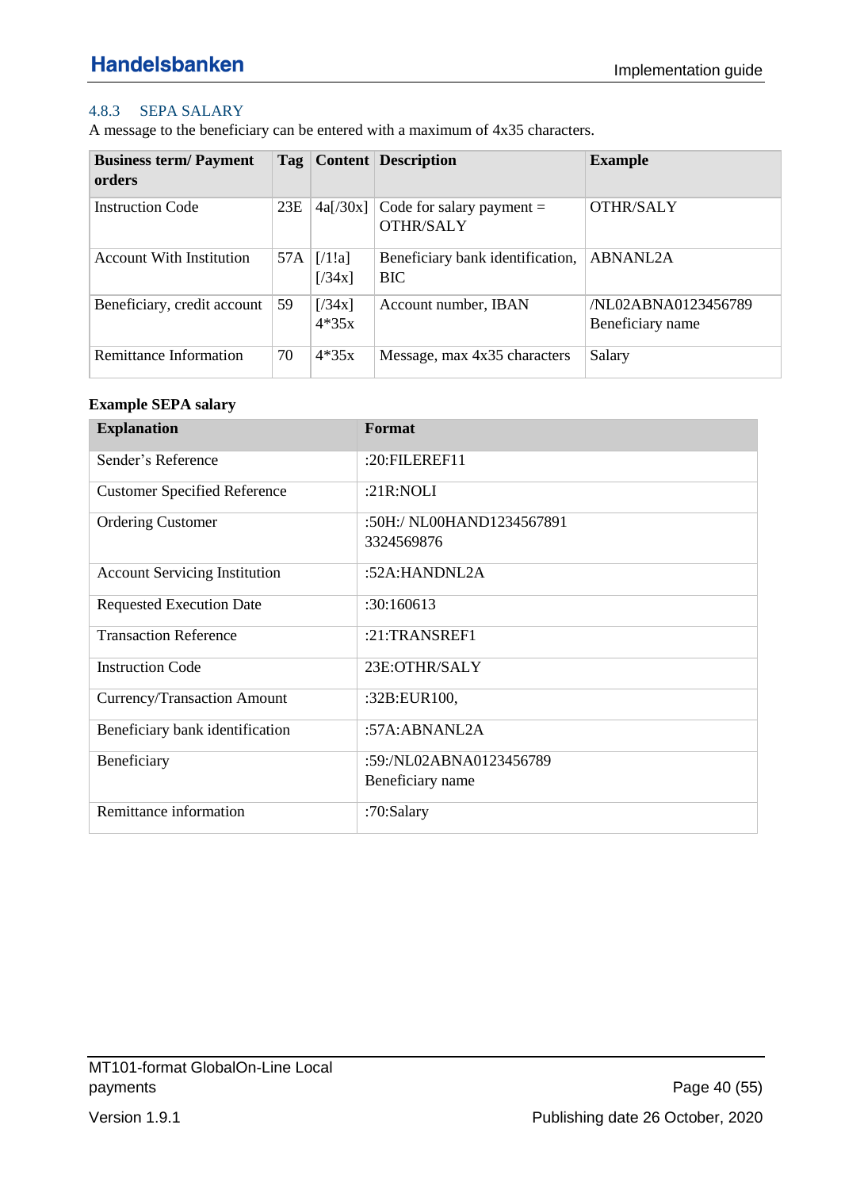### 4.8.3 SEPA SALARY

A message to the beneficiary can be entered with a maximum of 4x35 characters.

| Business term/ Payment orders | Tag | Content | Description | Example |
|---|---|---|---|---|
| Instruction Code | 23E | 4a[/30x] | Code for salary payment = OTHR/SALY | OTHR/SALY |
| Account With Institution | 57A | [/1!a] [/34x] | Beneficiary bank identification, BIC | ABNANL2A |
| Beneficiary, credit account | 59 | [/34x] 4*35x | Account number, IBAN | /NL02ABNA0123456789 Beneficiary name |
| Remittance Information | 70 | 4*35x | Message, max 4x35 characters | Salary |

**Example SEPA salary**

| Explanation | Format |
|---|---|
| Sender's Reference | :20:FILEREF11 |
| Customer Specified Reference | :21R:NOLI |
| Ordering Customer | :50H:/ NL00HAND1234567891 3324569876 |
| Account Servicing Institution | :52A:HANDNL2A |
| Requested Execution Date | :30:160613 |
| Transaction Reference | :21:TRANSREF1 |
| Instruction Code | 23E:OTHR/SALY |
| Currency/Transaction Amount | :32B:EUR100, |
| Beneficiary bank identification | :57A:ABNANL2A |
| Beneficiary | :59:/NL02ABNA0123456789 Beneficiary name |
| Remittance information | :70:Salary |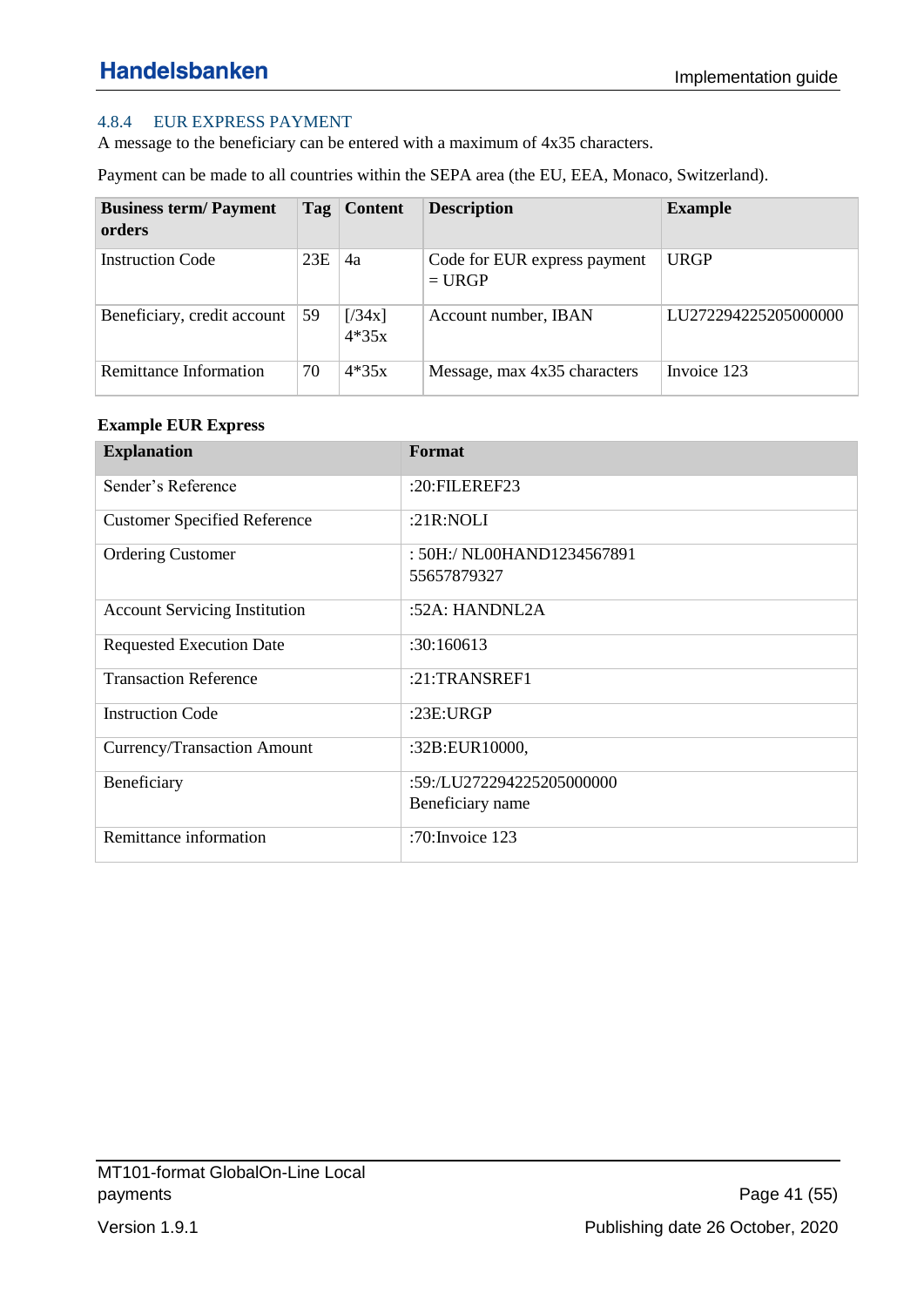### 4.8.4 EUR EXPRESS PAYMENT

A message to the beneficiary can be entered with a maximum of 4x35 characters.

Payment can be made to all countries within the SEPA area (the EU, EEA, Monaco, Switzerland).

| Business term/ Payment orders | Tag | Content | Description | Example |
|---|---|---|---|---|
| Instruction Code | 23E | 4a | Code for EUR express payment = URGP | URGP |
| Beneficiary, credit account | 59 | [/34x] 4*35x | Account number, IBAN | LU272294225205000000 |
| Remittance Information | 70 | 4*35x | Message, max 4x35 characters | Invoice 123 |

**Example EUR Express**

| Explanation | Format |
|---|---|
| Sender's Reference | :20:FILEREF23 |
| Customer Specified Reference | :21R:NOLI |
| Ordering Customer | : 50H:/ NL00HAND1234567891 55657879327 |
| Account Servicing Institution | :52A: HANDNL2A |
| Requested Execution Date | :30:160613 |
| Transaction Reference | :21:TRANSREF1 |
| Instruction Code | :23E:URGP |
| Currency/Transaction Amount | :32B:EUR10000, |
| Beneficiary | :59:/LU272294225205000000 Beneficiary name |
| Remittance information | :70:Invoice 123 |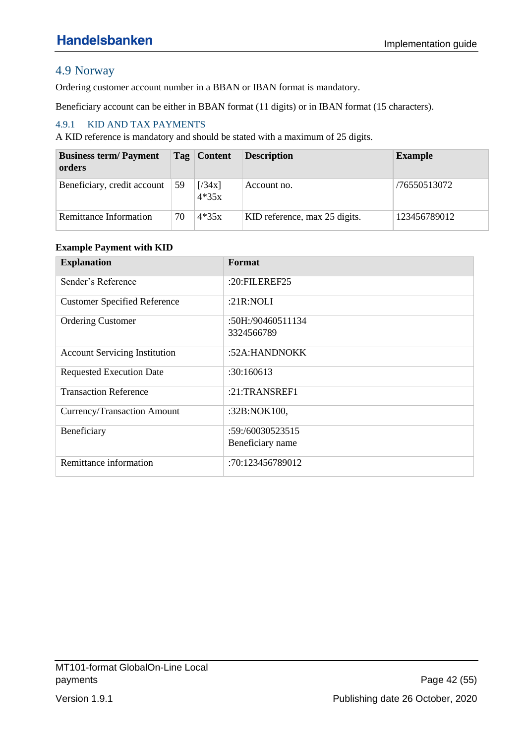## 4.9 Norway

Ordering customer account number in a BBAN or IBAN format is mandatory.

Beneficiary account can be either in BBAN format (11 digits) or in IBAN format (15 characters).

### 4.9.1 KID AND TAX PAYMENTS

A KID reference is mandatory and should be stated with a maximum of 25 digits.

| Business term/ Payment orders | Tag | Content | Description | Example |
|---|---|---|---|---|
| Beneficiary, credit account | 59 | [/34x] 4*35x | Account no. | /76550513072 |
| Remittance Information | 70 | 4*35x | KID reference, max 25 digits. | 123456789012 |

**Example Payment with KID**

| Explanation | Format |
|---|---|
| Sender's Reference | :20:FILEREF25 |
| Customer Specified Reference | :21R:NOLI |
| Ordering Customer | :50H:/90460511134<br>3324566789 |
| Account Servicing Institution | :52A:HANDNOKK |
| Requested Execution Date | :30:160613 |
| Transaction Reference | :21:TRANSREF1 |
| Currency/Transaction Amount | :32B:NOK100, |
| Beneficiary | :59:/60030523515<br>Beneficiary name |
| Remittance information | :70:123456789012 |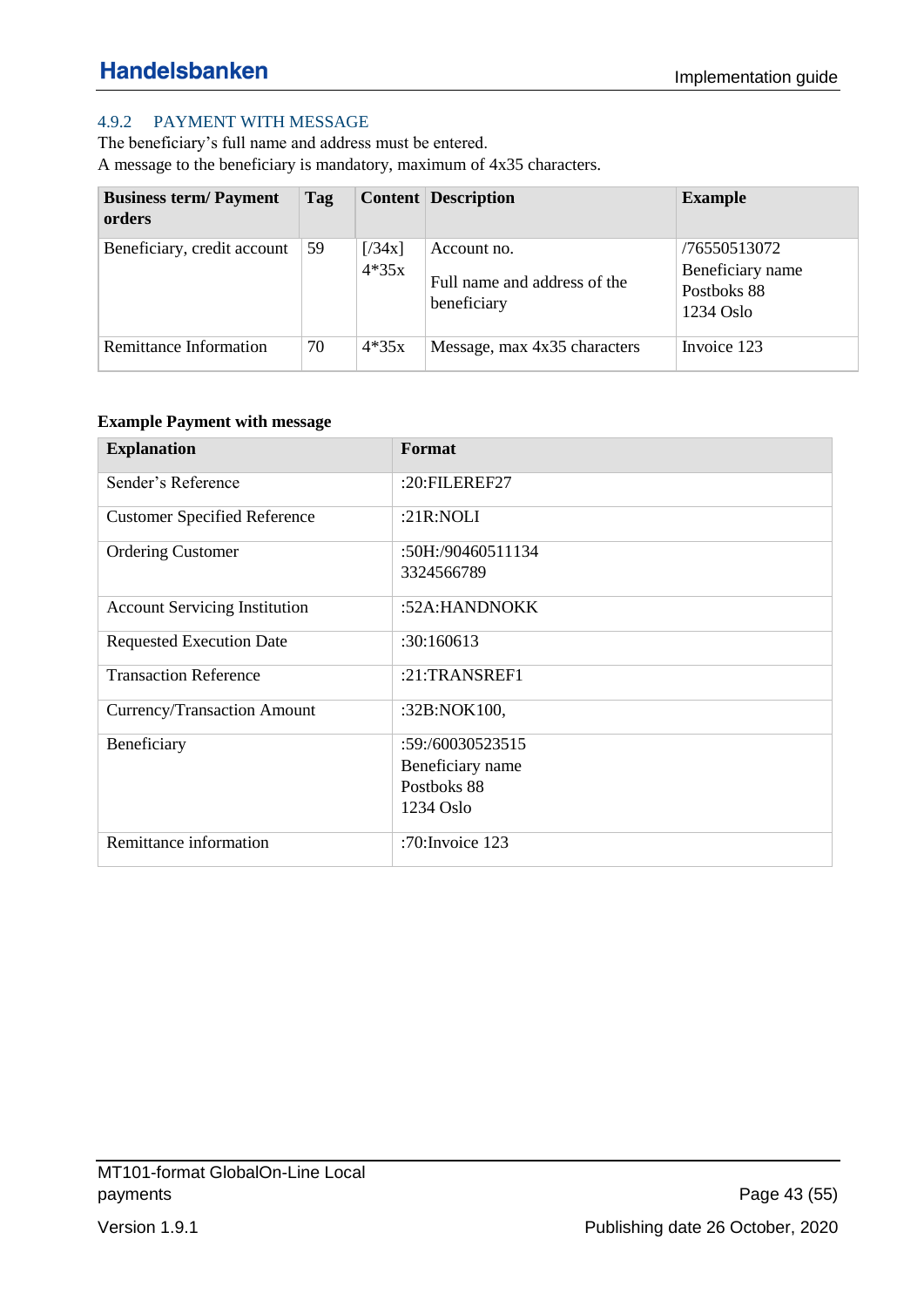### 4.9.2 PAYMENT WITH MESSAGE

The beneficiary's full name and address must be entered.
A message to the beneficiary is mandatory, maximum of 4x35 characters.

| Business term/ Payment orders | Tag | Content | Description | Example |
|---|---|---|---|---|
| Beneficiary, credit account | 59 | [/34x]<br>4*35x | Account no.<br><br>Full name and address of the beneficiary | /76550513072<br>Beneficiary name<br>Postboks 88<br>1234 Oslo |
| Remittance Information | 70 | 4*35x | Message, max 4x35 characters | Invoice 123 |

**Example Payment with message**

| Explanation | Format |
|---|---|
| Sender's Reference | :20:FILEREF27 |
| Customer Specified Reference | :21R:NOLI |
| Ordering Customer | :50H:/90460511134<br>3324566789 |
| Account Servicing Institution | :52A:HANDNOKK |
| Requested Execution Date | :30:160613 |
| Transaction Reference | :21:TRANSREF1 |
| Currency/Transaction Amount | :32B:NOK100, |
| Beneficiary | :59:/60030523515<br>Beneficiary name<br>Postboks 88<br>1234 Oslo |
| Remittance information | :70:Invoice 123 |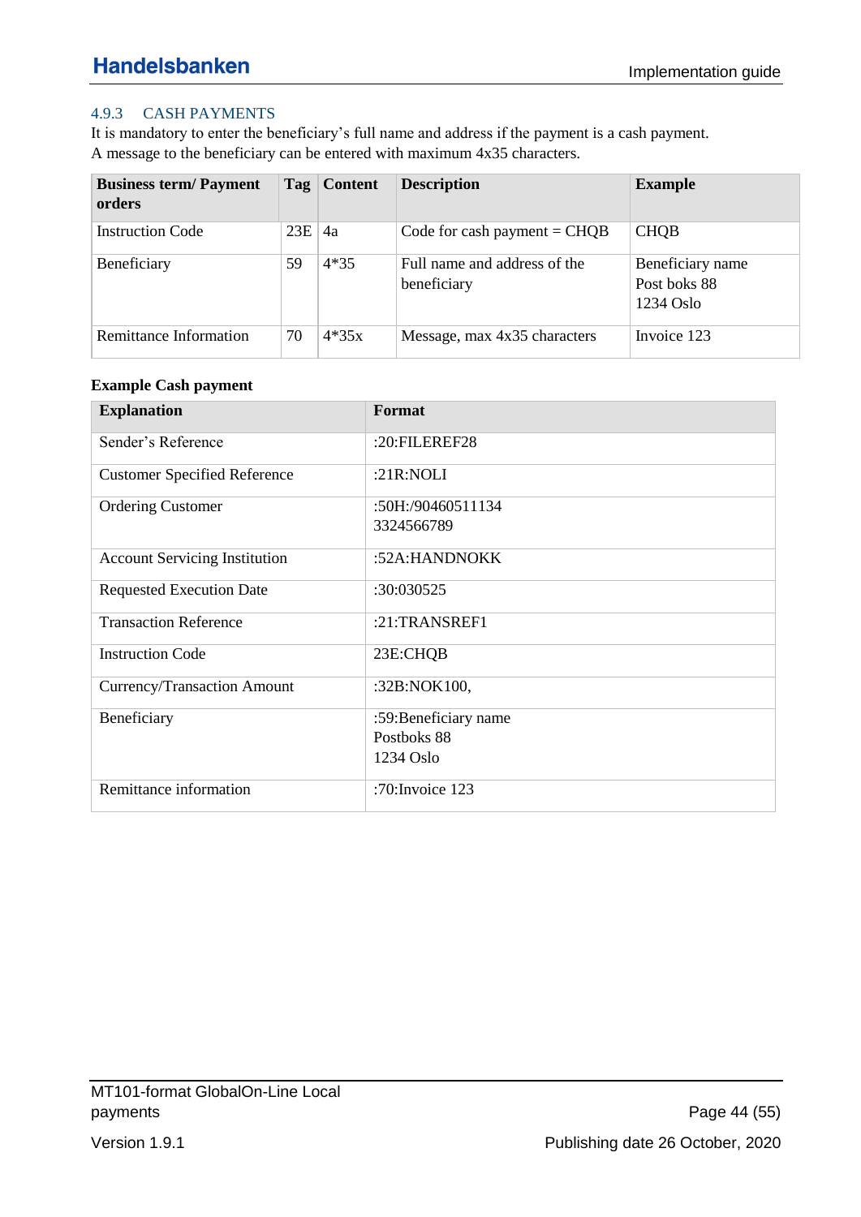### 4.9.3 CASH PAYMENTS

It is mandatory to enter the beneficiary's full name and address if the payment is a cash payment.
A message to the beneficiary can be entered with maximum 4x35 characters.

| Business term/ Payment orders | Tag | Content | Description | Example |
|---|---|---|---|---|
| Instruction Code | 23E | 4a | Code for cash payment = CHQB | CHQB |
| Beneficiary | 59 | 4*35 | Full name and address of the beneficiary | Beneficiary name<br>Post boks 88<br>1234 Oslo |
| Remittance Information | 70 | 4*35x | Message, max 4x35 characters | Invoice 123 |

**Example Cash payment**

| Explanation | Format |
|---|---|
| Sender's Reference | :20:FILEREF28 |
| Customer Specified Reference | :21R:NOLI |
| Ordering Customer | :50H:/90460511134<br>3324566789 |
| Account Servicing Institution | :52A:HANDNOKK |
| Requested Execution Date | :30:030525 |
| Transaction Reference | :21:TRANSREF1 |
| Instruction Code | 23E:CHQB |
| Currency/Transaction Amount | :32B:NOK100, |
| Beneficiary | :59:Beneficiary name<br>Postboks 88<br>1234 Oslo |
| Remittance information | :70:Invoice 123 |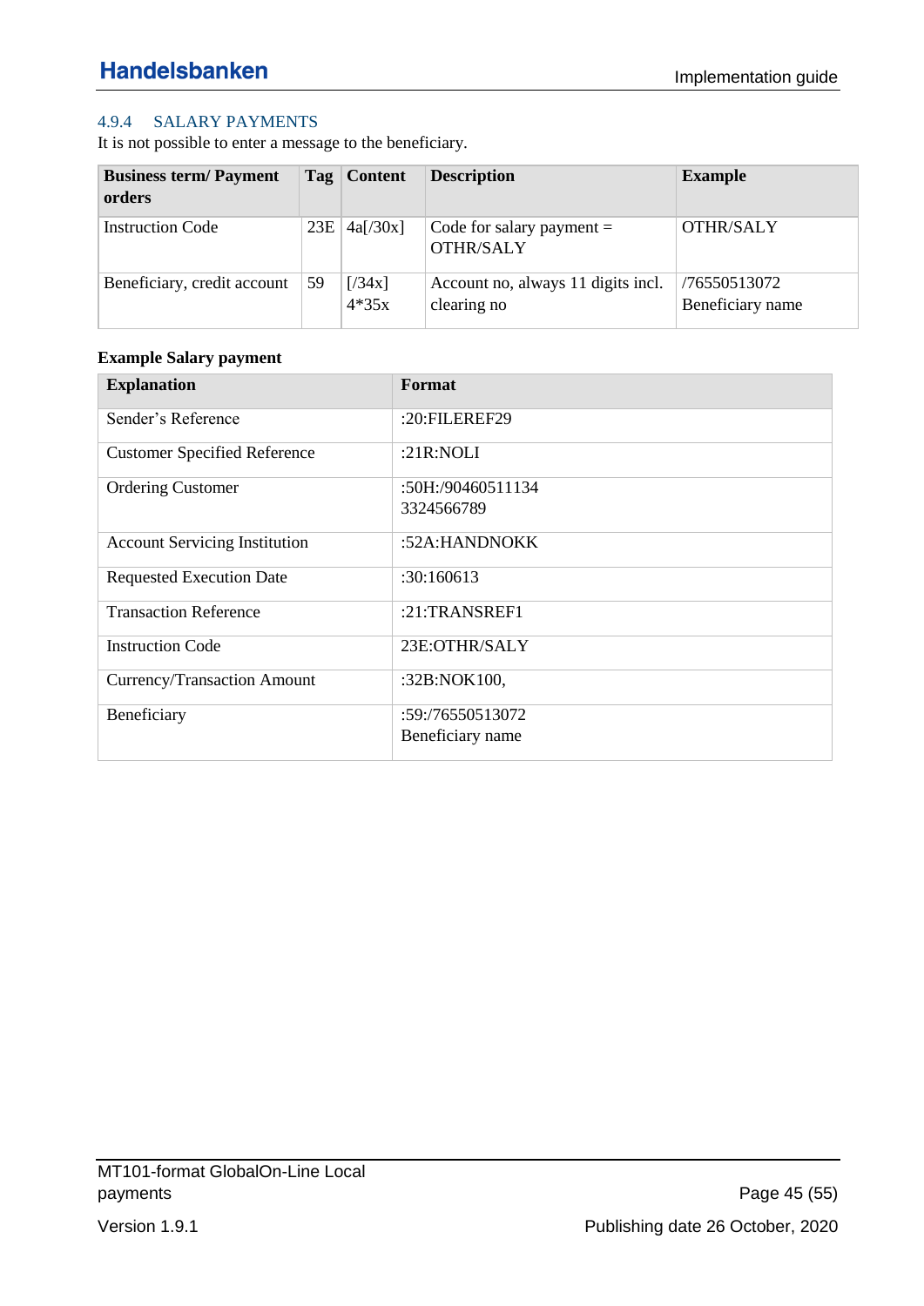#### 4.9.4 SALARY PAYMENTS

It is not possible to enter a message to the beneficiary.

| Business term/ Payment orders | Tag | Content | Description | Example |
|---|---|---|---|---|
| Instruction Code | 23E | 4a[/30x] | Code for salary payment = OTHR/SALY | OTHR/SALY |
| Beneficiary, credit account | 59 | [/34x]<br>4*35x | Account no, always 11 digits incl. clearing no | /76550513072<br>Beneficiary name |

**Example Salary payment**

| Explanation | Format |
|---|---|
| Sender's Reference | :20:FILEREF29 |
| Customer Specified Reference | :21R:NOLI |
| Ordering Customer | :50H:/90460511134<br>3324566789 |
| Account Servicing Institution | :52A:HANDNOKK |
| Requested Execution Date | :30:160613 |
| Transaction Reference | :21:TRANSREF1 |
| Instruction Code | 23E:OTHR/SALY |
| Currency/Transaction Amount | :32B:NOK100, |
| Beneficiary | :59:/76550513072<br>Beneficiary name |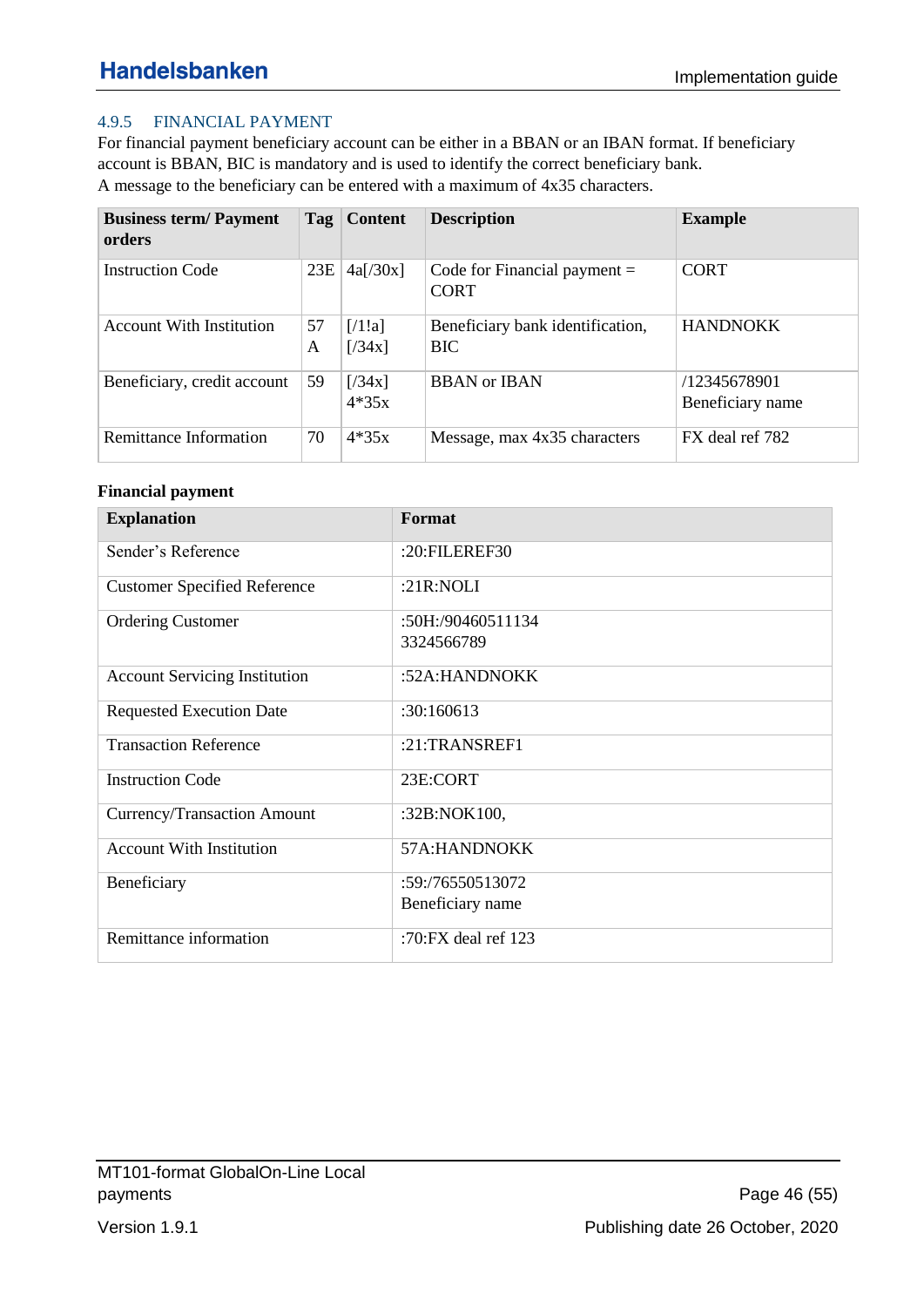### 4.9.5 FINANCIAL PAYMENT

For financial payment beneficiary account can be either in a BBAN or an IBAN format. If beneficiary account is BBAN, BIC is mandatory and is used to identify the correct beneficiary bank.
A message to the beneficiary can be entered with a maximum of 4x35 characters.

| Business term/ Payment orders | Tag | Content | Description | Example |
|---|---|---|---|---|
| Instruction Code | 23E | 4a[/30x] | Code for Financial payment = CORT | CORT |
| Account With Institution | 57 A | [/1!a] [/34x] | Beneficiary bank identification, BIC | HANDNOKK |
| Beneficiary, credit account | 59 | [/34x] 4*35x | BBAN or IBAN | /12345678901 Beneficiary name |
| Remittance Information | 70 | 4*35x | Message, max 4x35 characters | FX deal ref 782 |

**Financial payment**

| Explanation | Format |
|---|---|
| Sender's Reference | :20:FILEREF30 |
| Customer Specified Reference | :21R:NOLI |
| Ordering Customer | :50H:/90460511134<br>3324566789 |
| Account Servicing Institution | :52A:HANDNOKK |
| Requested Execution Date | :30:160613 |
| Transaction Reference | :21:TRANSREF1 |
| Instruction Code | 23E:CORT |
| Currency/Transaction Amount | :32B:NOK100, |
| Account With Institution | 57A:HANDNOKK |
| Beneficiary | :59:/76550513072<br>Beneficiary name |
| Remittance information | :70:FX deal ref 123 |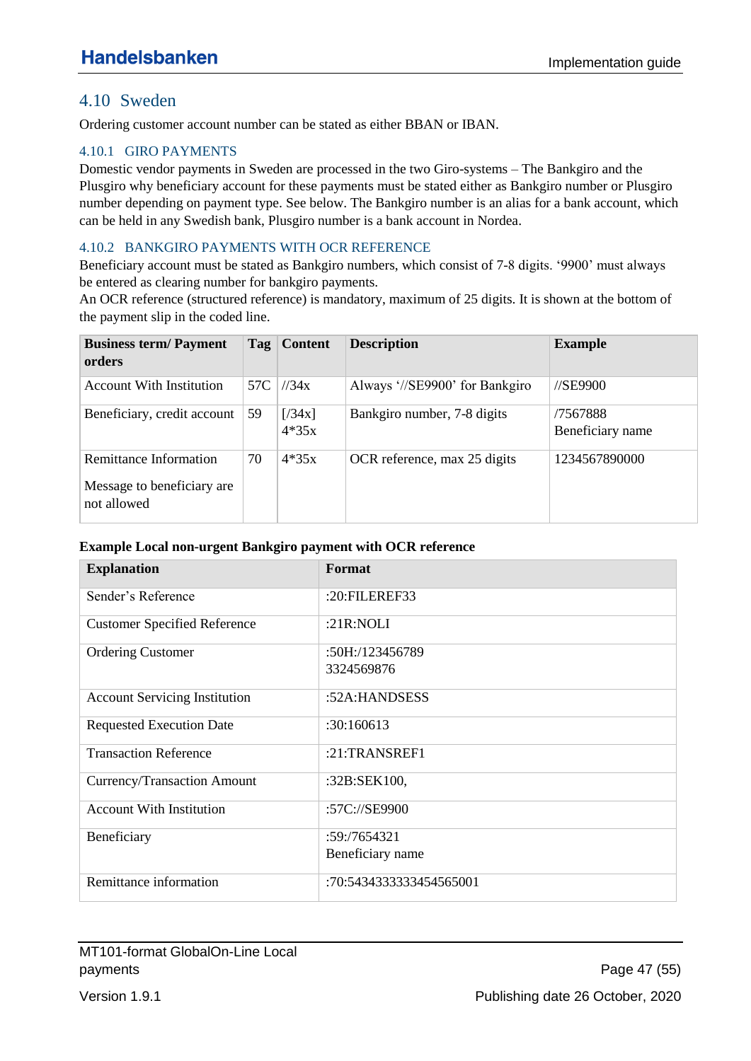## 4.10 Sweden

Ordering customer account number can be stated as either BBAN or IBAN.

### 4.10.1 GIRO PAYMENTS

Domestic vendor payments in Sweden are processed in the two Giro-systems – The Bankgiro and the Plusgiro why beneficiary account for these payments must be stated either as Bankgiro number or Plusgiro number depending on payment type. See below. The Bankgiro number is an alias for a bank account, which can be held in any Swedish bank, Plusgiro number is a bank account in Nordea.

### 4.10.2 BANKGIRO PAYMENTS WITH OCR REFERENCE

Beneficiary account must be stated as Bankgiro numbers, which consist of 7-8 digits. '9900' must always be entered as clearing number for bankgiro payments.
An OCR reference (structured reference) is mandatory, maximum of 25 digits. It is shown at the bottom of the payment slip in the coded line.

| Business term/ Payment orders | Tag | Content | Description | Example |
|---|---|---|---|---|
| Account With Institution | 57C | //34x | Always '//SE9900' for Bankgiro | //SE9900 |
| Beneficiary, credit account | 59 | [/34x] 4*35x | Bankgiro number, 7-8 digits | /7567888 Beneficiary name |
| Remittance Information<br><br>Message to beneficiary are not allowed | 70 | 4*35x | OCR reference, max 25 digits | 1234567890000 |

**Example Local non-urgent Bankgiro payment with OCR reference**

| Explanation | Format |
|---|---|
| Sender's Reference | :20:FILEREF33 |
| Customer Specified Reference | :21R:NOLI |
| Ordering Customer | :50H:/123456789<br>3324569876 |
| Account Servicing Institution | :52A:HANDSESS |
| Requested Execution Date | :30:160613 |
| Transaction Reference | :21:TRANSREF1 |
| Currency/Transaction Amount | :32B:SEK100, |
| Account With Institution | :57C://SE9900 |
| Beneficiary | :59:/7654321<br>Beneficiary name |
| Remittance information | :70:5434333333454565001 |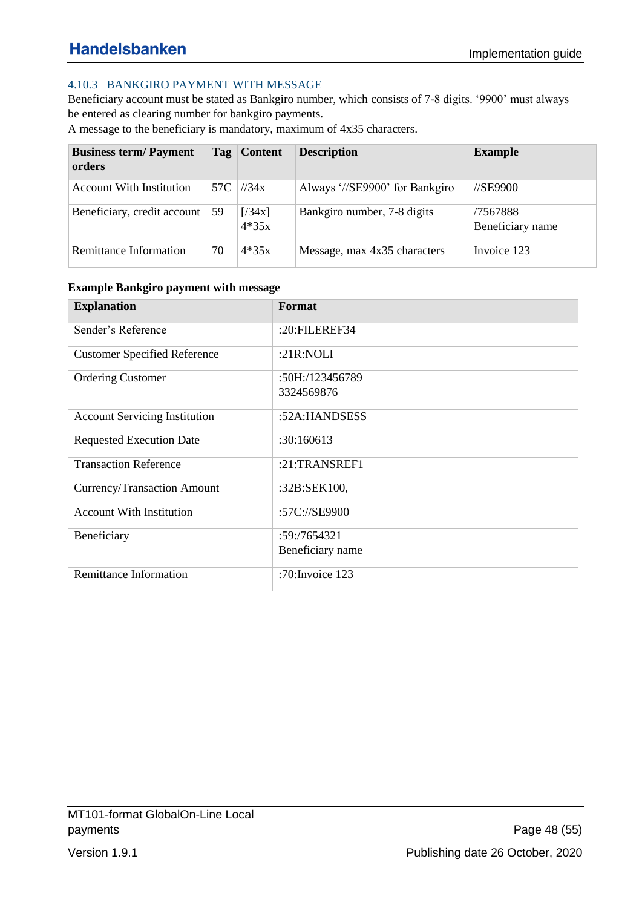### 4.10.3 BANKGIRO PAYMENT WITH MESSAGE

Beneficiary account must be stated as Bankgiro number, which consists of 7-8 digits. '9900' must always be entered as clearing number for bankgiro payments.
A message to the beneficiary is mandatory, maximum of 4x35 characters.

| Business term/ Payment orders | Tag | Content | Description | Example |
|---|---|---|---|---|
| Account With Institution | 57C | //34x | Always '//SE9900' for Bankgiro | //SE9900 |
| Beneficiary, credit account | 59 | [/34x]<br>4*35x | Bankgiro number, 7-8 digits | /7567888<br>Beneficiary name |
| Remittance Information | 70 | 4*35x | Message, max 4x35 characters | Invoice 123 |

**Example Bankgiro payment with message**

| Explanation | Format |
|---|---|
| Sender's Reference | :20:FILEREF34 |
| Customer Specified Reference | :21R:NOLI |
| Ordering Customer | :50H:/123456789<br>3324569876 |
| Account Servicing Institution | :52A:HANDSESS |
| Requested Execution Date | :30:160613 |
| Transaction Reference | :21:TRANSREF1 |
| Currency/Transaction Amount | :32B:SEK100, |
| Account With Institution | :57C://SE9900 |
| Beneficiary | :59:/7654321<br>Beneficiary name |
| Remittance Information | :70:Invoice 123 |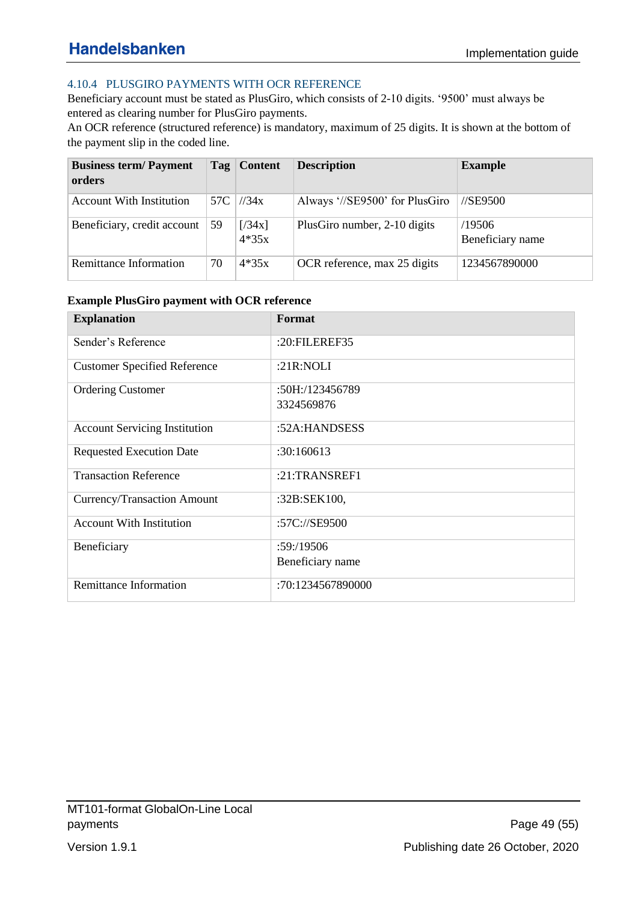### 4.10.4 PLUSGIRO PAYMENTS WITH OCR REFERENCE

Beneficiary account must be stated as PlusGiro, which consists of 2-10 digits. '9500' must always be entered as clearing number for PlusGiro payments.
An OCR reference (structured reference) is mandatory, maximum of 25 digits. It is shown at the bottom of the payment slip in the coded line.

| Business term/ Payment orders | Tag | Content | Description | Example |
|---|---|---|---|---|
| Account With Institution | 57C | //34x | Always '//SE9500' for PlusGiro | //SE9500 |
| Beneficiary, credit account | 59 | [/34x]<br>4*35x | PlusGiro number, 2-10 digits | /19506<br>Beneficiary name |
| Remittance Information | 70 | 4*35x | OCR reference, max 25 digits | 1234567890000 |

**Example PlusGiro payment with OCR reference**

| Explanation | Format |
|---|---|
| Sender's Reference | :20:FILEREF35 |
| Customer Specified Reference | :21R:NOLI |
| Ordering Customer | :50H:/123456789<br>3324569876 |
| Account Servicing Institution | :52A:HANDSESS |
| Requested Execution Date | :30:160613 |
| Transaction Reference | :21:TRANSREF1 |
| Currency/Transaction Amount | :32B:SEK100, |
| Account With Institution | :57C://SE9500 |
| Beneficiary | :59:/19506<br>Beneficiary name |
| Remittance Information | :70:1234567890000 |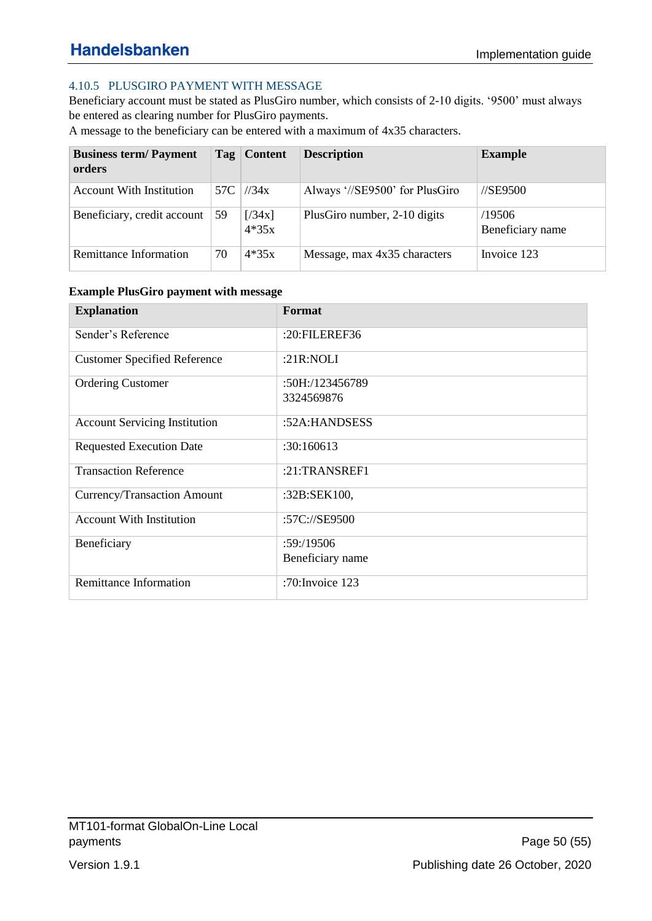### 4.10.5 PLUSGIRO PAYMENT WITH MESSAGE

Beneficiary account must be stated as PlusGiro number, which consists of 2-10 digits. '9500' must always be entered as clearing number for PlusGiro payments.

A message to the beneficiary can be entered with a maximum of 4x35 characters.

| Business term/ Payment orders | Tag | Content | Description | Example |
|---|---|---|---|---|
| Account With Institution | 57C | //34x | Always '//SE9500' for PlusGiro | //SE9500 |
| Beneficiary, credit account | 59 | [/34x]<br>4*35x | PlusGiro number, 2-10 digits | /19506<br>Beneficiary name |
| Remittance Information | 70 | 4*35x | Message, max 4x35 characters | Invoice 123 |

**Example PlusGiro payment with message**

| Explanation | Format |
|---|---|
| Sender's Reference | :20:FILEREF36 |
| Customer Specified Reference | :21R:NOLI |
| Ordering Customer | :50H:/123456789<br>3324569876 |
| Account Servicing Institution | :52A:HANDSESS |
| Requested Execution Date | :30:160613 |
| Transaction Reference | :21:TRANSREF1 |
| Currency/Transaction Amount | :32B:SEK100, |
| Account With Institution | :57C://SE9500 |
| Beneficiary | :59:/19506<br>Beneficiary name |
| Remittance Information | :70:Invoice 123 |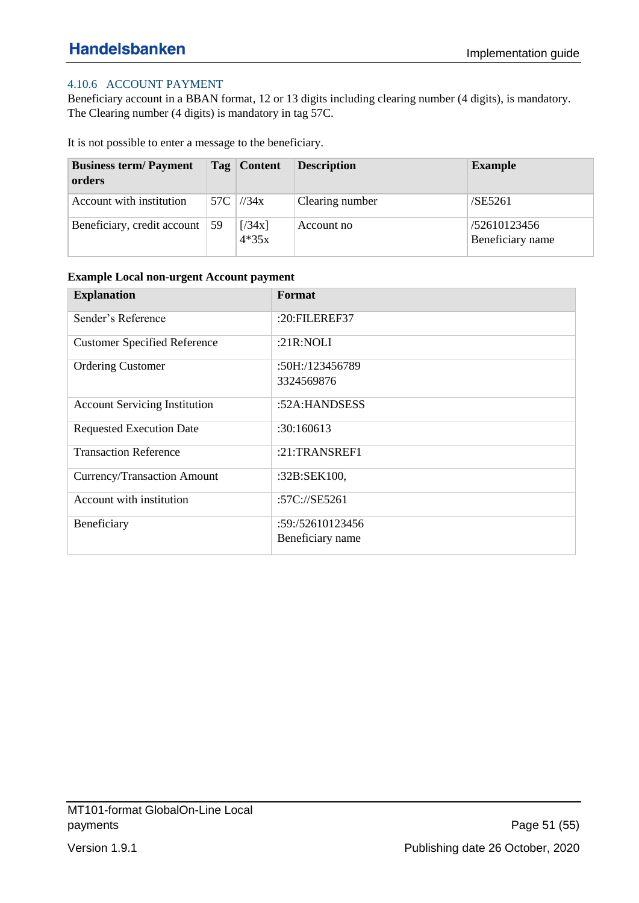### 4.10.6 ACCOUNT PAYMENT

Beneficiary account in a BBAN format, 12 or 13 digits including clearing number (4 digits), is mandatory. The Clearing number (4 digits) is mandatory in tag 57C.

It is not possible to enter a message to the beneficiary.

| Business term/ Payment orders | Tag | Content | Description | Example |
|---|---|---|---|---|
| Account with institution | 57C | //34x | Clearing number | /SE5261 |
| Beneficiary, credit account | 59 | [/34x]<br>4*35x | Account no | /52610123456<br>Beneficiary name |

**Example Local non-urgent Account payment**

| Explanation | Format |
|---|---|
| Sender's Reference | :20:FILEREF37 |
| Customer Specified Reference | :21R:NOLI |
| Ordering Customer | :50H:/123456789<br>3324569876 |
| Account Servicing Institution | :52A:HANDSESS |
| Requested Execution Date | :30:160613 |
| Transaction Reference | :21:TRANSREF1 |
| Currency/Transaction Amount | :32B:SEK100, |
| Account with institution | :57C://SE5261 |
| Beneficiary | :59:/52610123456<br>Beneficiary name |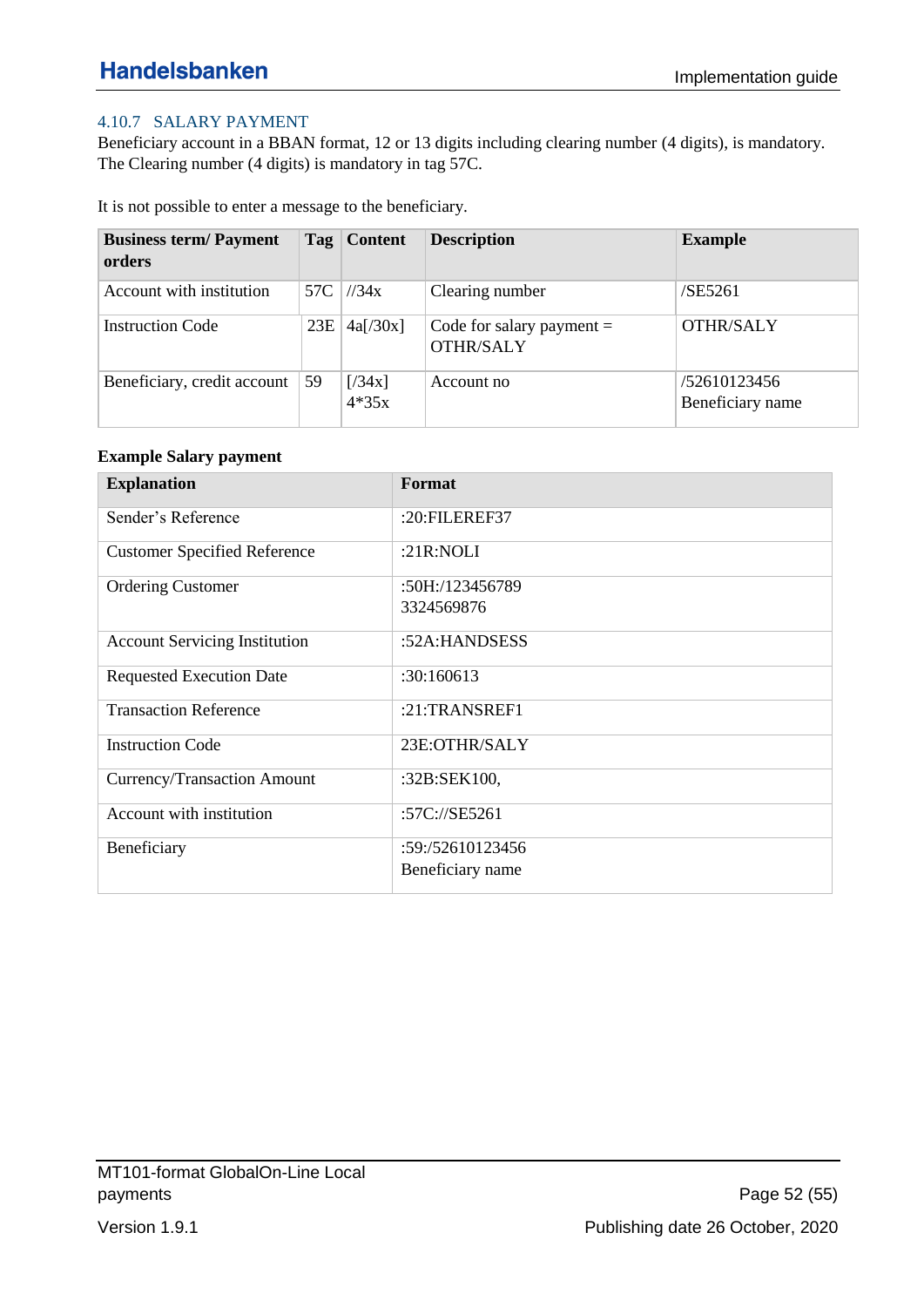### 4.10.7 SALARY PAYMENT

Beneficiary account in a BBAN format, 12 or 13 digits including clearing number (4 digits), is mandatory. The Clearing number (4 digits) is mandatory in tag 57C.

It is not possible to enter a message to the beneficiary.

| Business term/ Payment orders | Tag | Content | Description | Example |
|---|---|---|---|---|
| Account with institution | 57C | //34x | Clearing number | /SE5261 |
| Instruction Code | 23E | 4a[/30x] | Code for salary payment = OTHR/SALY | OTHR/SALY |
| Beneficiary, credit account | 59 | [/34x] 4*35x | Account no | /52610123456 Beneficiary name |

**Example Salary payment**

| Explanation | Format |
|---|---|
| Sender's Reference | :20:FILEREF37 |
| Customer Specified Reference | :21R:NOLI |
| Ordering Customer | :50H:/123456789 3324569876 |
| Account Servicing Institution | :52A:HANDSESS |
| Requested Execution Date | :30:160613 |
| Transaction Reference | :21:TRANSREF1 |
| Instruction Code | 23E:OTHR/SALY |
| Currency/Transaction Amount | :32B:SEK100, |
| Account with institution | :57C://SE5261 |
| Beneficiary | :59:/52610123456 Beneficiary name |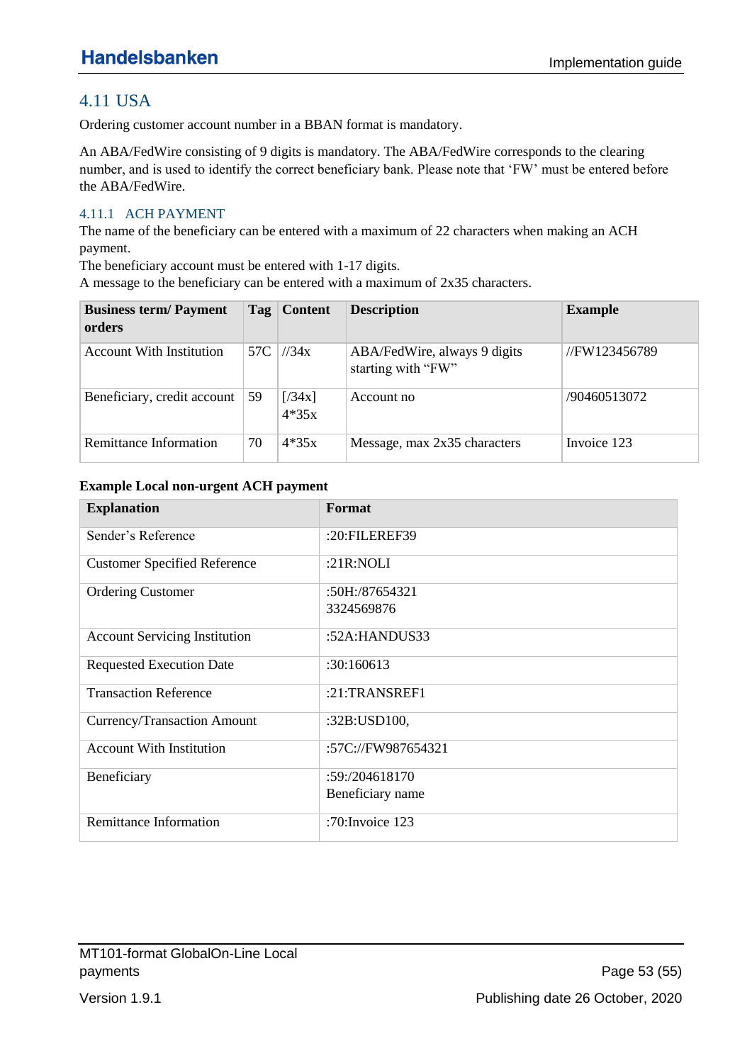## 4.11 USA

Ordering customer account number in a BBAN format is mandatory.

An ABA/FedWire consisting of 9 digits is mandatory. The ABA/FedWire corresponds to the clearing number, and is used to identify the correct beneficiary bank. Please note that 'FW' must be entered before the ABA/FedWire.

### 4.11.1 ACH PAYMENT

The name of the beneficiary can be entered with a maximum of 22 characters when making an ACH payment.
The beneficiary account must be entered with 1-17 digits.
A message to the beneficiary can be entered with a maximum of 2x35 characters.

| Business term/ Payment orders | Tag | Content | Description | Example |
|---|---|---|---|---|
| Account With Institution | 57C | //34x | ABA/FedWire, always 9 digits starting with "FW" | //FW123456789 |
| Beneficiary, credit account | 59 | [/34x] 4*35x | Account no | /90460513072 |
| Remittance Information | 70 | 4*35x | Message, max 2x35 characters | Invoice 123 |

**Example Local non-urgent ACH payment**

| Explanation | Format |
|---|---|
| Sender's Reference | :20:FILEREF39 |
| Customer Specified Reference | :21R:NOLI |
| Ordering Customer | :50H:/87654321<br>3324569876 |
| Account Servicing Institution | :52A:HANDUS33 |
| Requested Execution Date | :30:160613 |
| Transaction Reference | :21:TRANSREF1 |
| Currency/Transaction Amount | :32B:USD100, |
| Account With Institution | :57C://FW987654321 |
| Beneficiary | :59:/204618170<br>Beneficiary name |
| Remittance Information | :70:Invoice 123 |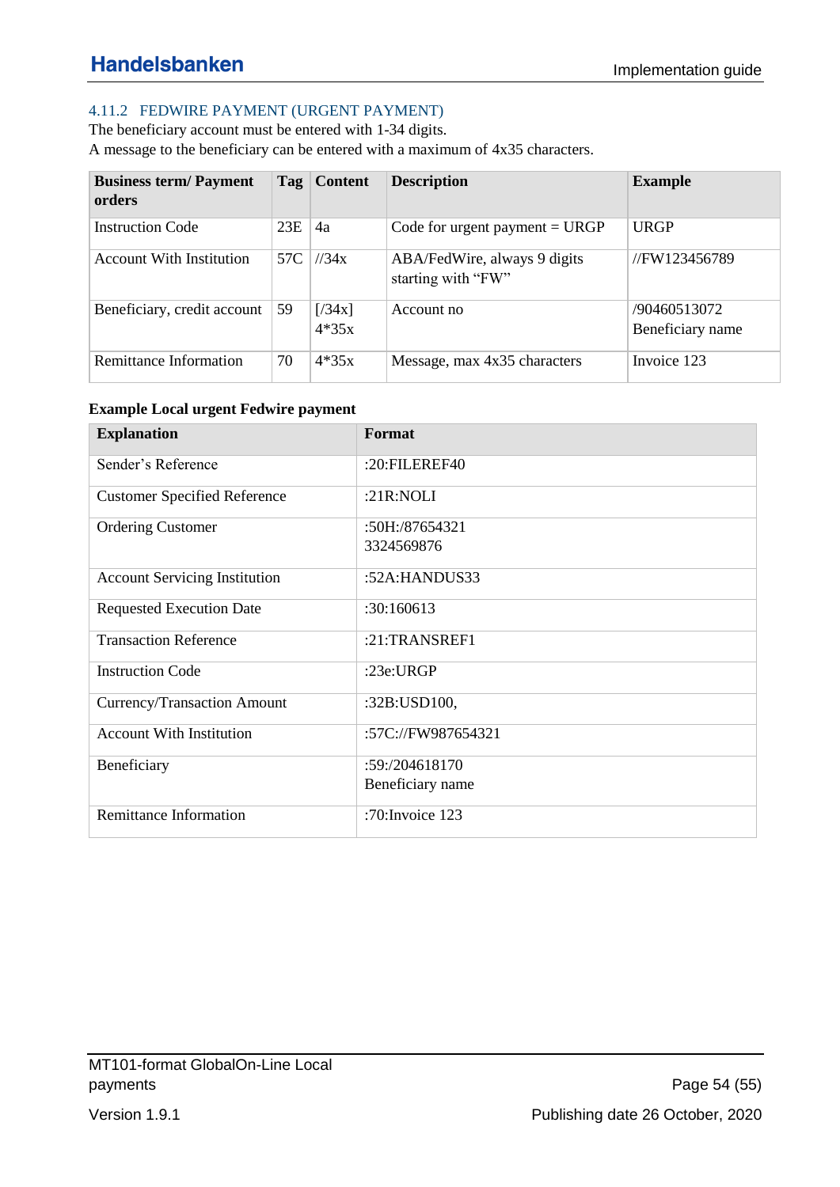### 4.11.2 FEDWIRE PAYMENT (URGENT PAYMENT)

The beneficiary account must be entered with 1-34 digits.
A message to the beneficiary can be entered with a maximum of 4x35 characters.

| Business term/ Payment orders | Tag | Content | Description | Example |
|---|---|---|---|---|
| Instruction Code | 23E | 4a | Code for urgent payment = URGP | URGP |
| Account With Institution | 57C | //34x | ABA/FedWire, always 9 digits starting with "FW" | //FW123456789 |
| Beneficiary, credit account | 59 | [/34x] 4*35x | Account no | /90460513072 Beneficiary name |
| Remittance Information | 70 | 4*35x | Message, max 4x35 characters | Invoice 123 |

**Example Local urgent Fedwire payment**

| Explanation | Format |
|---|---|
| Sender's Reference | :20:FILEREF40 |
| Customer Specified Reference | :21R:NOLI |
| Ordering Customer | :50H:/87654321 3324569876 |
| Account Servicing Institution | :52A:HANDUS33 |
| Requested Execution Date | :30:160613 |
| Transaction Reference | :21:TRANSREF1 |
| Instruction Code | :23e:URGP |
| Currency/Transaction Amount | :32B:USD100, |
| Account With Institution | :57C://FW987654321 |
| Beneficiary | :59:/204618170 Beneficiary name |
| Remittance Information | :70:Invoice 123 |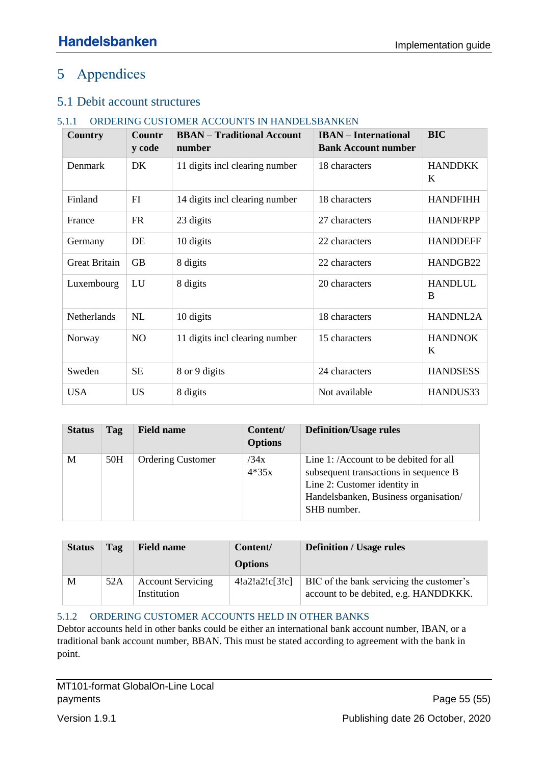# 5 Appendices

## 5.1 Debit account structures

### 5.1.1 ORDERING CUSTOMER ACCOUNTS IN HANDELSBANKEN

| Country | Country code | BBAN – Traditional Account number | IBAN – International Bank Account number | BIC |
|---|---|---|---|---|
| Denmark | DK | 11 digits incl clearing number | 18 characters | HANDDKKK |
| Finland | FI | 14 digits incl clearing number | 18 characters | HANDFIHH |
| France | FR | 23 digits | 27 characters | HANDFRPP |
| Germany | DE | 10 digits | 22 characters | HANDDEFF |
| Great Britain | GB | 8 digits | 22 characters | HANDGB22 |
| Luxembourg | LU | 8 digits | 20 characters | HANDLULB |
| Netherlands | NL | 10 digits | 18 characters | HANDNL2A |
| Norway | NO | 11 digits incl clearing number | 15 characters | HANDNOKK |
| Sweden | SE | 8 or 9 digits | 24 characters | HANDSESS |
| USA | US | 8 digits | Not available | HANDUS33 |

| Status | Tag | Field name | Content/ Options | Definition/Usage rules |
|---|---|---|---|---|
| M | 50H | Ordering Customer | /34x<br>4*35x | Line 1: /Account to be debited for all subsequent transactions in sequence B<br>Line 2: Customer identity in Handelsbanken, Business organisation/ SHB number. |

| Status | Tag | Field name | Content/ Options | Definition / Usage rules |
|---|---|---|---|---|
| M | 52A | Account Servicing Institution | 4!a2!a2!c[3!c] | BIC of the bank servicing the customer's account to be debited, e.g. HANDDKKK. |

### 5.1.2 ORDERING CUSTOMER ACCOUNTS HELD IN OTHER BANKS

Debtor accounts held in other banks could be either an international bank account number, IBAN, or a traditional bank account number, BBAN. This must be stated according to agreement with the bank in point.